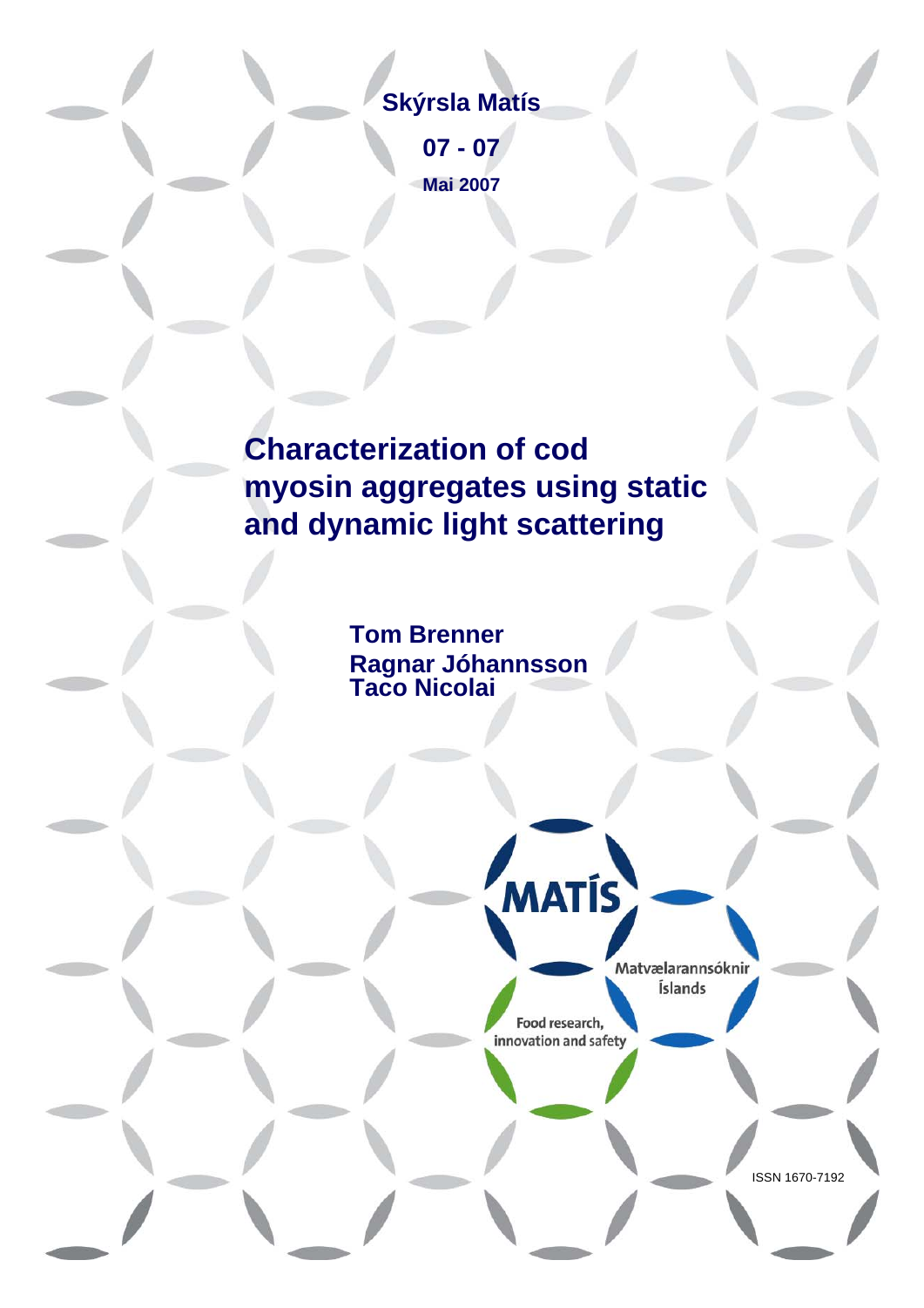**Skýrsla Matís**

**07 - 07**

**Mai 2007**

# Characterization of cod myosin aggregates using static and dynamic light scattering

**Tom Brenner**
**Ragnar Jóhannsson**
**Taco Nicolai**

MATÍS

Matvælarannsóknir Íslands

Food research, innovation and safety

ISSN 1670-7192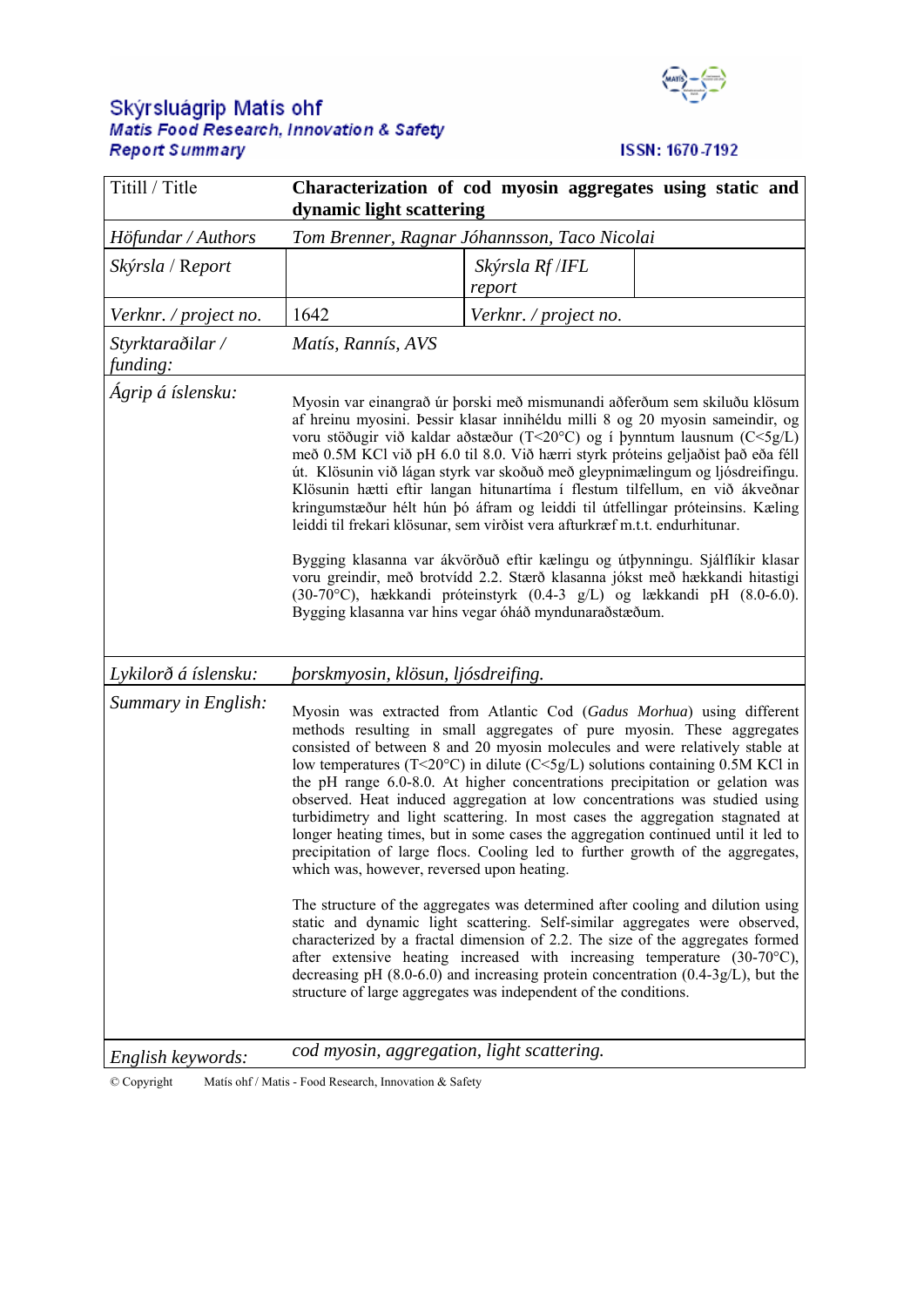# Skýrsluágrip Matís ohf
## Matis Food Research, Innovation & Safety
### Report Summary

ISSN: 1670-7192

| | | | |
|---|---|---|---|
| Titill / Title | **Characterization of cod myosin aggregates using static and dynamic light scattering** | | |
| *Höfundar / Authors* | *Tom Brenner, Ragnar Jóhannsson, Taco Nicolai* | | |
| *Skýrsla* / Report | | *Skýrsla Rf /IFL report* | |
| *Verknr. / project no.* | 1642 | *Verknr. / project no.* | |
| *Styrktaraðilar / funding:* | *Matís, Rannís, AVS* | | |

*Ágrip á íslensku:*

Myosin var einangrað úr þorski með mismunandi aðferðum sem skiluðu klösum af hreinu myosini. Þessir klasar innihéldu milli 8 og 20 myosin sameindir, og voru stöðugir við kaldar aðstæður (T<20°C) og í þynntum lausnum (C<5g/L) með 0.5M KCl við pH 6.0 til 8.0. Við hærri styrk próteins geljaðist það eða féll út. Klösunin við lágan styrk var skoðuð með gleypnimælingum og ljósdreifingu. Klösunin hætti eftir langan hitunartíma í flestum tilfellum, en við ákveðnar kringumstæður hélt hún þó áfram og leiddi til útfellingar próteinsins. Kæling leiddi til frekari klösunar, sem virðist vera afturkræf m.t.t. endurhitunar.

Bygging klasanna var ákvörðuð eftir kælingu og útþynningu. Sjálflíkir klasar voru greindir, með brotvídd 2.2. Stærð klasanna jókst með hækkandi hitastigi (30-70°C), hækkandi próteinstyrk (0.4-3 g/L) og lækkandi pH (8.0-6.0). Bygging klasanna var hins vegar óháð myndunaraðstæðum.

*Lykilorð á íslensku:* *þorskmyosin, klösun, ljósdreifing.*

*Summary in English:*

Myosin was extracted from Atlantic Cod (*Gadus Morhua*) using different methods resulting in small aggregates of pure myosin. These aggregates consisted of between 8 and 20 myosin molecules and were relatively stable at low temperatures (T<20°C) in dilute (C<5g/L) solutions containing 0.5M KCl in the pH range 6.0-8.0. At higher concentrations precipitation or gelation was observed. Heat induced aggregation at low concentrations was studied using turbidimetry and light scattering. In most cases the aggregation stagnated at longer heating times, but in some cases the aggregation continued until it led to precipitation of large flocs. Cooling led to further growth of the aggregates, which was, however, reversed upon heating.

The structure of the aggregates was determined after cooling and dilution using static and dynamic light scattering. Self-similar aggregates were observed, characterized by a fractal dimension of 2.2. The size of the aggregates formed after extensive heating increased with increasing temperature (30-70°C), decreasing pH (8.0-6.0) and increasing protein concentration (0.4-3g/L), but the structure of large aggregates was independent of the conditions.

*English keywords:* *cod myosin, aggregation, light scattering.*

© Copyright Matís ohf / Matis - Food Research, Innovation & Safety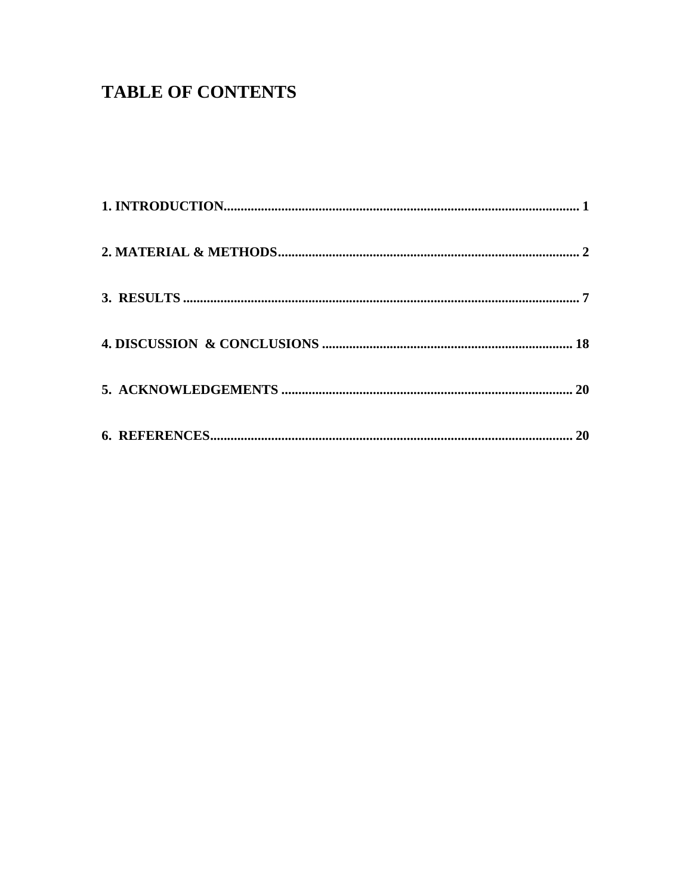# TABLE OF CONTENTS

**1. INTRODUCTION........................................................................................................ 1**

**2. MATERIAL & METHODS......................................................................................... 2**

**3. RESULTS ..................................................................................................................... 7**

**4. DISCUSSION & CONCLUSIONS ......................................................................... 18**

**5. ACKNOWLEDGEMENTS ...................................................................................... 20**

**6. REFERENCES........................................................................................................... 20**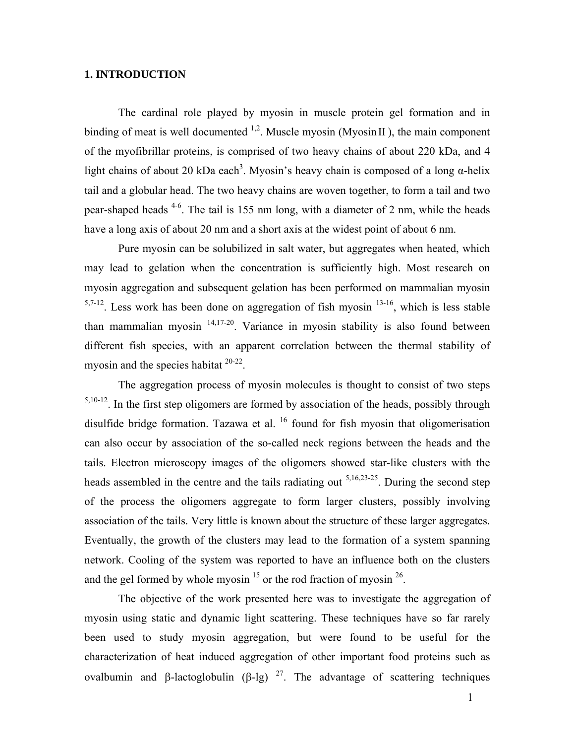# 1. INTRODUCTION

The cardinal role played by myosin in muscle protein gel formation and in binding of meat is well documented [1,2]. Muscle myosin (Myosin II ), the main component of the myofibrillar proteins, is comprised of two heavy chains of about 220 kDa, and 4 light chains of about 20 kDa each[3]. Myosin's heavy chain is composed of a long α-helix tail and a globular head. The two heavy chains are woven together, to form a tail and two pear-shaped heads [4-6]. The tail is 155 nm long, with a diameter of 2 nm, while the heads have a long axis of about 20 nm and a short axis at the widest point of about 6 nm.

Pure myosin can be solubilized in salt water, but aggregates when heated, which may lead to gelation when the concentration is sufficiently high. Most research on myosin aggregation and subsequent gelation has been performed on mammalian myosin [5,7-12]. Less work has been done on aggregation of fish myosin [13-16], which is less stable than mammalian myosin [14,17-20]. Variance in myosin stability is also found between different fish species, with an apparent correlation between the thermal stability of myosin and the species habitat [20-22].

The aggregation process of myosin molecules is thought to consist of two steps [5,10-12]. In the first step oligomers are formed by association of the heads, possibly through disulfide bridge formation. Tazawa et al. [16] found for fish myosin that oligomerisation can also occur by association of the so-called neck regions between the heads and the tails. Electron microscopy images of the oligomers showed star-like clusters with the heads assembled in the centre and the tails radiating out [5,16,23-25]. During the second step of the process the oligomers aggregate to form larger clusters, possibly involving association of the tails. Very little is known about the structure of these larger aggregates. Eventually, the growth of the clusters may lead to the formation of a system spanning network. Cooling of the system was reported to have an influence both on the clusters and the gel formed by whole myosin [15] or the rod fraction of myosin [26].

The objective of the work presented here was to investigate the aggregation of myosin using static and dynamic light scattering. These techniques have so far rarely been used to study myosin aggregation, but were found to be useful for the characterization of heat induced aggregation of other important food proteins such as ovalbumin and β-lactoglobulin (β-lg) [27]. The advantage of scattering techniques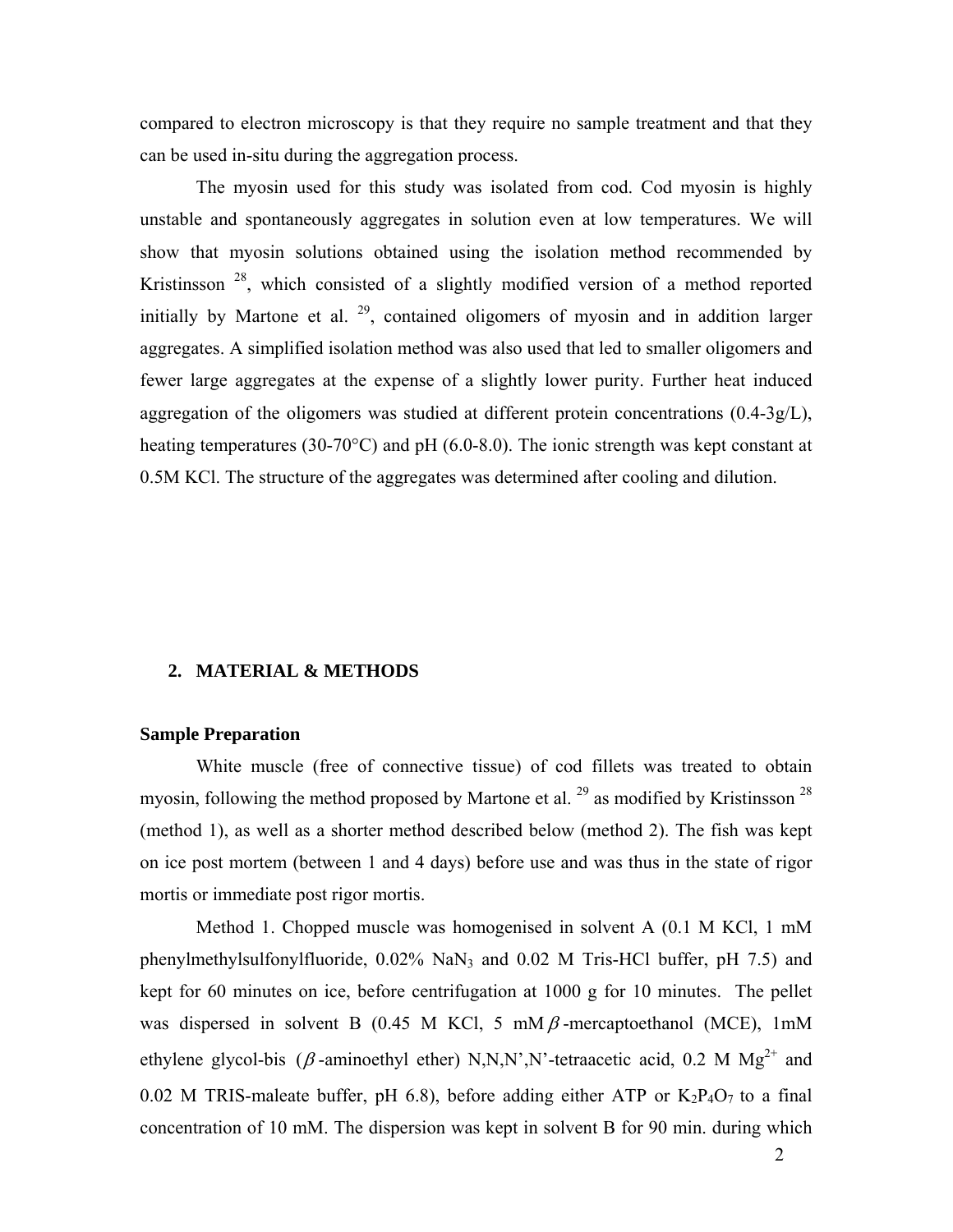compared to electron microscopy is that they require no sample treatment and that they can be used in-situ during the aggregation process.

The myosin used for this study was isolated from cod. Cod myosin is highly unstable and spontaneously aggregates in solution even at low temperatures. We will show that myosin solutions obtained using the isolation method recommended by Kristinsson [28], which consisted of a slightly modified version of a method reported initially by Martone et al. [29], contained oligomers of myosin and in addition larger aggregates. A simplified isolation method was also used that led to smaller oligomers and fewer large aggregates at the expense of a slightly lower purity. Further heat induced aggregation of the oligomers was studied at different protein concentrations (0.4-3g/L), heating temperatures (30-70°C) and pH (6.0-8.0). The ionic strength was kept constant at 0.5M KCl. The structure of the aggregates was determined after cooling and dilution.

## 2. MATERIAL & METHODS

### Sample Preparation

White muscle (free of connective tissue) of cod fillets was treated to obtain myosin, following the method proposed by Martone et al. [29] as modified by Kristinsson [28] (method 1), as well as a shorter method described below (method 2). The fish was kept on ice post mortem (between 1 and 4 days) before use and was thus in the state of rigor mortis or immediate post rigor mortis.

Method 1. Chopped muscle was homogenised in solvent A (0.1 M KCl, 1 mM phenylmethylsulfonylfluoride, 0.02% $NaN_3$ and 0.02 M Tris-HCl buffer, pH 7.5) and kept for 60 minutes on ice, before centrifugation at 1000 g for 10 minutes. The pellet was dispersed in solvent B (0.45 M KCl, 5 mM $\beta$-mercaptoethanol (MCE), 1mM ethylene glycol-bis ($\beta$-aminoethyl ether) N,N,N',N'-tetraacetic acid, 0.2 M $Mg^{2+}$ and 0.02 M TRIS-maleate buffer, pH 6.8), before adding either ATP or $K_2P_4O_7$ to a final concentration of 10 mM. The dispersion was kept in solvent B for 90 min. during which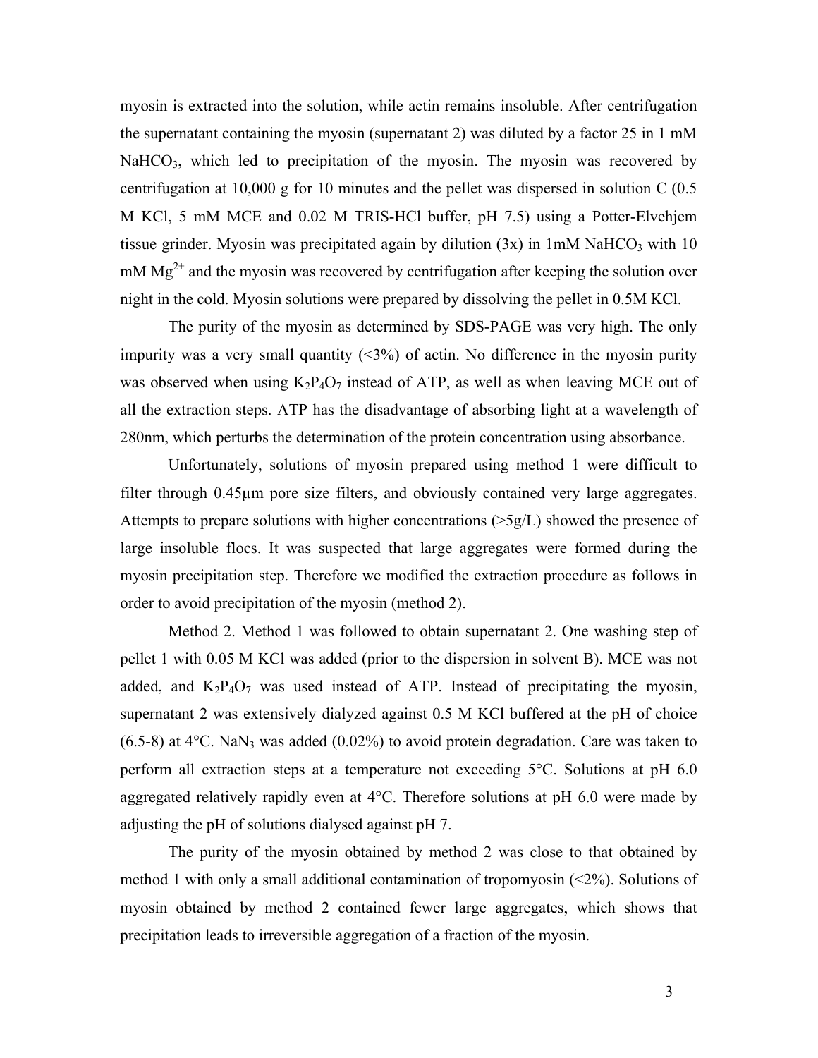myosin is extracted into the solution, while actin remains insoluble. After centrifugation the supernatant containing the myosin (supernatant 2) was diluted by a factor 25 in 1 mM $NaHCO_3$, which led to precipitation of the myosin. The myosin was recovered by centrifugation at 10,000 g for 10 minutes and the pellet was dispersed in solution C (0.5 M KCl, 5 mM MCE and 0.02 M TRIS-HCl buffer, pH 7.5) using a Potter-Elvehjem tissue grinder. Myosin was precipitated again by dilution (3x) in 1mM $NaHCO_3$ with 10 mM $Mg^{2+}$ and the myosin was recovered by centrifugation after keeping the solution over night in the cold. Myosin solutions were prepared by dissolving the pellet in 0.5M KCl.

The purity of the myosin as determined by SDS-PAGE was very high. The only impurity was a very small quantity (<3%) of actin. No difference in the myosin purity was observed when using $K_2P_4O_7$ instead of ATP, as well as when leaving MCE out of all the extraction steps. ATP has the disadvantage of absorbing light at a wavelength of 280nm, which perturbs the determination of the protein concentration using absorbance.

Unfortunately, solutions of myosin prepared using method 1 were difficult to filter through 0.45µm pore size filters, and obviously contained very large aggregates. Attempts to prepare solutions with higher concentrations (>5g/L) showed the presence of large insoluble flocs. It was suspected that large aggregates were formed during the myosin precipitation step. Therefore we modified the extraction procedure as follows in order to avoid precipitation of the myosin (method 2).

Method 2. Method 1 was followed to obtain supernatant 2. One washing step of pellet 1 with 0.05 M KCl was added (prior to the dispersion in solvent B). MCE was not added, and $K_2P_4O_7$ was used instead of ATP. Instead of precipitating the myosin, supernatant 2 was extensively dialyzed against 0.5 M KCl buffered at the pH of choice (6.5-8) at 4°C. $NaN_3$ was added (0.02%) to avoid protein degradation. Care was taken to perform all extraction steps at a temperature not exceeding 5°C. Solutions at pH 6.0 aggregated relatively rapidly even at 4°C. Therefore solutions at pH 6.0 were made by adjusting the pH of solutions dialysed against pH 7.

The purity of the myosin obtained by method 2 was close to that obtained by method 1 with only a small additional contamination of tropomyosin (<2%). Solutions of myosin obtained by method 2 contained fewer large aggregates, which shows that precipitation leads to irreversible aggregation of a fraction of the myosin.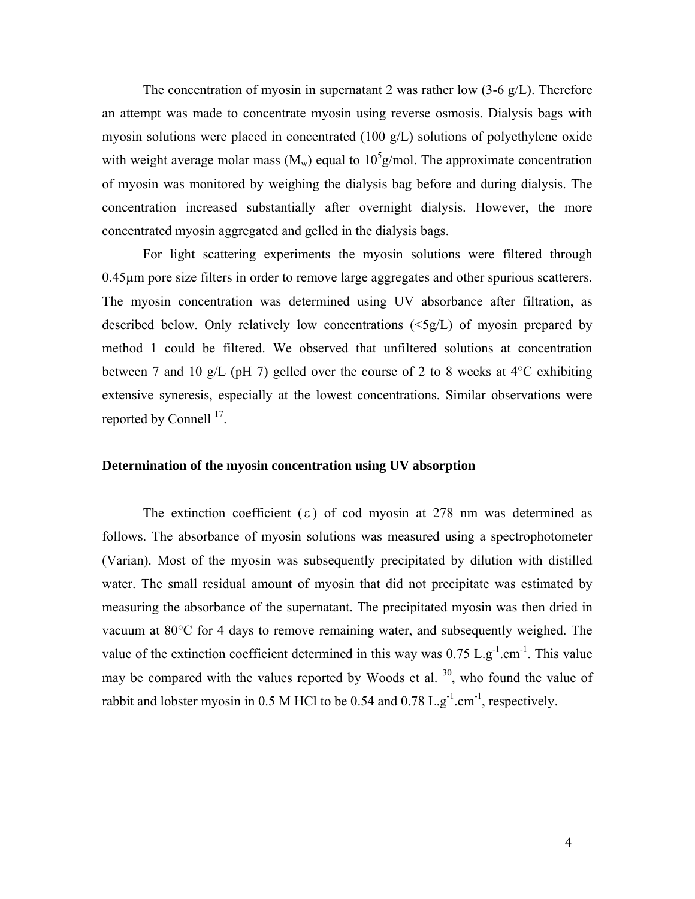The concentration of myosin in supernatant 2 was rather low (3-6 g/L). Therefore an attempt was made to concentrate myosin using reverse osmosis. Dialysis bags with myosin solutions were placed in concentrated (100 g/L) solutions of polyethylene oxide with weight average molar mass ($M_w$) equal to $10^5$g/mol. The approximate concentration of myosin was monitored by weighing the dialysis bag before and during dialysis. The concentration increased substantially after overnight dialysis. However, the more concentrated myosin aggregated and gelled in the dialysis bags.

For light scattering experiments the myosin solutions were filtered through 0.45μm pore size filters in order to remove large aggregates and other spurious scatterers. The myosin concentration was determined using UV absorbance after filtration, as described below. Only relatively low concentrations (<5g/L) of myosin prepared by method 1 could be filtered. We observed that unfiltered solutions at concentration between 7 and 10 g/L (pH 7) gelled over the course of 2 to 8 weeks at 4°C exhibiting extensive syneresis, especially at the lowest concentrations. Similar observations were reported by Connell [17].

**Determination of the myosin concentration using UV absorption**

The extinction coefficient ($\varepsilon$) of cod myosin at 278 nm was determined as follows. The absorbance of myosin solutions was measured using a spectrophotometer (Varian). Most of the myosin was subsequently precipitated by dilution with distilled water. The small residual amount of myosin that did not precipitate was estimated by measuring the absorbance of the supernatant. The precipitated myosin was then dried in vacuum at 80°C for 4 days to remove remaining water, and subsequently weighed. The value of the extinction coefficient determined in this way was 0.75 $L.g^{-1}.cm^{-1}$. This value may be compared with the values reported by Woods et al. [30], who found the value of rabbit and lobster myosin in 0.5 M HCl to be 0.54 and 0.78 $L.g^{-1}.cm^{-1}$, respectively.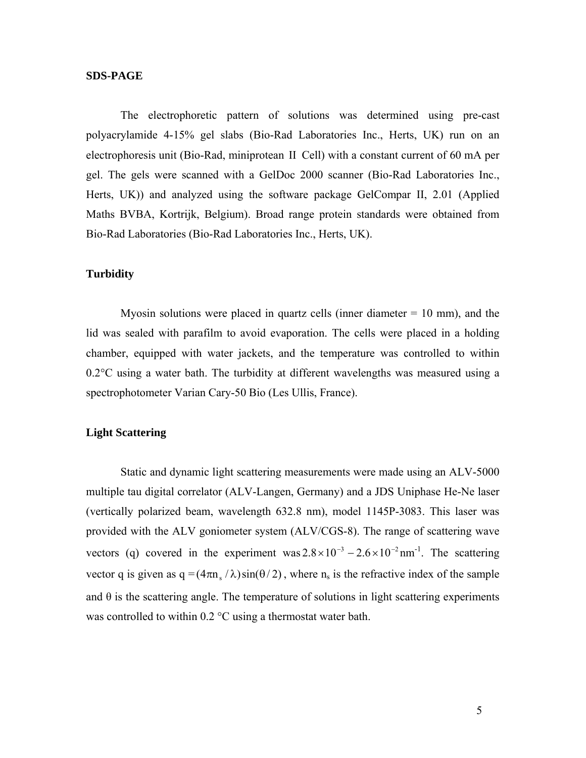## SDS-PAGE

The electrophoretic pattern of solutions was determined using pre-cast polyacrylamide 4-15% gel slabs (Bio-Rad Laboratories Inc., Herts, UK) run on an electrophoresis unit (Bio-Rad, miniprotean II Cell) with a constant current of 60 mA per gel. The gels were scanned with a GelDoc 2000 scanner (Bio-Rad Laboratories Inc., Herts, UK)) and analyzed using the software package GelCompar II, 2.01 (Applied Maths BVBA, Kortrijk, Belgium). Broad range protein standards were obtained from Bio-Rad Laboratories (Bio-Rad Laboratories Inc., Herts, UK).

## Turbidity

Myosin solutions were placed in quartz cells (inner diameter = 10 mm), and the lid was sealed with parafilm to avoid evaporation. The cells were placed in a holding chamber, equipped with water jackets, and the temperature was controlled to within 0.2°C using a water bath. The turbidity at different wavelengths was measured using a spectrophotometer Varian Cary-50 Bio (Les Ullis, France).

## Light Scattering

Static and dynamic light scattering measurements were made using an ALV-5000 multiple tau digital correlator (ALV-Langen, Germany) and a JDS Uniphase He-Ne laser (vertically polarized beam, wavelength 632.8 nm), model 1145P-3083. This laser was provided with the ALV goniometer system (ALV/CGS-8). The range of scattering wave vectors (q) covered in the experiment was $2.8 \times 10^{-3} - 2.6 \times 10^{-2}$ nm$^{-1}$. The scattering vector q is given as $q = (4\pi n_s / \lambda) \sin(\theta / 2)$, where $n_s$ is the refractive index of the sample and θ is the scattering angle. The temperature of solutions in light scattering experiments was controlled to within 0.2 °C using a thermostat water bath.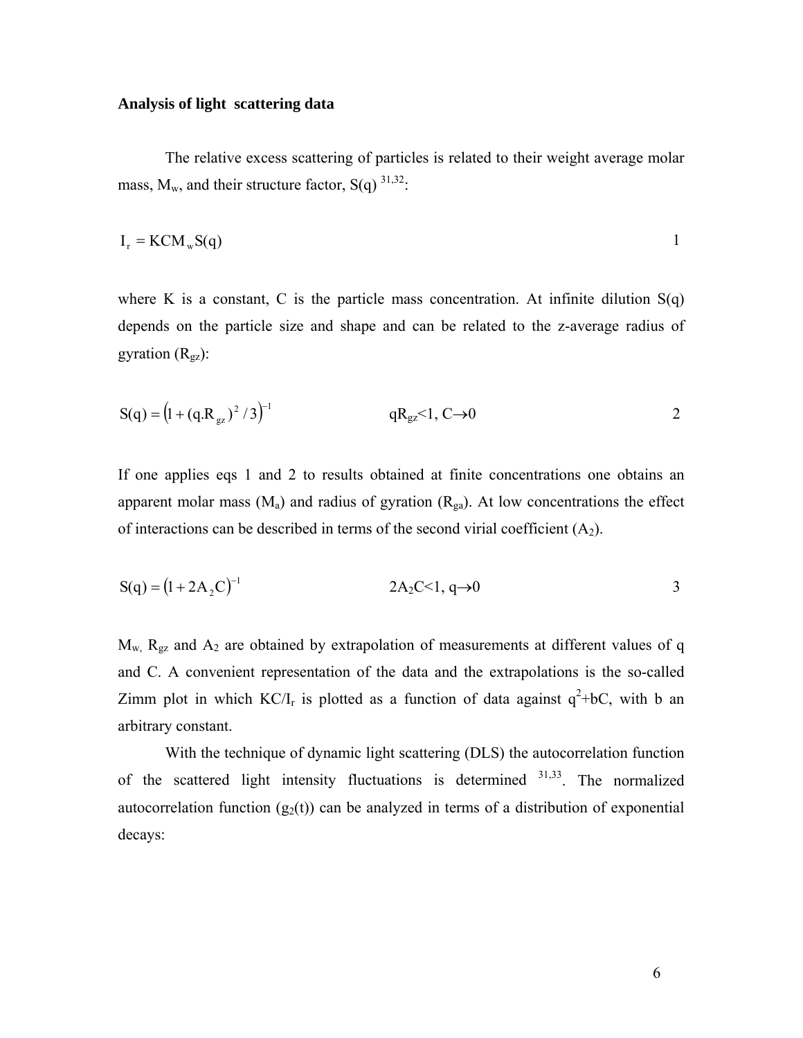**Analysis of light scattering data**

The relative excess scattering of particles is related to their weight average molar mass, $M_w$, and their structure factor, S(q) [31,32]:

$$I_r = KCM_wS(q) \qquad 1$$

where K is a constant, C is the particle mass concentration. At infinite dilution S(q) depends on the particle size and shape and can be related to the z-average radius of gyration ($R_{gz}$):

$$S(q) = \left(1 + (q.R_{gz})^2 / 3\right)^{-1} \qquad qR_{gz}<1,\ C\to 0 \qquad 2$$

If one applies eqs 1 and 2 to results obtained at finite concentrations one obtains an apparent molar mass ($M_a$) and radius of gyration ($R_{ga}$). At low concentrations the effect of interactions can be described in terms of the second virial coefficient ($A_2$).

$$S(q) = \left(1 + 2A_2C\right)^{-1} \qquad 2A_2C<1,\ q\to 0 \qquad 3$$

$M_w$, $R_{gz}$ and $A_2$ are obtained by extrapolation of measurements at different values of q and C. A convenient representation of the data and the extrapolations is the so-called Zimm plot in which $KC/I_r$ is plotted as a function of data against $q^2$+bC, with b an arbitrary constant.

With the technique of dynamic light scattering (DLS) the autocorrelation function of the scattered light intensity fluctuations is determined [31,33]. The normalized autocorrelation function ($g_2(t)$) can be analyzed in terms of a distribution of exponential decays: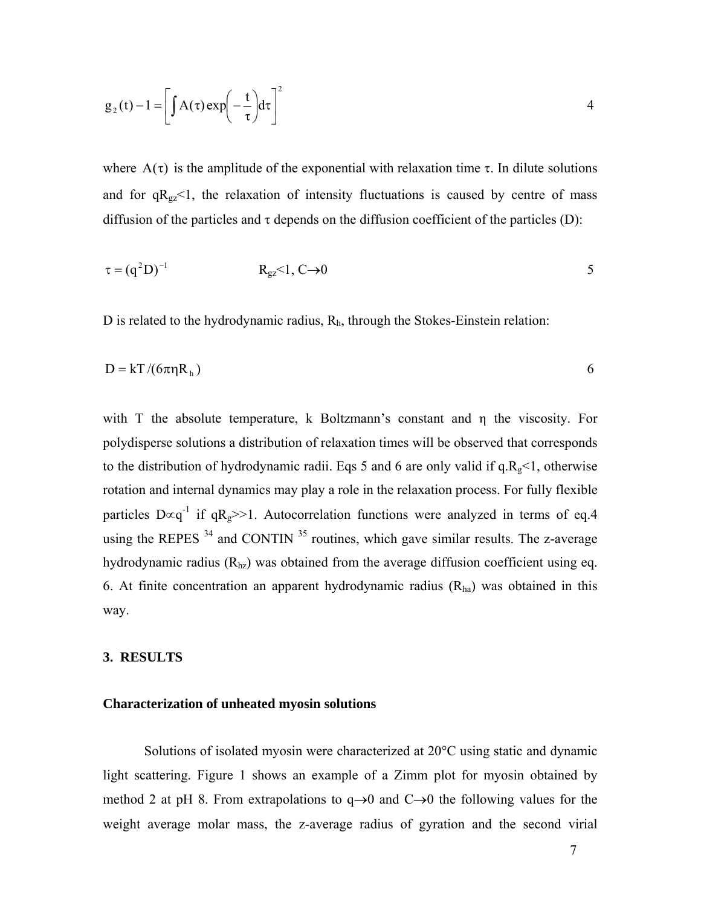$$g_2(t) - 1 = \left[ \int A(\tau) \exp\left( -\frac{t}{\tau} \right) d\tau \right]^2 \qquad 4$$

where $A(\tau)$ is the amplitude of the exponential with relaxation time $\tau$. In dilute solutions and for $qR_{gz}<1$, the relaxation of intensity fluctuations is caused by centre of mass diffusion of the particles and $\tau$ depends on the diffusion coefficient of the particles (D):

$$\tau = (q^2 D)^{-1} \qquad R_{gz}<1,\ C\rightarrow 0 \qquad 5$$

D is related to the hydrodynamic radius, $R_h$, through the Stokes-Einstein relation:

$$D = kT/(6\pi\eta R_h) \qquad 6$$

with T the absolute temperature, k Boltzmann's constant and $\eta$ the viscosity. For polydisperse solutions a distribution of relaxation times will be observed that corresponds to the distribution of hydrodynamic radii. Eqs 5 and 6 are only valid if $q.R_g<1$, otherwise rotation and internal dynamics may play a role in the relaxation process. For fully flexible particles $D\propto q^{-1}$ if $qR_g>>1$. Autocorrelation functions were analyzed in terms of eq.4 using the REPES [34] and CONTIN [35] routines, which gave similar results. The z-average hydrodynamic radius ($R_{hz}$) was obtained from the average diffusion coefficient using eq. 6. At finite concentration an apparent hydrodynamic radius ($R_{ha}$) was obtained in this way.

## 3. RESULTS

### Characterization of unheated myosin solutions

Solutions of isolated myosin were characterized at 20°C using static and dynamic light scattering. Figure 1 shows an example of a Zimm plot for myosin obtained by method 2 at pH 8. From extrapolations to $q\rightarrow 0$ and $C\rightarrow 0$ the following values for the weight average molar mass, the z-average radius of gyration and the second virial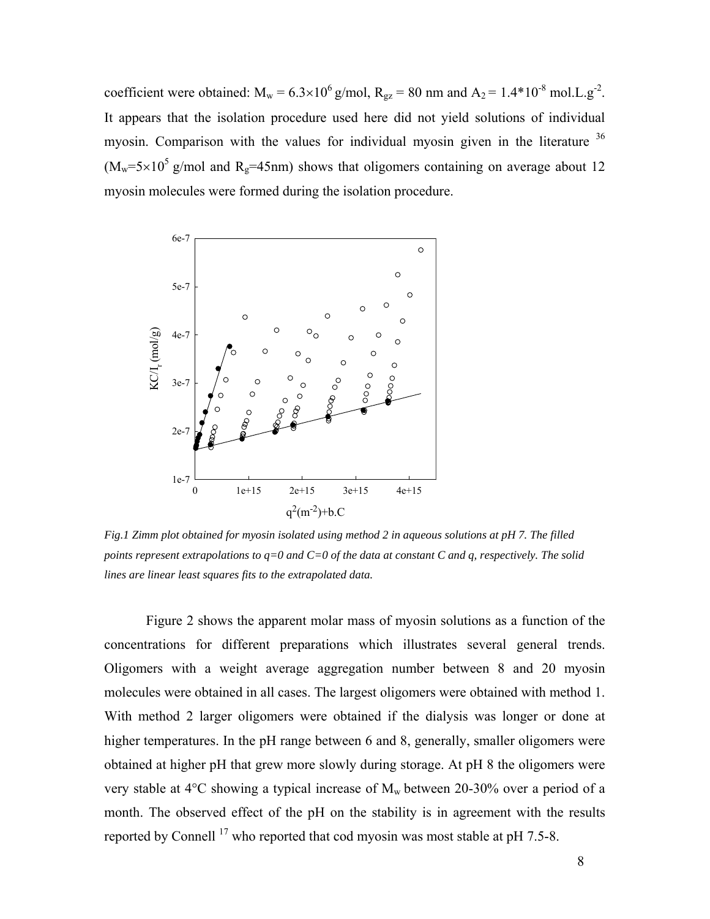coefficient were obtained: $M_w = 6.3\times10^6$ g/mol, $R_{gz}$ = 80 nm and $A_2 = 1.4*10^{-8}$ mol.L.g$^{-2}$. It appears that the isolation procedure used here did not yield solutions of individual myosin. Comparison with the values for individual myosin given in the literature [36] ($M_w=5\times10^5$ g/mol and $R_g$=45nm) shows that oligomers containing on average about 12 myosin molecules were formed during the isolation procedure.

*Fig.1 Zimm plot obtained for myosin isolated using method 2 in aqueous solutions at pH 7. The filled points represent extrapolations to q=0 and C=0 of the data at constant C and q, respectively. The solid lines are linear least squares fits to the extrapolated data.*

Figure 2 shows the apparent molar mass of myosin solutions as a function of the concentrations for different preparations which illustrates several general trends. Oligomers with a weight average aggregation number between 8 and 20 myosin molecules were obtained in all cases. The largest oligomers were obtained with method 1. With method 2 larger oligomers were obtained if the dialysis was longer or done at higher temperatures. In the pH range between 6 and 8, generally, smaller oligomers were obtained at higher pH that grew more slowly during storage. At pH 8 the oligomers were very stable at 4°C showing a typical increase of $M_w$ between 20-30% over a period of a month. The observed effect of the pH on the stability is in agreement with the results reported by Connell [17] who reported that cod myosin was most stable at pH 7.5-8.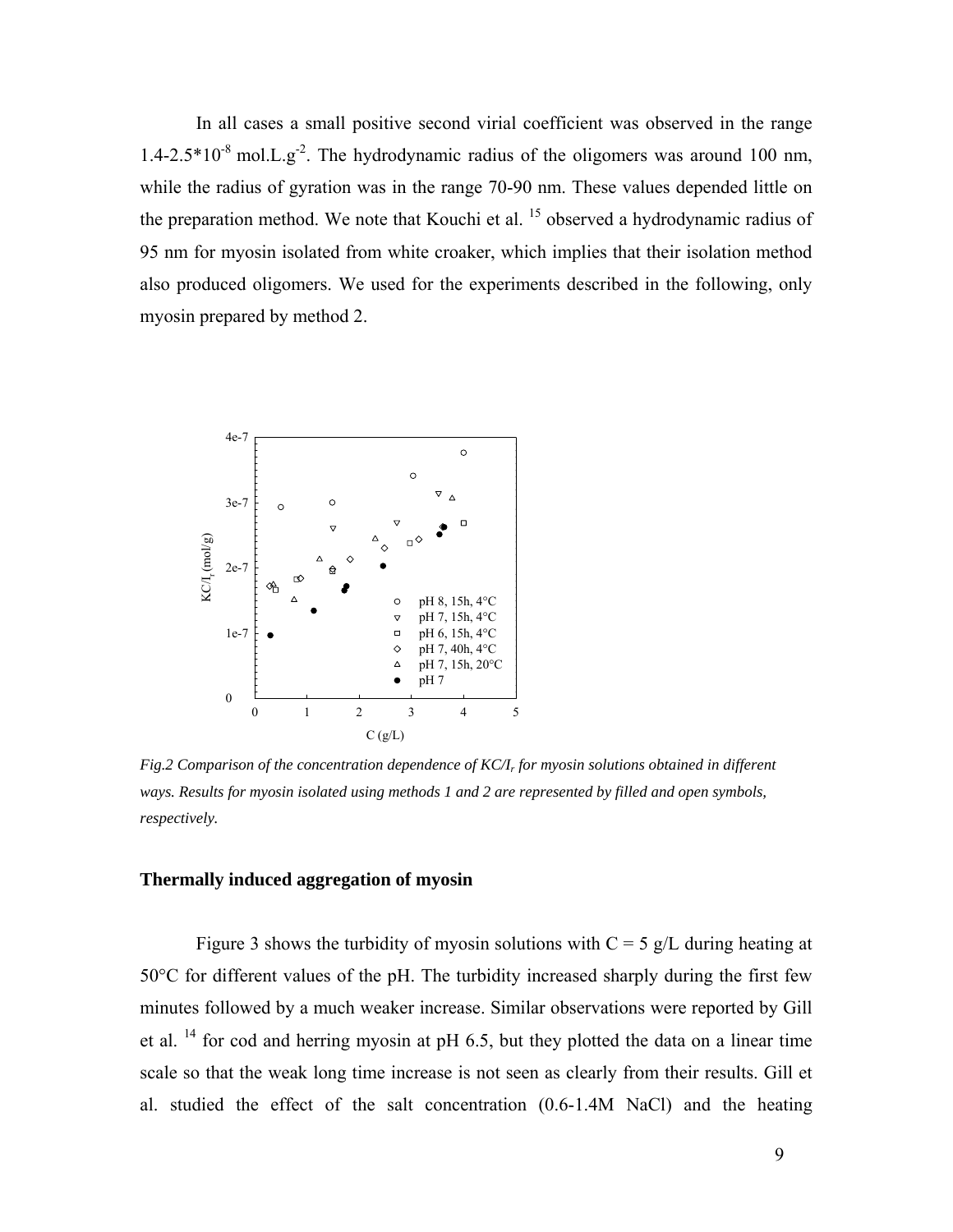In all cases a small positive second virial coefficient was observed in the range 1.4-2.5*$10^{-8}$ mol.L.$g^{-2}$. The hydrodynamic radius of the oligomers was around 100 nm, while the radius of gyration was in the range 70-90 nm. These values depended little on the preparation method. We note that Kouchi et al. [15] observed a hydrodynamic radius of 95 nm for myosin isolated from white croaker, which implies that their isolation method also produced oligomers. We used for the experiments described in the following, only myosin prepared by method 2.

*Fig.2 Comparison of the concentration dependence of $KC/I_r$ for myosin solutions obtained in different ways. Results for myosin isolated using methods 1 and 2 are represented by filled and open symbols, respectively.*

## Thermally induced aggregation of myosin

Figure 3 shows the turbidity of myosin solutions with C = 5 g/L during heating at 50°C for different values of the pH. The turbidity increased sharply during the first few minutes followed by a much weaker increase. Similar observations were reported by Gill et al. [14] for cod and herring myosin at pH 6.5, but they plotted the data on a linear time scale so that the weak long time increase is not seen as clearly from their results. Gill et al. studied the effect of the salt concentration (0.6-1.4M NaCl) and the heating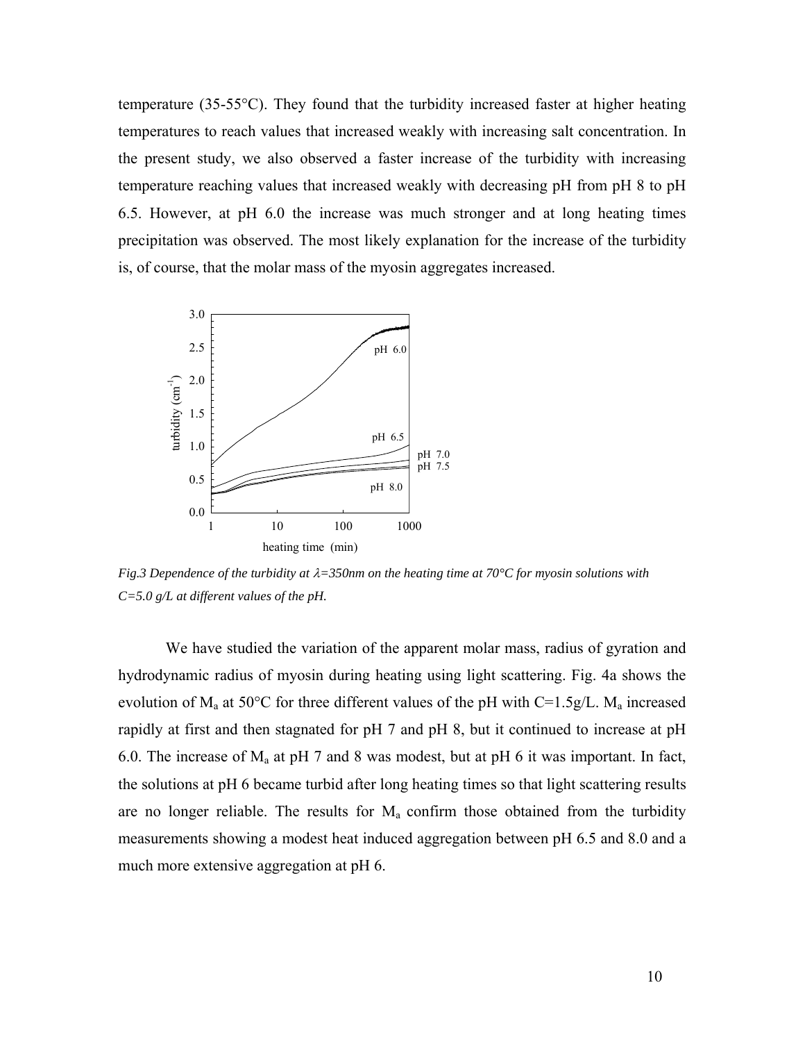temperature (35-55°C). They found that the turbidity increased faster at higher heating temperatures to reach values that increased weakly with increasing salt concentration. In the present study, we also observed a faster increase of the turbidity with increasing temperature reaching values that increased weakly with decreasing pH from pH 8 to pH 6.5. However, at pH 6.0 the increase was much stronger and at long heating times precipitation was observed. The most likely explanation for the increase of the turbidity is, of course, that the molar mass of the myosin aggregates increased.

*Fig.3 Dependence of the turbidity at $\lambda$=350nm on the heating time at 70°C for myosin solutions with C=5.0 g/L at different values of the pH.*

We have studied the variation of the apparent molar mass, radius of gyration and hydrodynamic radius of myosin during heating using light scattering. Fig. 4a shows the evolution of $M_a$ at 50°C for three different values of the pH with C=1.5g/L. $M_a$ increased rapidly at first and then stagnated for pH 7 and pH 8, but it continued to increase at pH 6.0. The increase of $M_a$ at pH 7 and 8 was modest, but at pH 6 it was important. In fact, the solutions at pH 6 became turbid after long heating times so that light scattering results are no longer reliable. The results for $M_a$ confirm those obtained from the turbidity measurements showing a modest heat induced aggregation between pH 6.5 and 8.0 and a much more extensive aggregation at pH 6.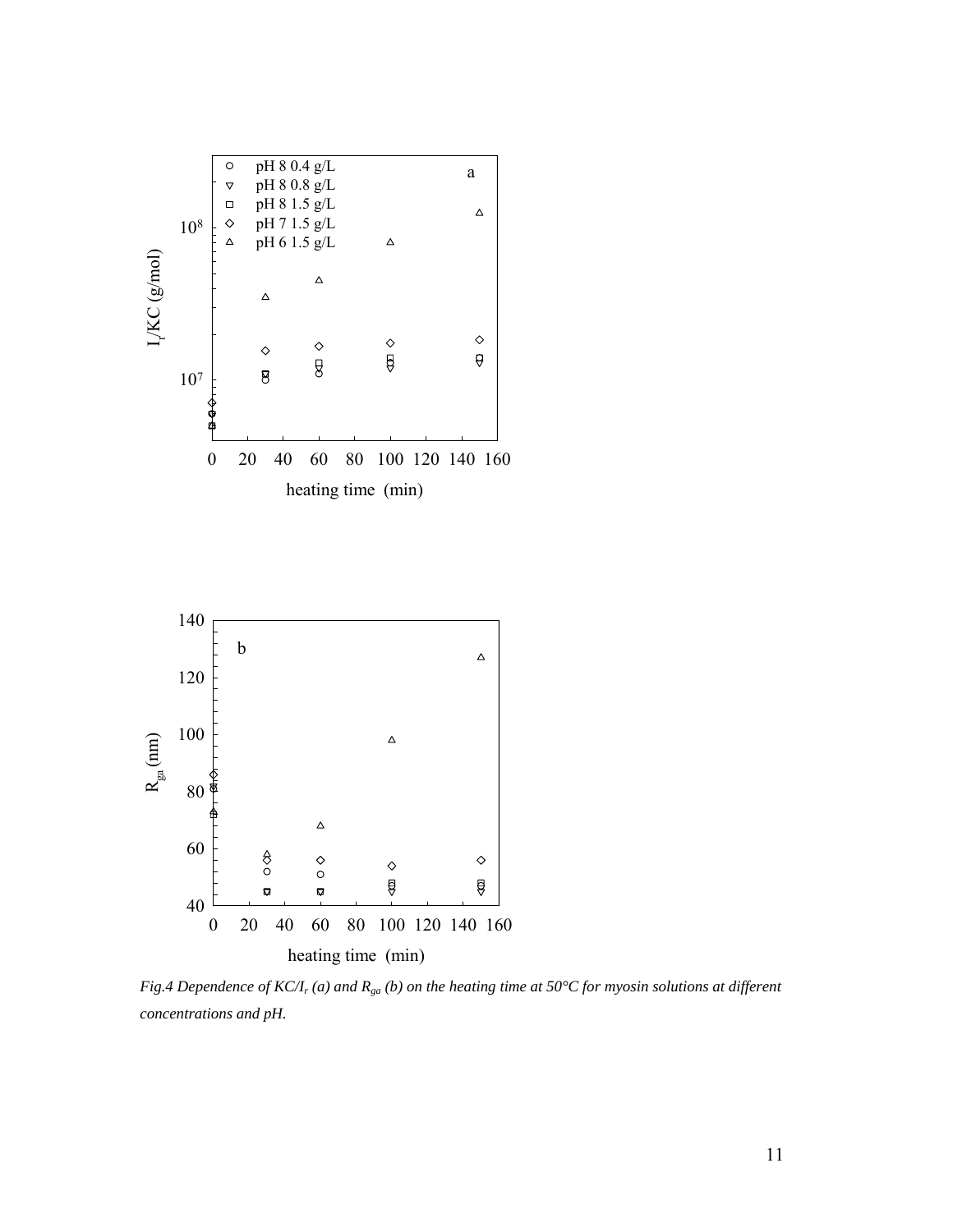*Fig.4 Dependence of $KC/I_r$ (a) and $R_{ga}$ (b) on the heating time at 50°C for myosin solutions at different concentrations and pH.*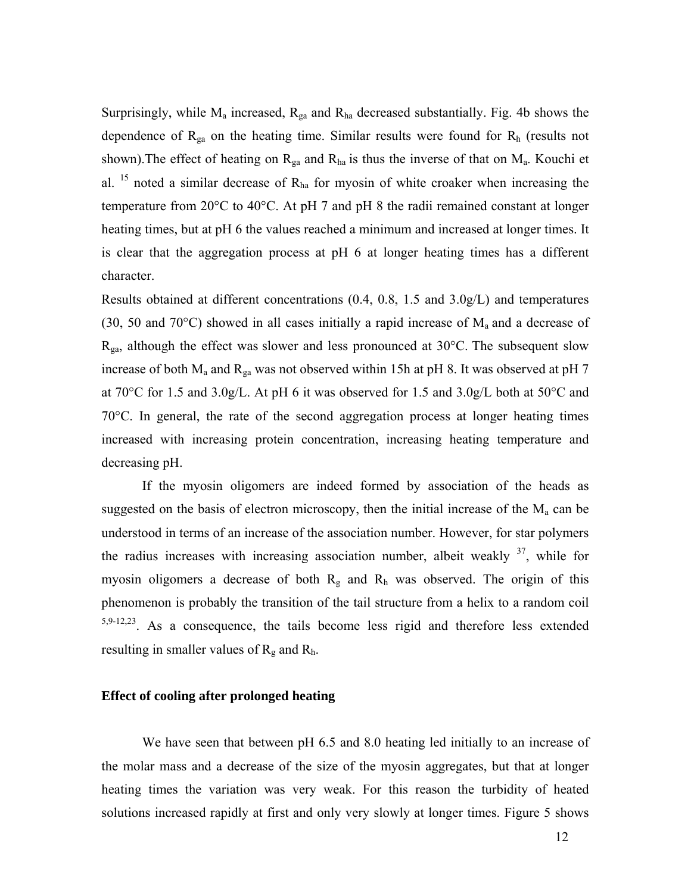Surprisingly, while $M_a$ increased, $R_{ga}$ and $R_{ha}$ decreased substantially. Fig. 4b shows the dependence of $R_{ga}$ on the heating time. Similar results were found for $R_h$ (results not shown).The effect of heating on $R_{ga}$ and $R_{ha}$ is thus the inverse of that on $M_a$. Kouchi et al. [15] noted a similar decrease of $R_{ha}$ for myosin of white croaker when increasing the temperature from 20°C to 40°C. At pH 7 and pH 8 the radii remained constant at longer heating times, but at pH 6 the values reached a minimum and increased at longer times. It is clear that the aggregation process at pH 6 at longer heating times has a different character.

Results obtained at different concentrations (0.4, 0.8, 1.5 and 3.0g/L) and temperatures (30, 50 and 70°C) showed in all cases initially a rapid increase of $M_a$ and a decrease of $R_{ga}$, although the effect was slower and less pronounced at 30°C. The subsequent slow increase of both $M_a$ and $R_{ga}$ was not observed within 15h at pH 8. It was observed at pH 7 at 70°C for 1.5 and 3.0g/L. At pH 6 it was observed for 1.5 and 3.0g/L both at 50°C and 70°C. In general, the rate of the second aggregation process at longer heating times increased with increasing protein concentration, increasing heating temperature and decreasing pH.

If the myosin oligomers are indeed formed by association of the heads as suggested on the basis of electron microscopy, then the initial increase of the $M_a$ can be understood in terms of an increase of the association number. However, for star polymers the radius increases with increasing association number, albeit weakly [37], while for myosin oligomers a decrease of both $R_g$ and $R_h$ was observed. The origin of this phenomenon is probably the transition of the tail structure from a helix to a random coil [5,9-12,23]. As a consequence, the tails become less rigid and therefore less extended resulting in smaller values of $R_g$ and $R_h$.

### Effect of cooling after prolonged heating

We have seen that between pH 6.5 and 8.0 heating led initially to an increase of the molar mass and a decrease of the size of the myosin aggregates, but that at longer heating times the variation was very weak. For this reason the turbidity of heated solutions increased rapidly at first and only very slowly at longer times. Figure 5 shows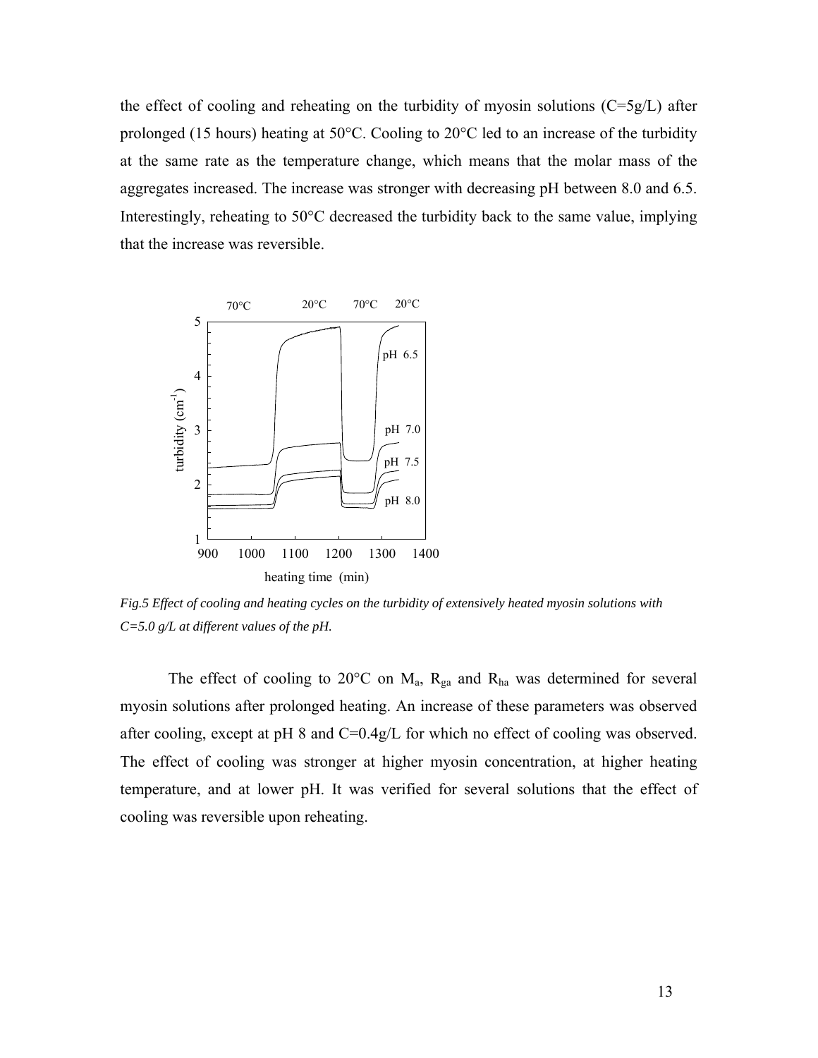the effect of cooling and reheating on the turbidity of myosin solutions (C=5g/L) after prolonged (15 hours) heating at 50°C. Cooling to 20°C led to an increase of the turbidity at the same rate as the temperature change, which means that the molar mass of the aggregates increased. The increase was stronger with decreasing pH between 8.0 and 6.5. Interestingly, reheating to 50°C decreased the turbidity back to the same value, implying that the increase was reversible.

*Fig.5 Effect of cooling and heating cycles on the turbidity of extensively heated myosin solutions with C=5.0 g/L at different values of the pH.*

The effect of cooling to 20°C on $M_a$, $R_{ga}$ and $R_{ha}$ was determined for several myosin solutions after prolonged heating. An increase of these parameters was observed after cooling, except at pH 8 and C=0.4g/L for which no effect of cooling was observed. The effect of cooling was stronger at higher myosin concentration, at higher heating temperature, and at lower pH. It was verified for several solutions that the effect of cooling was reversible upon reheating.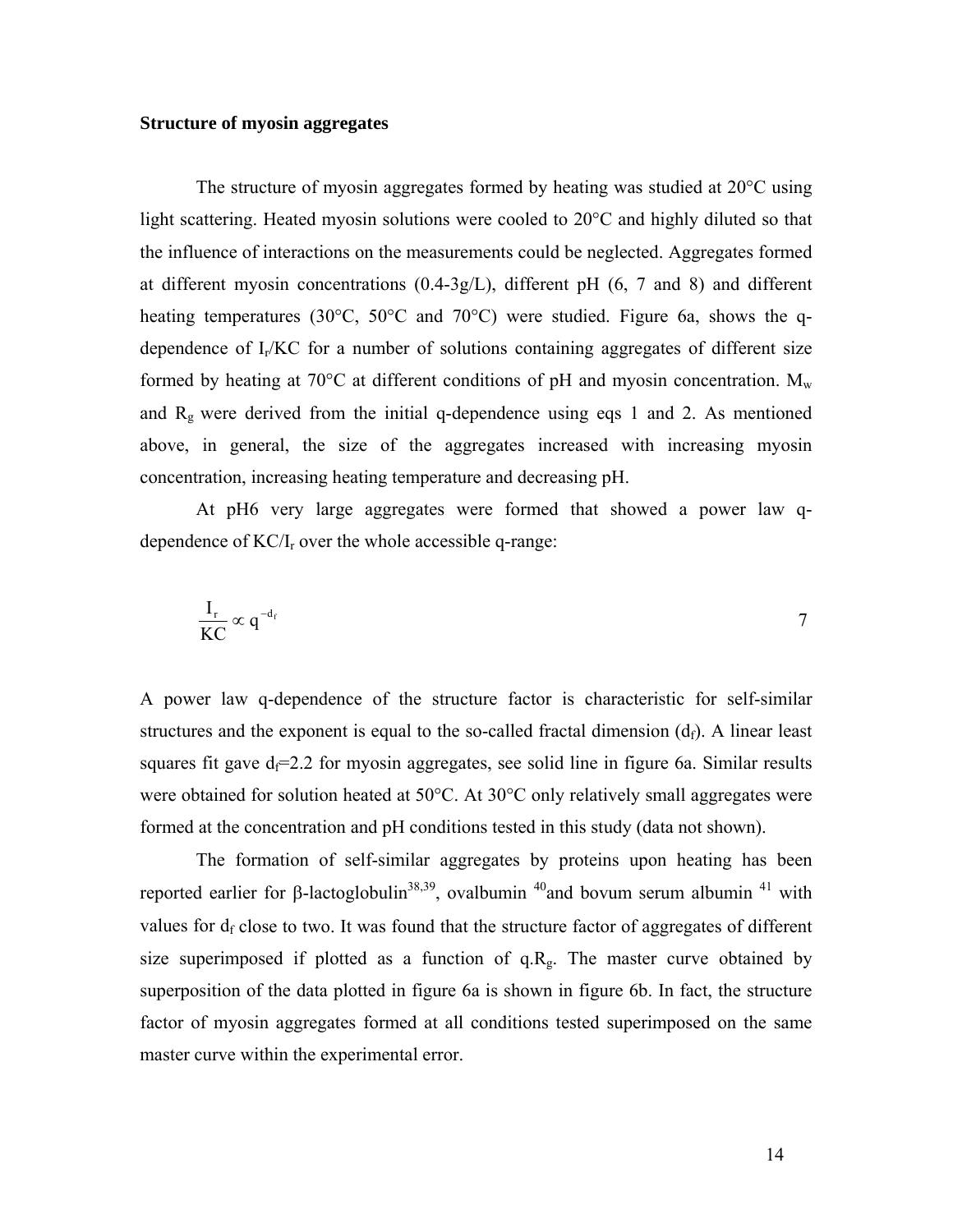**Structure of myosin aggregates**

The structure of myosin aggregates formed by heating was studied at 20°C using light scattering. Heated myosin solutions were cooled to 20°C and highly diluted so that the influence of interactions on the measurements could be neglected. Aggregates formed at different myosin concentrations (0.4-3g/L), different pH (6, 7 and 8) and different heating temperatures (30°C, 50°C and 70°C) were studied. Figure 6a, shows the q-dependence of $I_r/KC$ for a number of solutions containing aggregates of different size formed by heating at 70°C at different conditions of pH and myosin concentration. $M_w$ and $R_g$ were derived from the initial q-dependence using eqs 1 and 2. As mentioned above, in general, the size of the aggregates increased with increasing myosin concentration, increasing heating temperature and decreasing pH.

At pH6 very large aggregates were formed that showed a power law q-dependence of $KC/I_r$ over the whole accessible q-range:

$$\frac{I_r}{KC} \propto q^{-d_f} \qquad 7$$

A power law q-dependence of the structure factor is characteristic for self-similar structures and the exponent is equal to the so-called fractal dimension ($d_f$). A linear least squares fit gave $d_f$=2.2 for myosin aggregates, see solid line in figure 6a. Similar results were obtained for solution heated at 50°C. At 30°C only relatively small aggregates were formed at the concentration and pH conditions tested in this study (data not shown).

The formation of self-similar aggregates by proteins upon heating has been reported earlier for β-lactoglobulin[38,39], ovalbumin [40]and bovum serum albumin [41] with values for $d_f$ close to two. It was found that the structure factor of aggregates of different size superimposed if plotted as a function of $q.R_g$. The master curve obtained by superposition of the data plotted in figure 6a is shown in figure 6b. In fact, the structure factor of myosin aggregates formed at all conditions tested superimposed on the same master curve within the experimental error.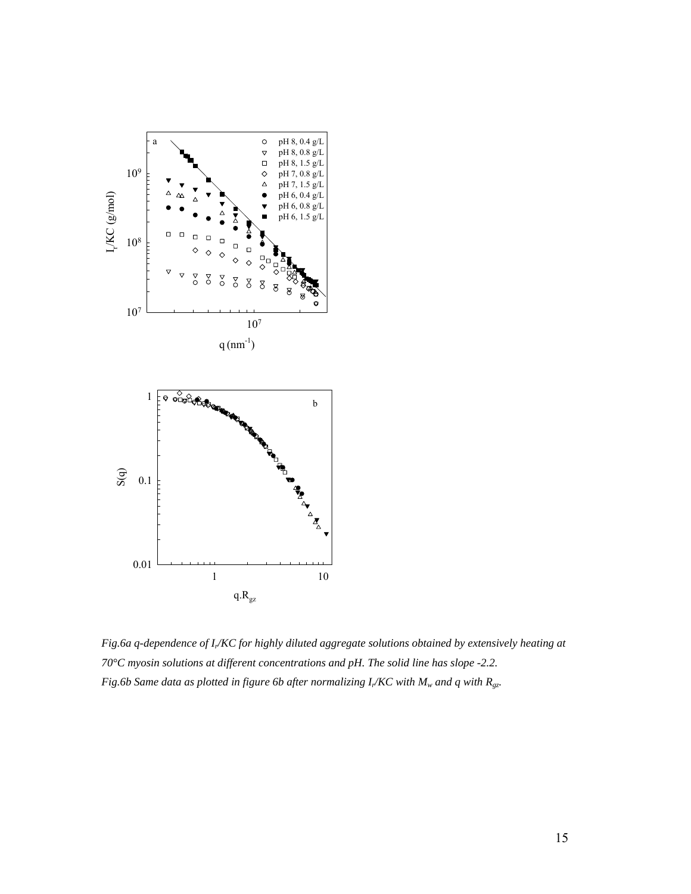*Fig.6a q-dependence of $I_r/KC$ for highly diluted aggregate solutions obtained by extensively heating at 70°C myosin solutions at different concentrations and pH. The solid line has slope -2.2.*
*Fig.6b Same data as plotted in figure 6b after normalizing $I_r/KC$ with $M_w$ and q with $R_{gz}$.*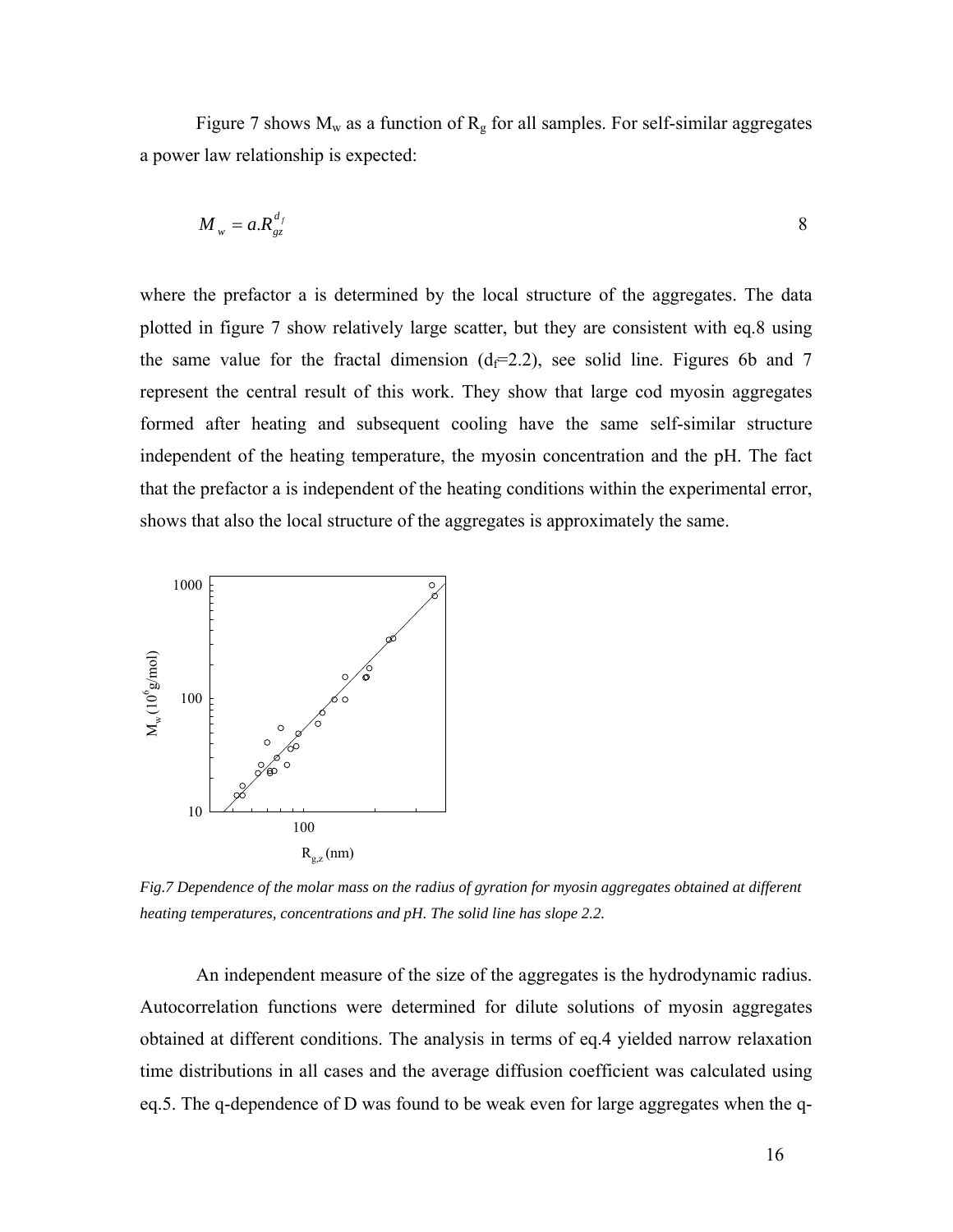Figure 7 shows $M_w$ as a function of $R_g$ for all samples. For self-similar aggregates a power law relationship is expected:

$$M_w = a.R_{gz}^{d_f} \qquad 8$$

where the prefactor a is determined by the local structure of the aggregates. The data plotted in figure 7 show relatively large scatter, but they are consistent with eq.8 using the same value for the fractal dimension ($d_f$=2.2), see solid line. Figures 6b and 7 represent the central result of this work. They show that large cod myosin aggregates formed after heating and subsequent cooling have the same self-similar structure independent of the heating temperature, the myosin concentration and the pH. The fact that the prefactor a is independent of the heating conditions within the experimental error, shows that also the local structure of the aggregates is approximately the same.

*Fig.7 Dependence of the molar mass on the radius of gyration for myosin aggregates obtained at different heating temperatures, concentrations and pH. The solid line has slope 2.2.*

An independent measure of the size of the aggregates is the hydrodynamic radius. Autocorrelation functions were determined for dilute solutions of myosin aggregates obtained at different conditions. The analysis in terms of eq.4 yielded narrow relaxation time distributions in all cases and the average diffusion coefficient was calculated using eq.5. The q-dependence of D was found to be weak even for large aggregates when the q-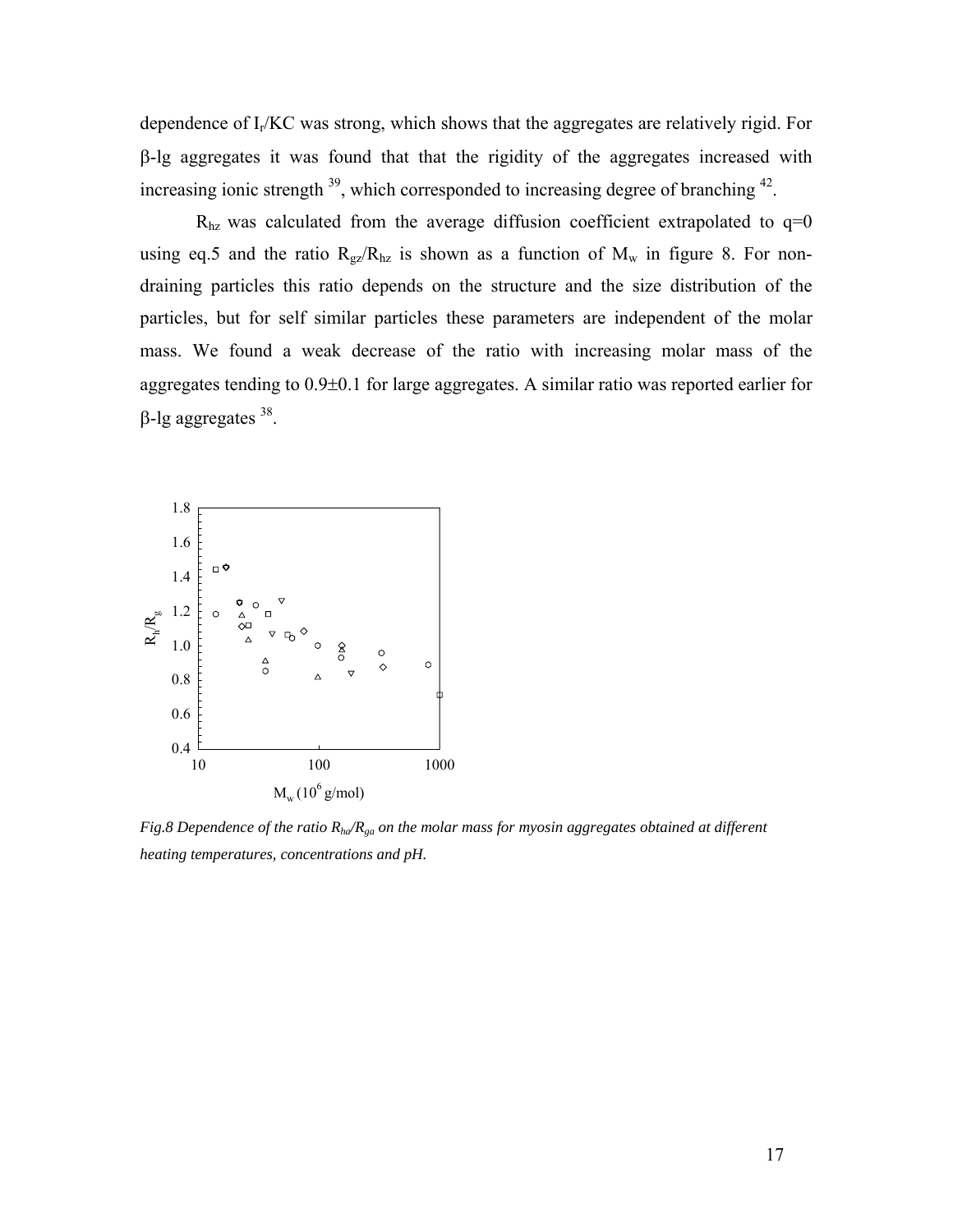dependence of $I_r/KC$ was strong, which shows that the aggregates are relatively rigid. For β-lg aggregates it was found that that the rigidity of the aggregates increased with increasing ionic strength [39], which corresponded to increasing degree of branching [42].

$R_{hz}$ was calculated from the average diffusion coefficient extrapolated to q=0 using eq.5 and the ratio $R_{gz}/R_{hz}$ is shown as a function of $M_w$ in figure 8. For non-draining particles this ratio depends on the structure and the size distribution of the particles, but for self similar particles these parameters are independent of the molar mass. We found a weak decrease of the ratio with increasing molar mass of the aggregates tending to 0.9±0.1 for large aggregates. A similar ratio was reported earlier for β-lg aggregates [38].

*Fig.8 Dependence of the ratio $R_{ha}/R_{ga}$ on the molar mass for myosin aggregates obtained at different heating temperatures, concentrations and pH.*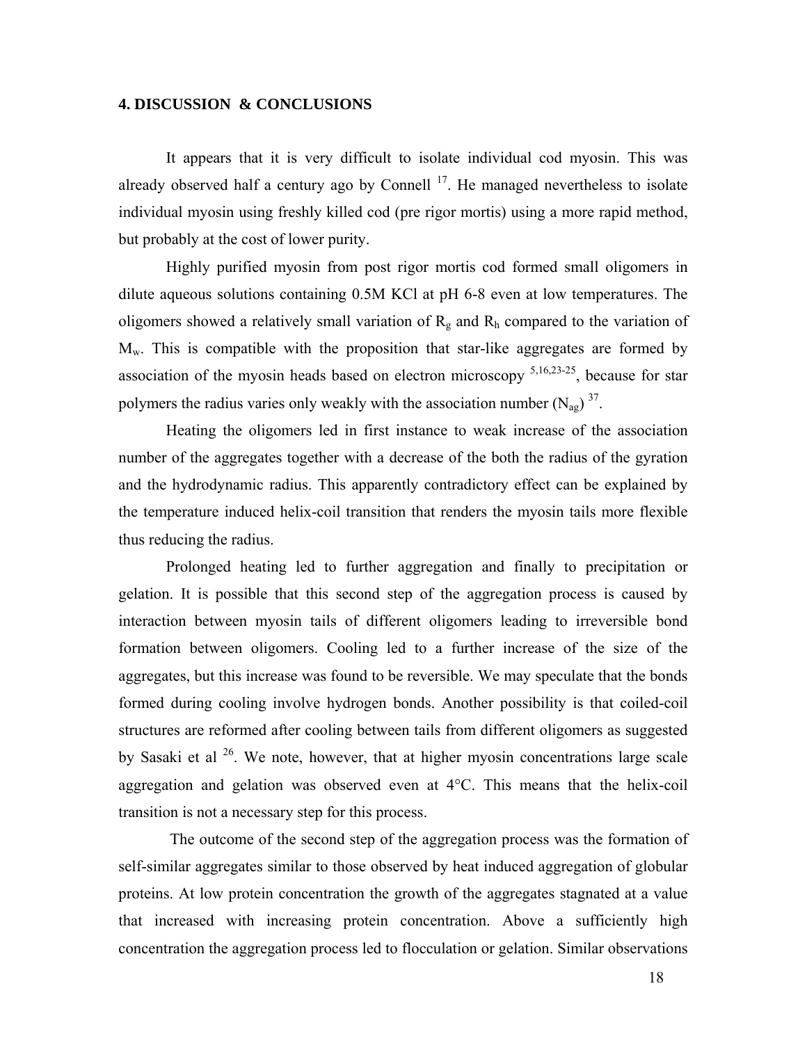## 4. DISCUSSION & CONCLUSIONS

It appears that it is very difficult to isolate individual cod myosin. This was already observed half a century ago by Connell [17]. He managed nevertheless to isolate individual myosin using freshly killed cod (pre rigor mortis) using a more rapid method, but probably at the cost of lower purity.

Highly purified myosin from post rigor mortis cod formed small oligomers in dilute aqueous solutions containing 0.5M KCl at pH 6-8 even at low temperatures. The oligomers showed a relatively small variation of $R_g$ and $R_h$ compared to the variation of $M_w$. This is compatible with the proposition that star-like aggregates are formed by association of the myosin heads based on electron microscopy [5,16,23-25], because for star polymers the radius varies only weakly with the association number ($N_{ag}$) [37].

Heating the oligomers led in first instance to weak increase of the association number of the aggregates together with a decrease of the both the radius of the gyration and the hydrodynamic radius. This apparently contradictory effect can be explained by the temperature induced helix-coil transition that renders the myosin tails more flexible thus reducing the radius.

Prolonged heating led to further aggregation and finally to precipitation or gelation. It is possible that this second step of the aggregation process is caused by interaction between myosin tails of different oligomers leading to irreversible bond formation between oligomers. Cooling led to a further increase of the size of the aggregates, but this increase was found to be reversible. We may speculate that the bonds formed during cooling involve hydrogen bonds. Another possibility is that coiled-coil structures are reformed after cooling between tails from different oligomers as suggested by Sasaki et al [26]. We note, however, that at higher myosin concentrations large scale aggregation and gelation was observed even at 4°C. This means that the helix-coil transition is not a necessary step for this process.

The outcome of the second step of the aggregation process was the formation of self-similar aggregates similar to those observed by heat induced aggregation of globular proteins. At low protein concentration the growth of the aggregates stagnated at a value that increased with increasing protein concentration. Above a sufficiently high concentration the aggregation process led to flocculation or gelation. Similar observations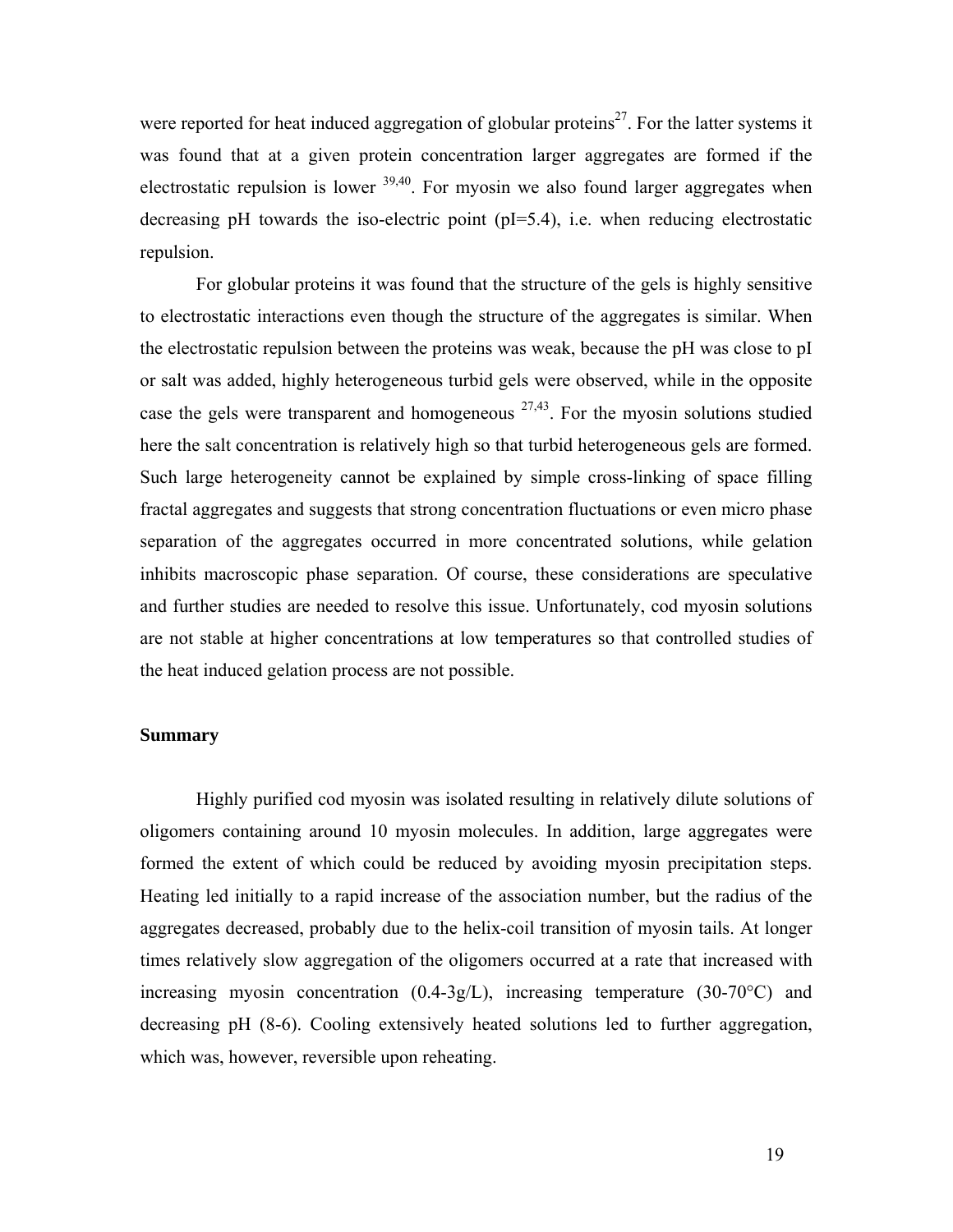were reported for heat induced aggregation of globular proteins[27]. For the latter systems it was found that at a given protein concentration larger aggregates are formed if the electrostatic repulsion is lower [39,40]. For myosin we also found larger aggregates when decreasing pH towards the iso-electric point (pI=5.4), i.e. when reducing electrostatic repulsion.

For globular proteins it was found that the structure of the gels is highly sensitive to electrostatic interactions even though the structure of the aggregates is similar. When the electrostatic repulsion between the proteins was weak, because the pH was close to pI or salt was added, highly heterogeneous turbid gels were observed, while in the opposite case the gels were transparent and homogeneous [27,43]. For the myosin solutions studied here the salt concentration is relatively high so that turbid heterogeneous gels are formed. Such large heterogeneity cannot be explained by simple cross-linking of space filling fractal aggregates and suggests that strong concentration fluctuations or even micro phase separation of the aggregates occurred in more concentrated solutions, while gelation inhibits macroscopic phase separation. Of course, these considerations are speculative and further studies are needed to resolve this issue. Unfortunately, cod myosin solutions are not stable at higher concentrations at low temperatures so that controlled studies of the heat induced gelation process are not possible.

**Summary**

Highly purified cod myosin was isolated resulting in relatively dilute solutions of oligomers containing around 10 myosin molecules. In addition, large aggregates were formed the extent of which could be reduced by avoiding myosin precipitation steps. Heating led initially to a rapid increase of the association number, but the radius of the aggregates decreased, probably due to the helix-coil transition of myosin tails. At longer times relatively slow aggregation of the oligomers occurred at a rate that increased with increasing myosin concentration (0.4-3g/L), increasing temperature (30-70°C) and decreasing pH (8-6). Cooling extensively heated solutions led to further aggregation, which was, however, reversible upon reheating.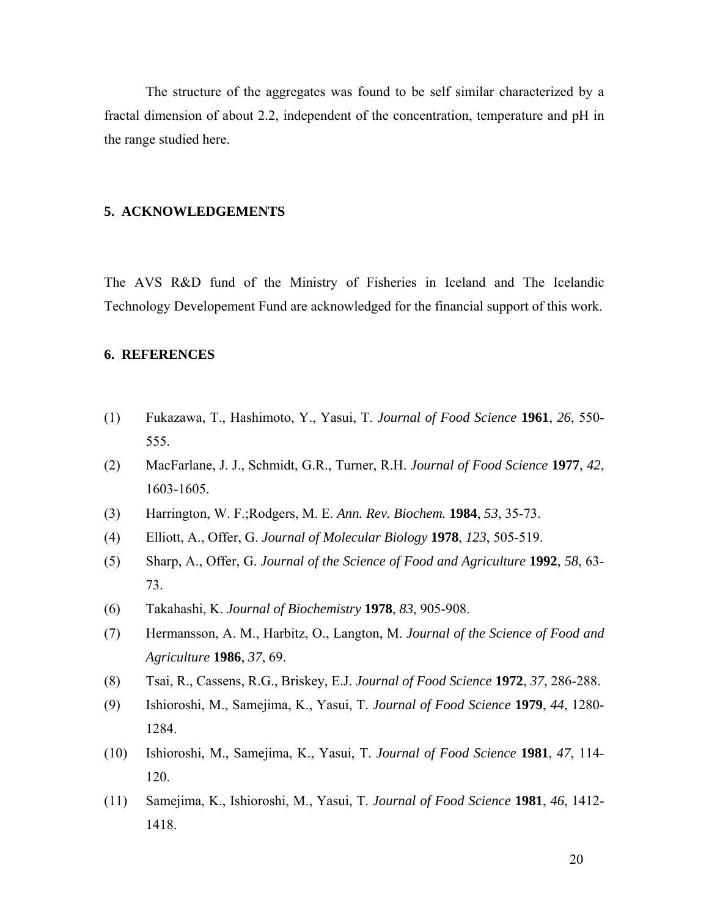The structure of the aggregates was found to be self similar characterized by a fractal dimension of about 2.2, independent of the concentration, temperature and pH in the range studied here.

## 5. ACKNOWLEDGEMENTS

The AVS R&D fund of the Ministry of Fisheries in Iceland and The Icelandic Technology Developement Fund are acknowledged for the financial support of this work.

## 6. REFERENCES

(1) Fukazawa, T., Hashimoto, Y., Yasui, T. *Journal of Food Science* **1961**, *26*, 550-555.

(2) MacFarlane, J. J., Schmidt, G.R., Turner, R.H. *Journal of Food Science* **1977**, *42*, 1603-1605.

(3) Harrington, W. F.;Rodgers, M. E. *Ann. Rev. Biochem.* **1984**, *53*, 35-73.

(4) Elliott, A., Offer, G. *Journal of Molecular Biology* **1978**, *123*, 505-519.

(5) Sharp, A., Offer, G. *Journal of the Science of Food and Agriculture* **1992**, *58*, 63-73.

(6) Takahashi, K. *Journal of Biochemistry* **1978**, *83*, 905-908.

(7) Hermansson, A. M., Harbitz, O., Langton, M. *Journal of the Science of Food and Agriculture* **1986**, *37*, 69.

(8) Tsai, R., Cassens, R.G., Briskey, E.J. *Journal of Food Science* **1972**, *37*, 286-288.

(9) Ishioroshi, M., Samejima, K., Yasui, T. *Journal of Food Science* **1979**, *44*, 1280-1284.

(10) Ishioroshi, M., Samejima, K., Yasui, T. *Journal of Food Science* **1981**, *47*, 114-120.

(11) Samejima, K., Ishioroshi, M., Yasui, T. *Journal of Food Science* **1981**, *46*, 1412-1418.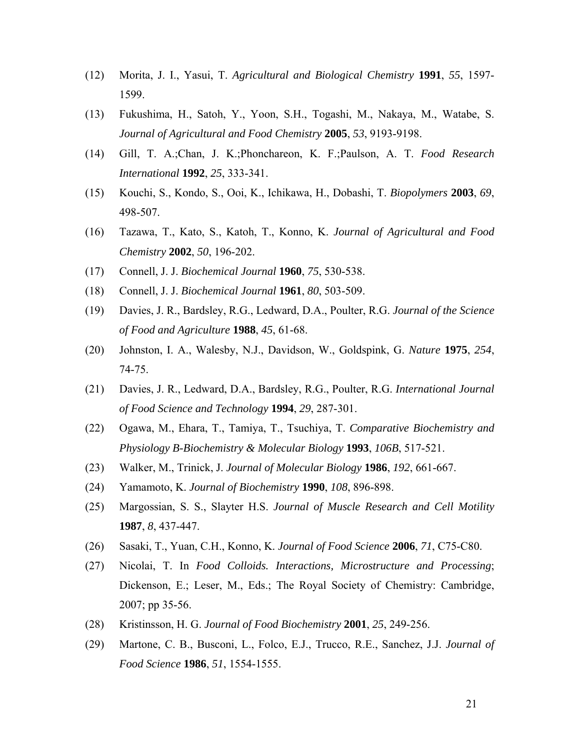(12) Morita, J. I., Yasui, T. *Agricultural and Biological Chemistry* **1991**, *55*, 1597-1599.

(13) Fukushima, H., Satoh, Y., Yoon, S.H., Togashi, M., Nakaya, M., Watabe, S. *Journal of Agricultural and Food Chemistry* **2005**, *53*, 9193-9198.

(14) Gill, T. A.;Chan, J. K.;Phonchareon, K. F.;Paulson, A. T. *Food Research International* **1992**, *25*, 333-341.

(15) Kouchi, S., Kondo, S., Ooi, K., Ichikawa, H., Dobashi, T. *Biopolymers* **2003**, *69*, 498-507.

(16) Tazawa, T., Kato, S., Katoh, T., Konno, K. *Journal of Agricultural and Food Chemistry* **2002**, *50*, 196-202.

(17) Connell, J. J. *Biochemical Journal* **1960**, *75*, 530-538.

(18) Connell, J. J. *Biochemical Journal* **1961**, *80*, 503-509.

(19) Davies, J. R., Bardsley, R.G., Ledward, D.A., Poulter, R.G. *Journal of the Science of Food and Agriculture* **1988**, *45*, 61-68.

(20) Johnston, I. A., Walesby, N.J., Davidson, W., Goldspink, G. *Nature* **1975**, *254*, 74-75.

(21) Davies, J. R., Ledward, D.A., Bardsley, R.G., Poulter, R.G. *International Journal of Food Science and Technology* **1994**, *29*, 287-301.

(22) Ogawa, M., Ehara, T., Tamiya, T., Tsuchiya, T. *Comparative Biochemistry and Physiology B-Biochemistry & Molecular Biology* **1993**, *106B*, 517-521.

(23) Walker, M., Trinick, J. *Journal of Molecular Biology* **1986**, *192*, 661-667.

(24) Yamamoto, K. *Journal of Biochemistry* **1990**, *108*, 896-898.

(25) Margossian, S. S., Slayter H.S. *Journal of Muscle Research and Cell Motility* **1987**, *8*, 437-447.

(26) Sasaki, T., Yuan, C.H., Konno, K. *Journal of Food Science* **2006**, *71*, C75-C80.

(27) Nicolai, T. In *Food Colloids. Interactions, Microstructure and Processing*; Dickenson, E.; Leser, M., Eds.; The Royal Society of Chemistry: Cambridge, 2007; pp 35-56.

(28) Kristinsson, H. G. *Journal of Food Biochemistry* **2001**, *25*, 249-256.

(29) Martone, C. B., Busconi, L., Folco, E.J., Trucco, R.E., Sanchez, J.J. *Journal of Food Science* **1986**, *51*, 1554-1555.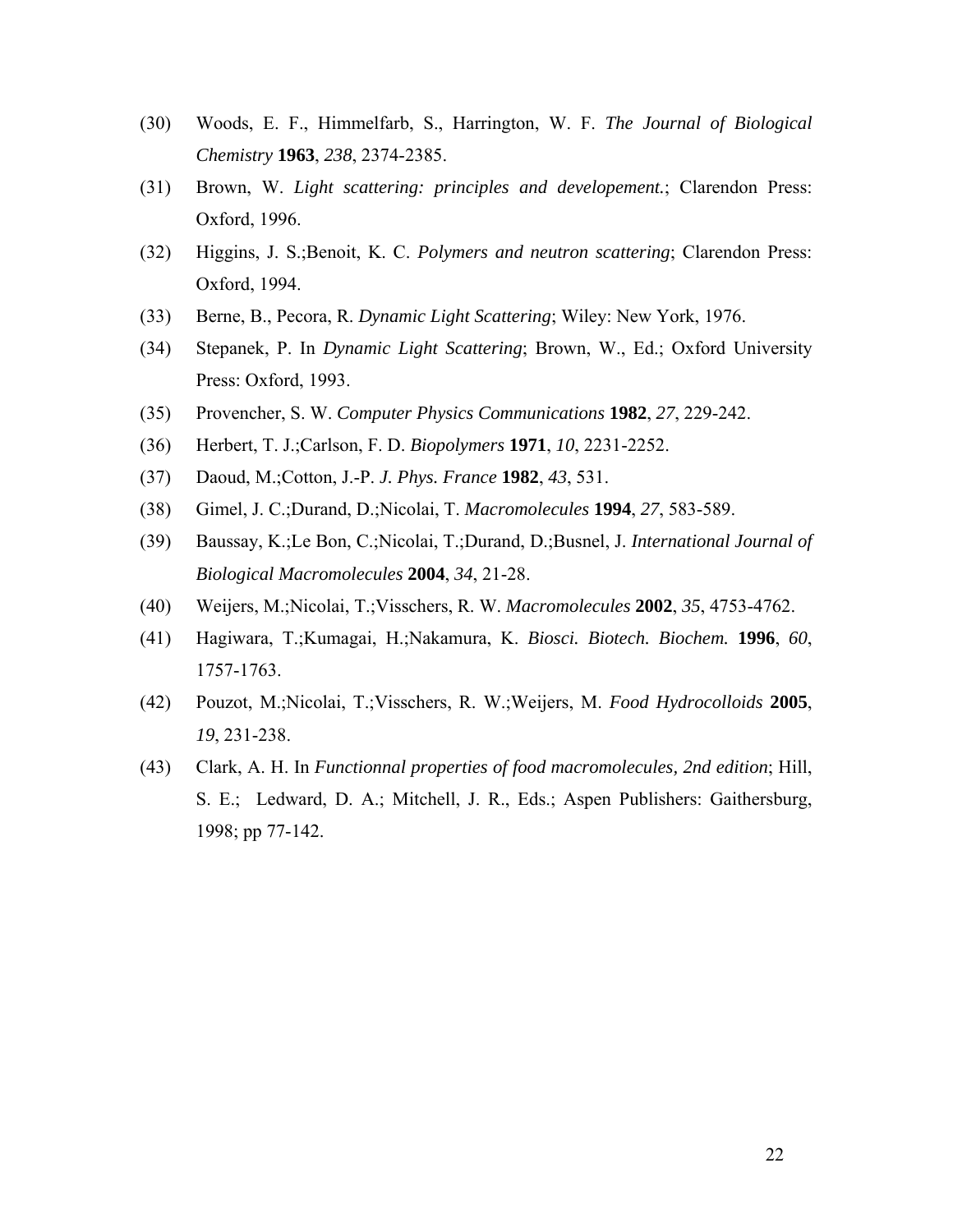(30) Woods, E. F., Himmelfarb, S., Harrington, W. F. *The Journal of Biological Chemistry* **1963**, *238*, 2374-2385.

(31) Brown, W. *Light scattering: principles and developement.*; Clarendon Press: Oxford, 1996.

(32) Higgins, J. S.;Benoit, K. C. *Polymers and neutron scattering*; Clarendon Press: Oxford, 1994.

(33) Berne, B., Pecora, R. *Dynamic Light Scattering*; Wiley: New York, 1976.

(34) Stepanek, P. In *Dynamic Light Scattering*; Brown, W., Ed.; Oxford University Press: Oxford, 1993.

(35) Provencher, S. W. *Computer Physics Communications* **1982**, *27*, 229-242.

(36) Herbert, T. J.;Carlson, F. D. *Biopolymers* **1971**, *10*, 2231-2252.

(37) Daoud, M.;Cotton, J.-P. *J. Phys. France* **1982**, *43*, 531.

(38) Gimel, J. C.;Durand, D.;Nicolai, T. *Macromolecules* **1994**, *27*, 583-589.

(39) Baussay, K.;Le Bon, C.;Nicolai, T.;Durand, D.;Busnel, J. *International Journal of Biological Macromolecules* **2004**, *34*, 21-28.

(40) Weijers, M.;Nicolai, T.;Visschers, R. W. *Macromolecules* **2002**, *35*, 4753-4762.

(41) Hagiwara, T.;Kumagai, H.;Nakamura, K. *Biosci. Biotech. Biochem.* **1996**, *60*, 1757-1763.

(42) Pouzot, M.;Nicolai, T.;Visschers, R. W.;Weijers, M. *Food Hydrocolloids* **2005**, *19*, 231-238.

(43) Clark, A. H. In *Functionnal properties of food macromolecules, 2nd edition*; Hill, S. E.; Ledward, D. A.; Mitchell, J. R., Eds.; Aspen Publishers: Gaithersburg, 1998; pp 77-142.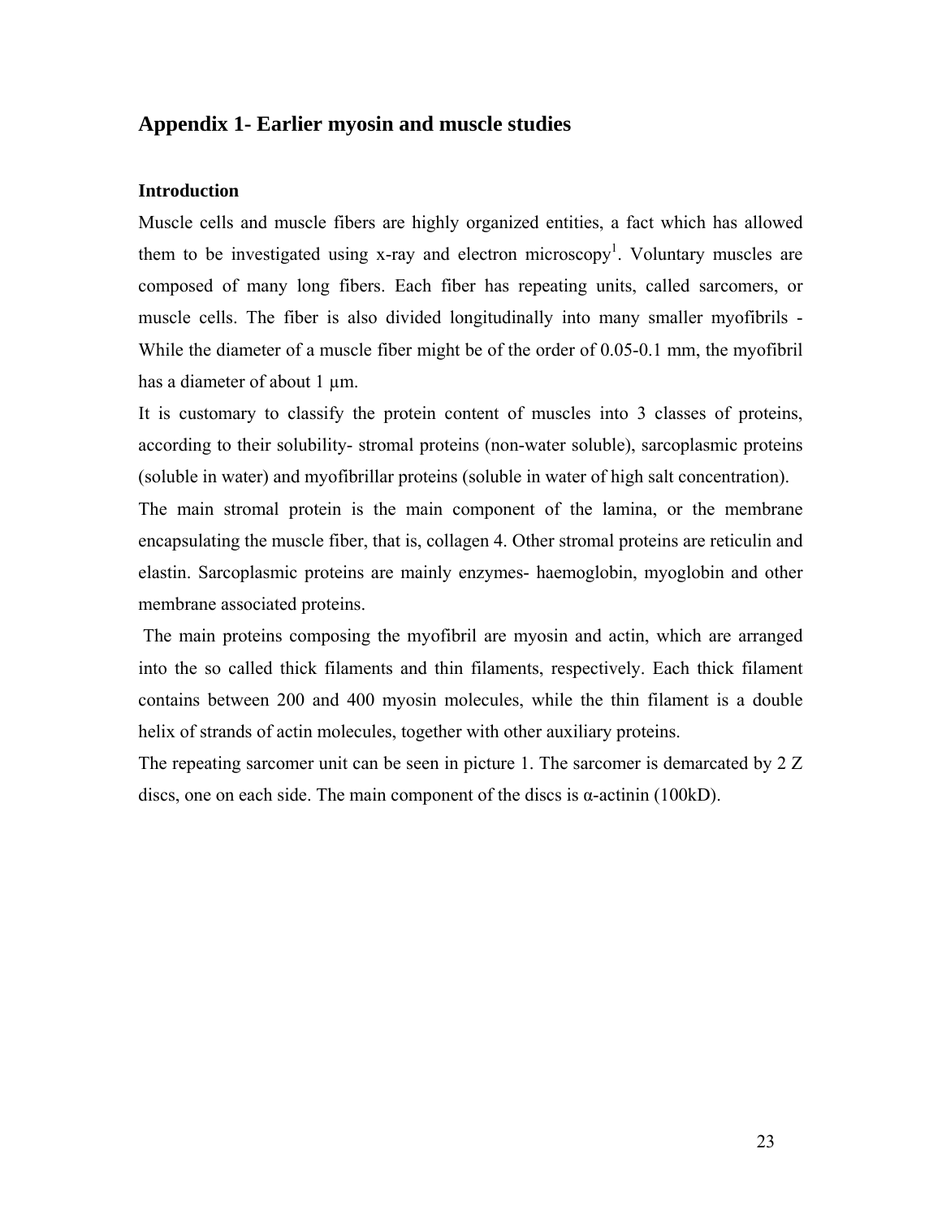## Appendix 1- Earlier myosin and muscle studies

### Introduction

Muscle cells and muscle fibers are highly organized entities, a fact which has allowed them to be investigated using x-ray and electron microscopy[1]. Voluntary muscles are composed of many long fibers. Each fiber has repeating units, called sarcomers, or muscle cells. The fiber is also divided longitudinally into many smaller myofibrils - While the diameter of a muscle fiber might be of the order of 0.05-0.1 mm, the myofibril has a diameter of about 1 μm.

It is customary to classify the protein content of muscles into 3 classes of proteins, according to their solubility- stromal proteins (non-water soluble), sarcoplasmic proteins (soluble in water) and myofibrillar proteins (soluble in water of high salt concentration).

The main stromal protein is the main component of the lamina, or the membrane encapsulating the muscle fiber, that is, collagen 4. Other stromal proteins are reticulin and elastin. Sarcoplasmic proteins are mainly enzymes- haemoglobin, myoglobin and other membrane associated proteins.

The main proteins composing the myofibril are myosin and actin, which are arranged into the so called thick filaments and thin filaments, respectively. Each thick filament contains between 200 and 400 myosin molecules, while the thin filament is a double helix of strands of actin molecules, together with other auxiliary proteins.

The repeating sarcomer unit can be seen in picture 1. The sarcomer is demarcated by 2 Z discs, one on each side. The main component of the discs is α-actinin (100kD).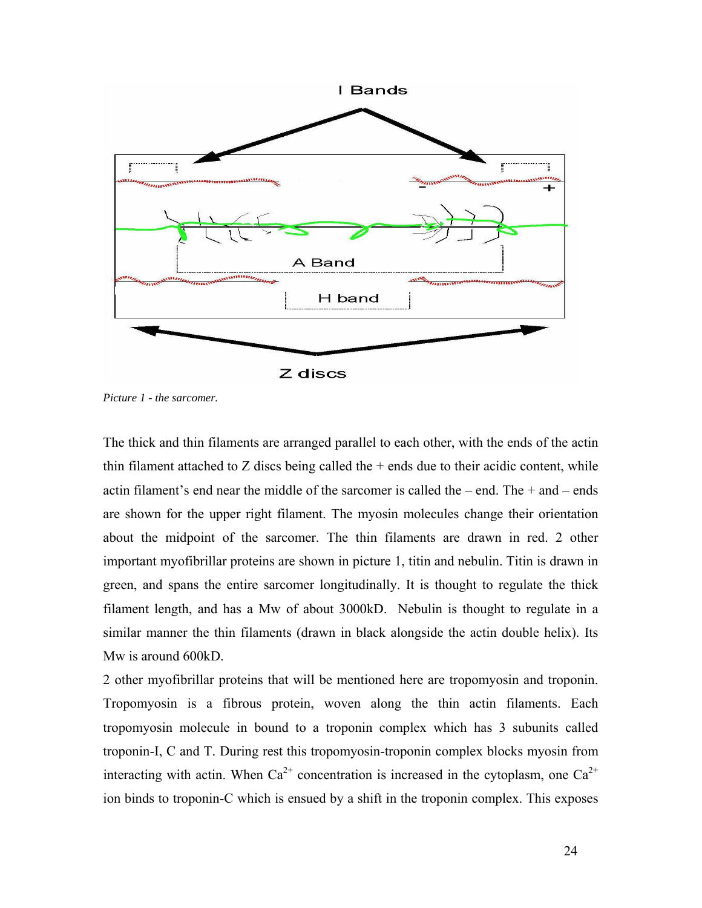Picture 1 - the sarcomer.

The thick and thin filaments are arranged parallel to each other, with the ends of the actin thin filament attached to Z discs being called the + ends due to their acidic content, while actin filament's end near the middle of the sarcomer is called the – end. The + and – ends are shown for the upper right filament. The myosin molecules change their orientation about the midpoint of the sarcomer. The thin filaments are drawn in red. 2 other important myofibrillar proteins are shown in picture 1, titin and nebulin. Titin is drawn in green, and spans the entire sarcomer longitudinally. It is thought to regulate the thick filament length, and has a Mw of about 3000kD. Nebulin is thought to regulate in a similar manner the thin filaments (drawn in black alongside the actin double helix). Its Mw is around 600kD.

2 other myofibrillar proteins that will be mentioned here are tropomyosin and troponin. Tropomyosin is a fibrous protein, woven along the thin actin filaments. Each tropomyosin molecule in bound to a troponin complex which has 3 subunits called troponin-I, C and T. During rest this tropomyosin-troponin complex blocks myosin from interacting with actin. When $Ca^{2+}$ concentration is increased in the cytoplasm, one $Ca^{2+}$ ion binds to troponin-C which is ensued by a shift in the troponin complex. This exposes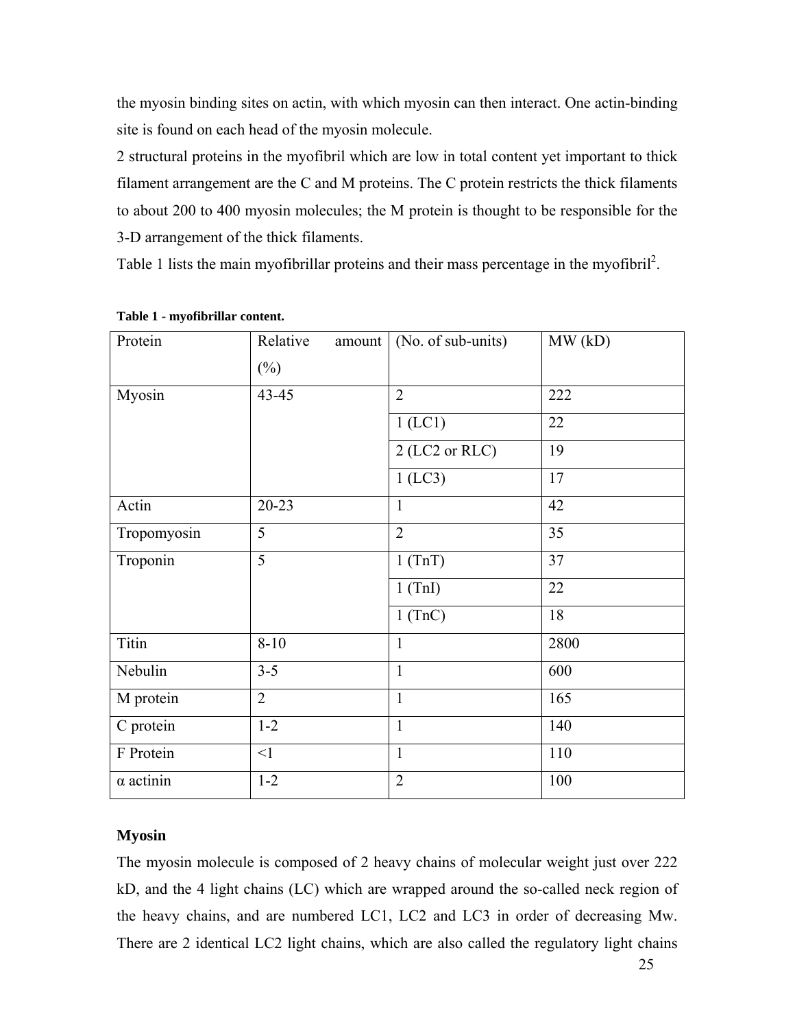the myosin binding sites on actin, with which myosin can then interact. One actin-binding site is found on each head of the myosin molecule.

2 structural proteins in the myofibril which are low in total content yet important to thick filament arrangement are the C and M proteins. The C protein restricts the thick filaments to about 200 to 400 myosin molecules; the M protein is thought to be responsible for the 3-D arrangement of the thick filaments.

Table 1 lists the main myofibrillar proteins and their mass percentage in the myofibril[2].

**Table 1 - myofibrillar content.**

| Protein | Relative amount (%) | (No. of sub-units) | MW (kD) |
|---|---|---|---|
| Myosin | 43-45 | 2 | 222 |
| | | 1 (LC1) | 22 |
| | | 2 (LC2 or RLC) | 19 |
| | | 1 (LC3) | 17 |
| Actin | 20-23 | 1 | 42 |
| Tropomyosin | 5 | 2 | 35 |
| Troponin | 5 | 1 (TnT) | 37 |
| | | 1 (TnI) | 22 |
| | | 1 (TnC) | 18 |
| Titin | 8-10 | 1 | 2800 |
| Nebulin | 3-5 | 1 | 600 |
| M protein | 2 | 1 | 165 |
| C protein | 1-2 | 1 | 140 |
| F Protein | <1 | 1 | 110 |
| α actinin | 1-2 | 2 | 100 |

**Myosin**

The myosin molecule is composed of 2 heavy chains of molecular weight just over 222 kD, and the 4 light chains (LC) which are wrapped around the so-called neck region of the heavy chains, and are numbered LC1, LC2 and LC3 in order of decreasing Mw. There are 2 identical LC2 light chains, which are also called the regulatory light chains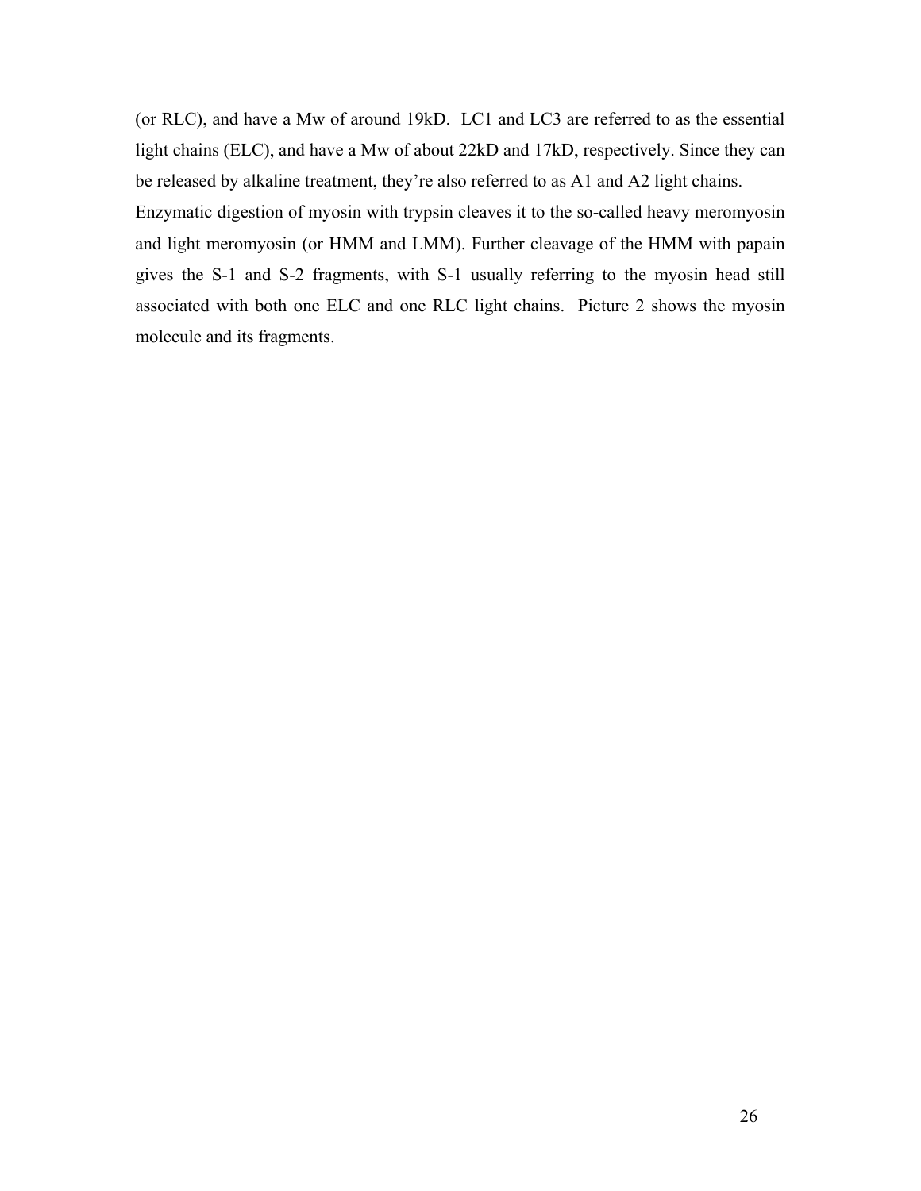(or RLC), and have a Mw of around 19kD. LC1 and LC3 are referred to as the essential light chains (ELC), and have a Mw of about 22kD and 17kD, respectively. Since they can be released by alkaline treatment, they're also referred to as A1 and A2 light chains.

Enzymatic digestion of myosin with trypsin cleaves it to the so-called heavy meromyosin and light meromyosin (or HMM and LMM). Further cleavage of the HMM with papain gives the S-1 and S-2 fragments, with S-1 usually referring to the myosin head still associated with both one ELC and one RLC light chains. Picture 2 shows the myosin molecule and its fragments.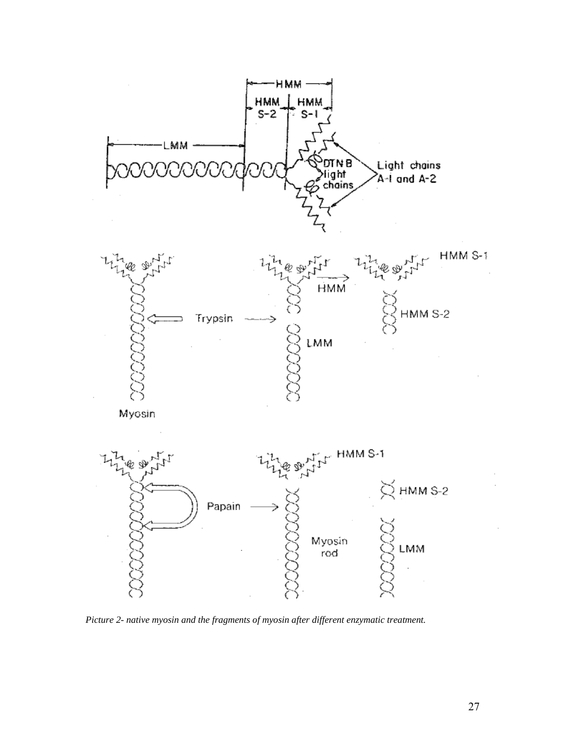*Picture 2- native myosin and the fragments of myosin after different enzymatic treatment.*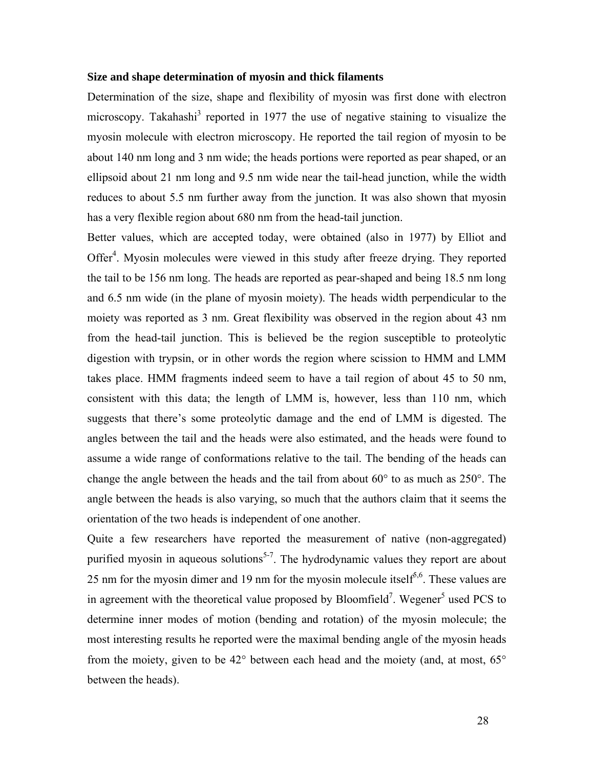**Size and shape determination of myosin and thick filaments**

Determination of the size, shape and flexibility of myosin was first done with electron microscopy. Takahashi[3] reported in 1977 the use of negative staining to visualize the myosin molecule with electron microscopy. He reported the tail region of myosin to be about 140 nm long and 3 nm wide; the heads portions were reported as pear shaped, or an ellipsoid about 21 nm long and 9.5 nm wide near the tail-head junction, while the width reduces to about 5.5 nm further away from the junction. It was also shown that myosin has a very flexible region about 680 nm from the head-tail junction.

Better values, which are accepted today, were obtained (also in 1977) by Elliot and Offer[4]. Myosin molecules were viewed in this study after freeze drying. They reported the tail to be 156 nm long. The heads are reported as pear-shaped and being 18.5 nm long and 6.5 nm wide (in the plane of myosin moiety). The heads width perpendicular to the moiety was reported as 3 nm. Great flexibility was observed in the region about 43 nm from the head-tail junction. This is believed be the region susceptible to proteolytic digestion with trypsin, or in other words the region where scission to HMM and LMM takes place. HMM fragments indeed seem to have a tail region of about 45 to 50 nm, consistent with this data; the length of LMM is, however, less than 110 nm, which suggests that there's some proteolytic damage and the end of LMM is digested. The angles between the tail and the heads were also estimated, and the heads were found to assume a wide range of conformations relative to the tail. The bending of the heads can change the angle between the heads and the tail from about 60° to as much as 250°. The angle between the heads is also varying, so much that the authors claim that it seems the orientation of the two heads is independent of one another.

Quite a few researchers have reported the measurement of native (non-aggregated) purified myosin in aqueous solutions[5-7]. The hydrodynamic values they report are about 25 nm for the myosin dimer and 19 nm for the myosin molecule itself[5,6]. These values are in agreement with the theoretical value proposed by Bloomfield[7]. Wegener[5] used PCS to determine inner modes of motion (bending and rotation) of the myosin molecule; the most interesting results he reported were the maximal bending angle of the myosin heads from the moiety, given to be 42° between each head and the moiety (and, at most, 65° between the heads).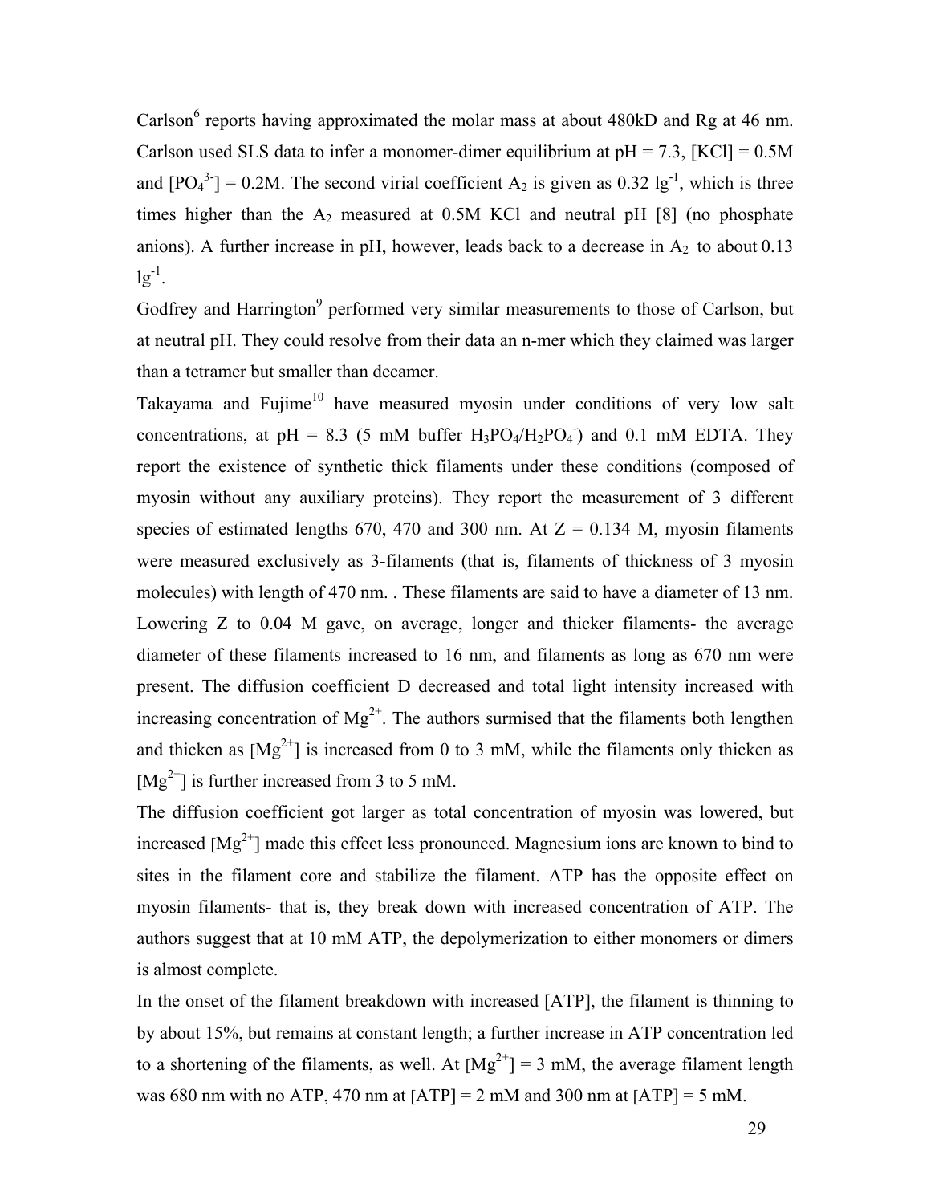Carlson[6] reports having approximated the molar mass at about 480kD and Rg at 46 nm. Carlson used SLS data to infer a monomer-dimer equilibrium at pH = 7.3, [KCl] = 0.5M and [$PO_4^{3-}$] = 0.2M. The second virial coefficient $A_2$ is given as 0.32 $lg^{-1}$, which is three times higher than the $A_2$ measured at 0.5M KCl and neutral pH [8] (no phosphate anions). A further increase in pH, however, leads back to a decrease in $A_2$ to about 0.13 $lg^{-1}$.

Godfrey and Harrington[9] performed very similar measurements to those of Carlson, but at neutral pH. They could resolve from their data an n-mer which they claimed was larger than a tetramer but smaller than decamer.

Takayama and Fujime[10] have measured myosin under conditions of very low salt concentrations, at pH = 8.3 (5 mM buffer $H_3PO_4/H_2PO_4^-$) and 0.1 mM EDTA. They report the existence of synthetic thick filaments under these conditions (composed of myosin without any auxiliary proteins). They report the measurement of 3 different species of estimated lengths 670, 470 and 300 nm. At Z = 0.134 M, myosin filaments were measured exclusively as 3-filaments (that is, filaments of thickness of 3 myosin molecules) with length of 470 nm. . These filaments are said to have a diameter of 13 nm. Lowering Z to 0.04 M gave, on average, longer and thicker filaments- the average diameter of these filaments increased to 16 nm, and filaments as long as 670 nm were present. The diffusion coefficient D decreased and total light intensity increased with increasing concentration of $Mg^{2+}$. The authors surmised that the filaments both lengthen and thicken as [$Mg^{2+}$] is increased from 0 to 3 mM, while the filaments only thicken as [$Mg^{2+}$] is further increased from 3 to 5 mM.

The diffusion coefficient got larger as total concentration of myosin was lowered, but increased [$Mg^{2+}$] made this effect less pronounced. Magnesium ions are known to bind to sites in the filament core and stabilize the filament. ATP has the opposite effect on myosin filaments- that is, they break down with increased concentration of ATP. The authors suggest that at 10 mM ATP, the depolymerization to either monomers or dimers is almost complete.

In the onset of the filament breakdown with increased [ATP], the filament is thinning to by about 15%, but remains at constant length; a further increase in ATP concentration led to a shortening of the filaments, as well. At [$Mg^{2+}$] = 3 mM, the average filament length was 680 nm with no ATP, 470 nm at [ATP] = 2 mM and 300 nm at [ATP] = 5 mM.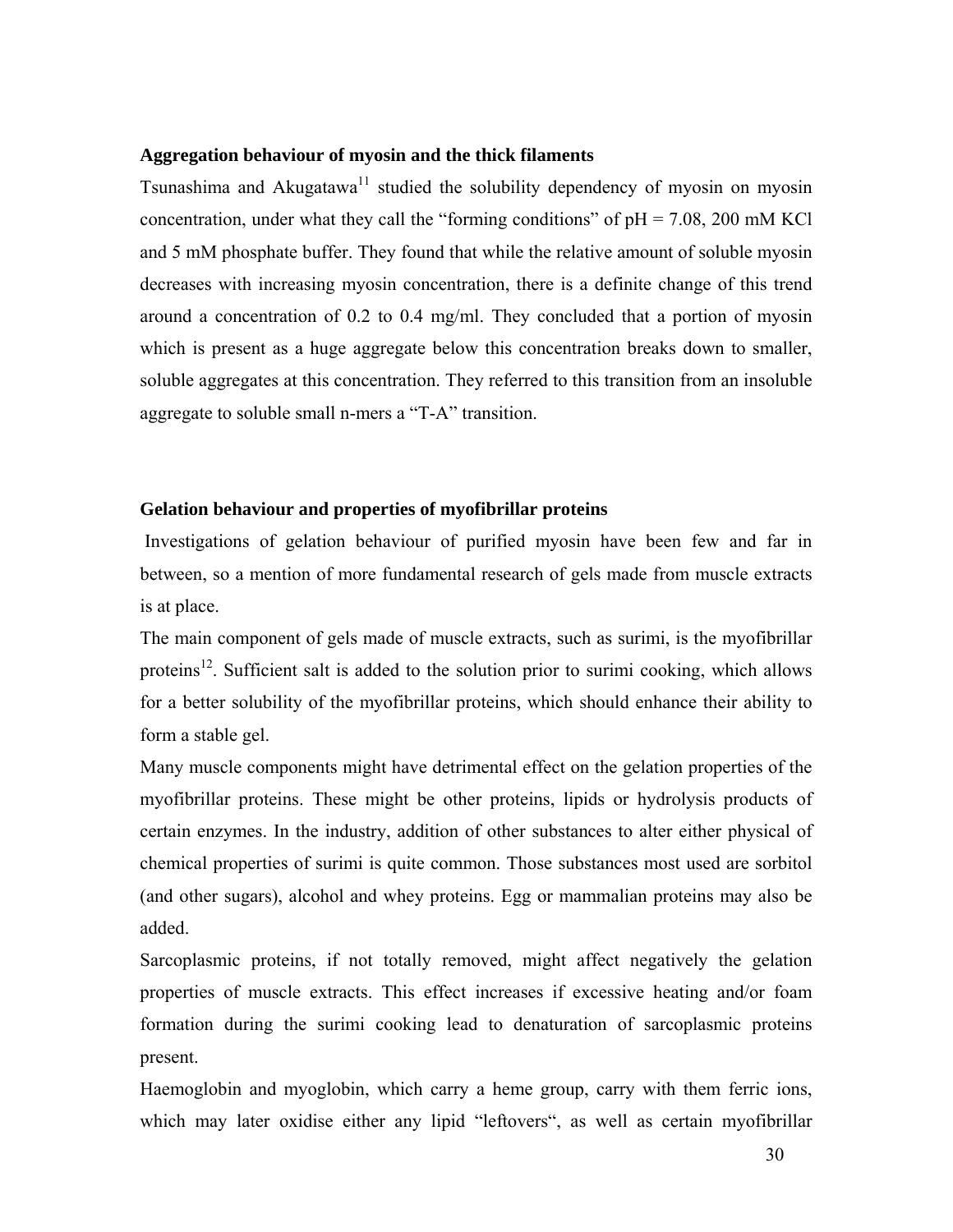**Aggregation behaviour of myosin and the thick filaments**

Tsunashima and Akugatawa[11] studied the solubility dependency of myosin on myosin concentration, under what they call the "forming conditions" of pH = 7.08, 200 mM KCl and 5 mM phosphate buffer. They found that while the relative amount of soluble myosin decreases with increasing myosin concentration, there is a definite change of this trend around a concentration of 0.2 to 0.4 mg/ml. They concluded that a portion of myosin which is present as a huge aggregate below this concentration breaks down to smaller, soluble aggregates at this concentration. They referred to this transition from an insoluble aggregate to soluble small n-mers a "T-A" transition.

**Gelation behaviour and properties of myofibrillar proteins**

Investigations of gelation behaviour of purified myosin have been few and far in between, so a mention of more fundamental research of gels made from muscle extracts is at place.

The main component of gels made of muscle extracts, such as surimi, is the myofibrillar proteins[12]. Sufficient salt is added to the solution prior to surimi cooking, which allows for a better solubility of the myofibrillar proteins, which should enhance their ability to form a stable gel.

Many muscle components might have detrimental effect on the gelation properties of the myofibrillar proteins. These might be other proteins, lipids or hydrolysis products of certain enzymes. In the industry, addition of other substances to alter either physical of chemical properties of surimi is quite common. Those substances most used are sorbitol (and other sugars), alcohol and whey proteins. Egg or mammalian proteins may also be added.

Sarcoplasmic proteins, if not totally removed, might affect negatively the gelation properties of muscle extracts. This effect increases if excessive heating and/or foam formation during the surimi cooking lead to denaturation of sarcoplasmic proteins present.

Haemoglobin and myoglobin, which carry a heme group, carry with them ferric ions, which may later oxidise either any lipid "leftovers", as well as certain myofibrillar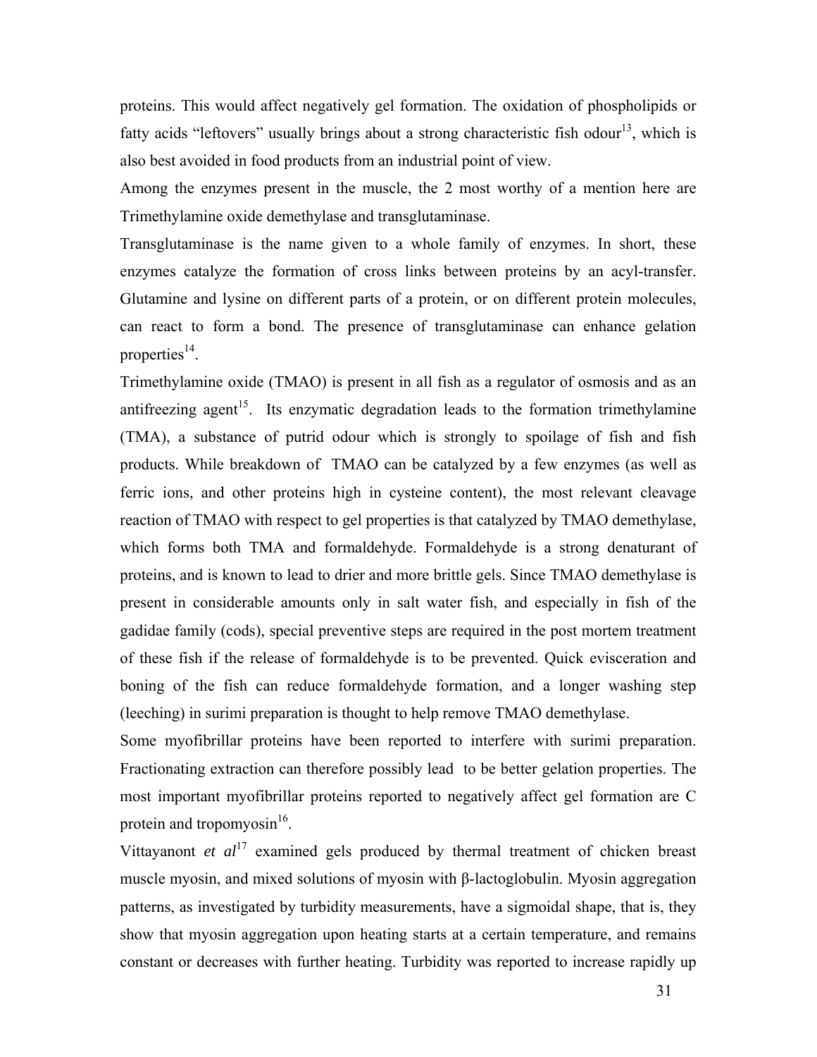proteins. This would affect negatively gel formation. The oxidation of phospholipids or fatty acids "leftovers" usually brings about a strong characteristic fish odour[13], which is also best avoided in food products from an industrial point of view.

Among the enzymes present in the muscle, the 2 most worthy of a mention here are Trimethylamine oxide demethylase and transglutaminase.

Transglutaminase is the name given to a whole family of enzymes. In short, these enzymes catalyze the formation of cross links between proteins by an acyl-transfer. Glutamine and lysine on different parts of a protein, or on different protein molecules, can react to form a bond. The presence of transglutaminase can enhance gelation properties[14].

Trimethylamine oxide (TMAO) is present in all fish as a regulator of osmosis and as an antifreezing agent[15]. Its enzymatic degradation leads to the formation trimethylamine (TMA), a substance of putrid odour which is strongly to spoilage of fish and fish products. While breakdown of TMAO can be catalyzed by a few enzymes (as well as ferric ions, and other proteins high in cysteine content), the most relevant cleavage reaction of TMAO with respect to gel properties is that catalyzed by TMAO demethylase, which forms both TMA and formaldehyde. Formaldehyde is a strong denaturant of proteins, and is known to lead to drier and more brittle gels. Since TMAO demethylase is present in considerable amounts only in salt water fish, and especially in fish of the gadidae family (cods), special preventive steps are required in the post mortem treatment of these fish if the release of formaldehyde is to be prevented. Quick evisceration and boning of the fish can reduce formaldehyde formation, and a longer washing step (leeching) in surimi preparation is thought to help remove TMAO demethylase.

Some myofibrillar proteins have been reported to interfere with surimi preparation. Fractionating extraction can therefore possibly lead to be better gelation properties. The most important myofibrillar proteins reported to negatively affect gel formation are C protein and tropomyosin[16].

Vittayanont *et al*[17] examined gels produced by thermal treatment of chicken breast muscle myosin, and mixed solutions of myosin with β-lactoglobulin. Myosin aggregation patterns, as investigated by turbidity measurements, have a sigmoidal shape, that is, they show that myosin aggregation upon heating starts at a certain temperature, and remains constant or decreases with further heating. Turbidity was reported to increase rapidly up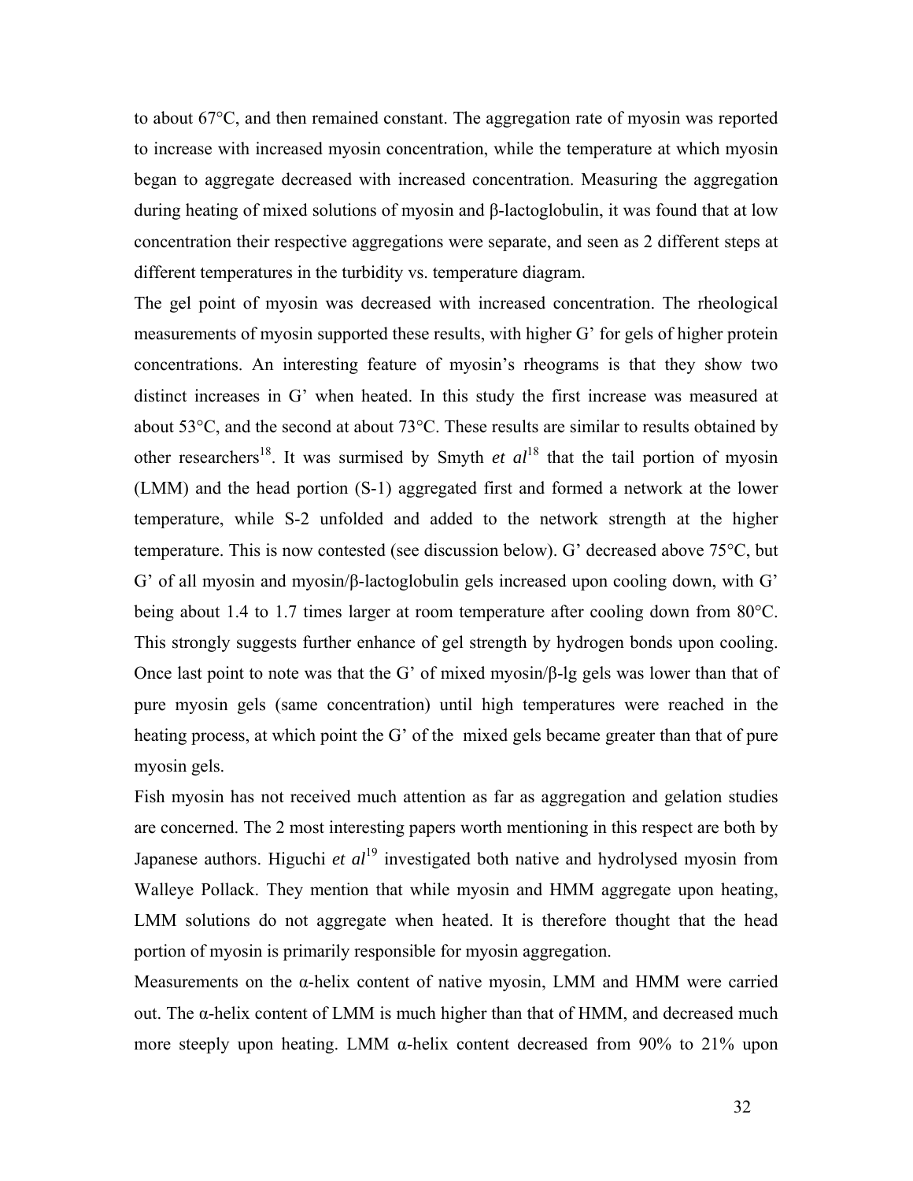to about 67°C, and then remained constant. The aggregation rate of myosin was reported to increase with increased myosin concentration, while the temperature at which myosin began to aggregate decreased with increased concentration. Measuring the aggregation during heating of mixed solutions of myosin and β-lactoglobulin, it was found that at low concentration their respective aggregations were separate, and seen as 2 different steps at different temperatures in the turbidity vs. temperature diagram.

The gel point of myosin was decreased with increased concentration. The rheological measurements of myosin supported these results, with higher G' for gels of higher protein concentrations. An interesting feature of myosin's rheograms is that they show two distinct increases in G' when heated. In this study the first increase was measured at about 53°C, and the second at about 73°C. These results are similar to results obtained by other researchers[18]. It was surmised by Smyth *et al*[18] that the tail portion of myosin (LMM) and the head portion (S-1) aggregated first and formed a network at the lower temperature, while S-2 unfolded and added to the network strength at the higher temperature. This is now contested (see discussion below). G' decreased above 75°C, but G' of all myosin and myosin/β-lactoglobulin gels increased upon cooling down, with G' being about 1.4 to 1.7 times larger at room temperature after cooling down from 80°C. This strongly suggests further enhance of gel strength by hydrogen bonds upon cooling. Once last point to note was that the G' of mixed myosin/β-lg gels was lower than that of pure myosin gels (same concentration) until high temperatures were reached in the heating process, at which point the G' of the mixed gels became greater than that of pure myosin gels.

Fish myosin has not received much attention as far as aggregation and gelation studies are concerned. The 2 most interesting papers worth mentioning in this respect are both by Japanese authors. Higuchi *et al*[19] investigated both native and hydrolysed myosin from Walleye Pollack. They mention that while myosin and HMM aggregate upon heating, LMM solutions do not aggregate when heated. It is therefore thought that the head portion of myosin is primarily responsible for myosin aggregation.

Measurements on the α-helix content of native myosin, LMM and HMM were carried out. The α-helix content of LMM is much higher than that of HMM, and decreased much more steeply upon heating. LMM α-helix content decreased from 90% to 21% upon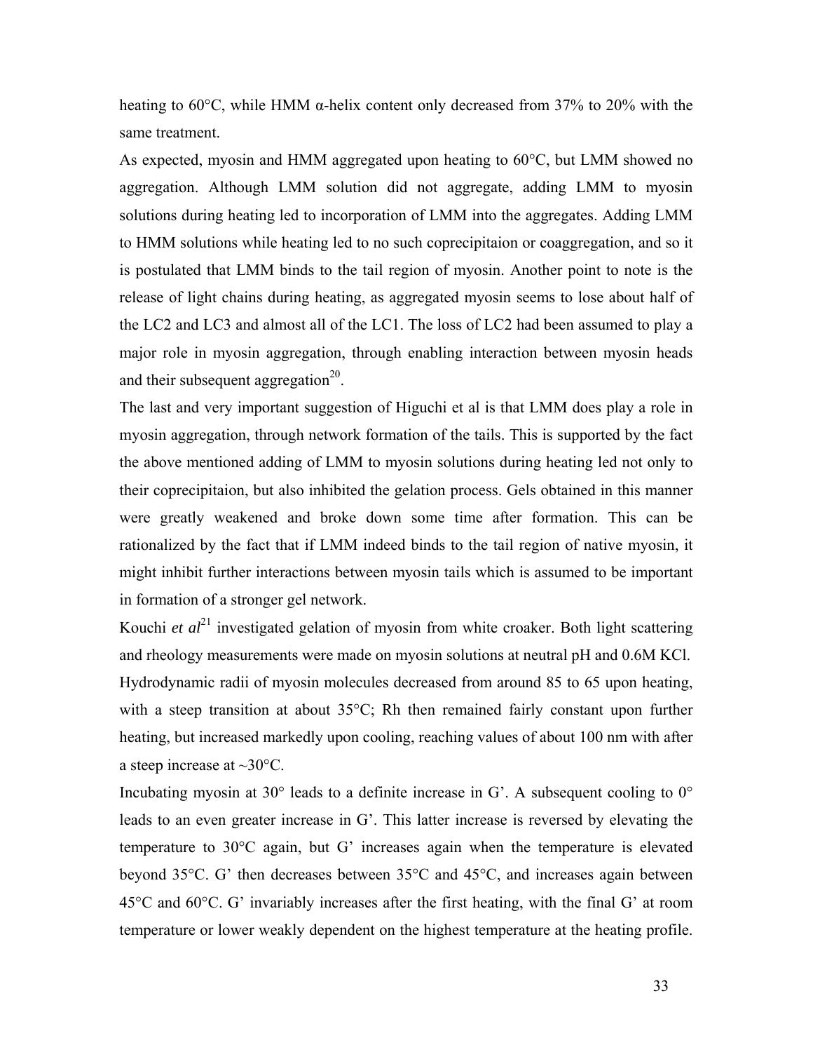heating to 60°C, while HMM α-helix content only decreased from 37% to 20% with the same treatment.

As expected, myosin and HMM aggregated upon heating to 60°C, but LMM showed no aggregation. Although LMM solution did not aggregate, adding LMM to myosin solutions during heating led to incorporation of LMM into the aggregates. Adding LMM to HMM solutions while heating led to no such coprecipitaion or coaggregation, and so it is postulated that LMM binds to the tail region of myosin. Another point to note is the release of light chains during heating, as aggregated myosin seems to lose about half of the LC2 and LC3 and almost all of the LC1. The loss of LC2 had been assumed to play a major role in myosin aggregation, through enabling interaction between myosin heads and their subsequent aggregation[20].

The last and very important suggestion of Higuchi et al is that LMM does play a role in myosin aggregation, through network formation of the tails. This is supported by the fact the above mentioned adding of LMM to myosin solutions during heating led not only to their coprecipitaion, but also inhibited the gelation process. Gels obtained in this manner were greatly weakened and broke down some time after formation. This can be rationalized by the fact that if LMM indeed binds to the tail region of native myosin, it might inhibit further interactions between myosin tails which is assumed to be important in formation of a stronger gel network.

Kouchi *et al*[21] investigated gelation of myosin from white croaker. Both light scattering and rheology measurements were made on myosin solutions at neutral pH and 0.6M KCl. Hydrodynamic radii of myosin molecules decreased from around 85 to 65 upon heating, with a steep transition at about 35°C; Rh then remained fairly constant upon further heating, but increased markedly upon cooling, reaching values of about 100 nm with after a steep increase at ~30°C.

Incubating myosin at 30° leads to a definite increase in G'. A subsequent cooling to 0° leads to an even greater increase in G'. This latter increase is reversed by elevating the temperature to 30°C again, but G' increases again when the temperature is elevated beyond 35°C. G' then decreases between 35°C and 45°C, and increases again between 45°C and 60°C. G' invariably increases after the first heating, with the final G' at room temperature or lower weakly dependent on the highest temperature at the heating profile.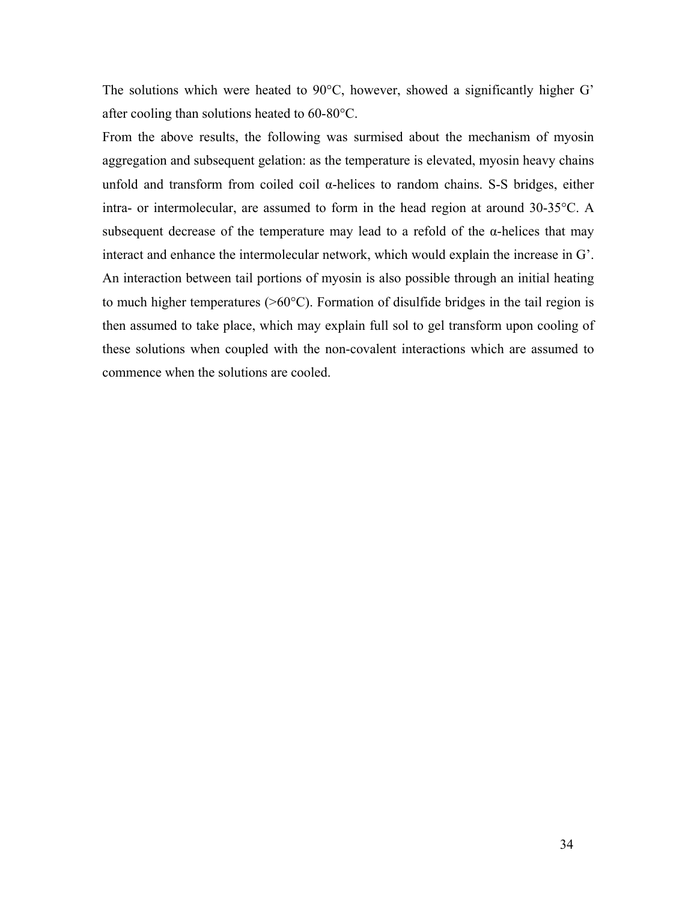The solutions which were heated to 90°C, however, showed a significantly higher G' after cooling than solutions heated to 60-80°C.

From the above results, the following was surmised about the mechanism of myosin aggregation and subsequent gelation: as the temperature is elevated, myosin heavy chains unfold and transform from coiled coil α-helices to random chains. S-S bridges, either intra- or intermolecular, are assumed to form in the head region at around 30-35°C. A subsequent decrease of the temperature may lead to a refold of the α-helices that may interact and enhance the intermolecular network, which would explain the increase in G'. An interaction between tail portions of myosin is also possible through an initial heating to much higher temperatures (>60°C). Formation of disulfide bridges in the tail region is then assumed to take place, which may explain full sol to gel transform upon cooling of these solutions when coupled with the non-covalent interactions which are assumed to commence when the solutions are cooled.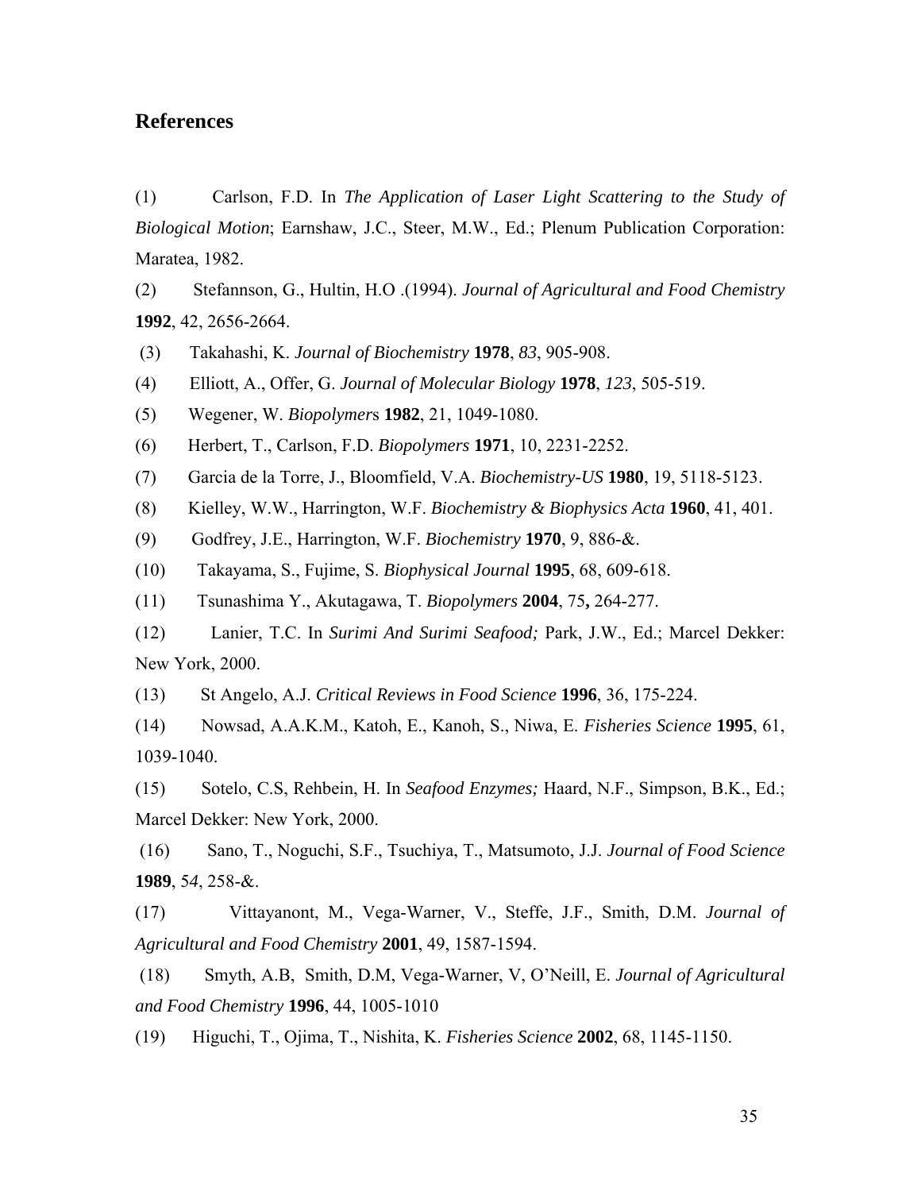## References

(1) Carlson, F.D. In *The Application of Laser Light Scattering to the Study of Biological Motion*; Earnshaw, J.C., Steer, M.W., Ed.; Plenum Publication Corporation: Maratea, 1982.

(2) Stefannson, G., Hultin, H.O .(1994). *Journal of Agricultural and Food Chemistry* **1992**, 42, 2656-2664.

(3) Takahashi, K. *Journal of Biochemistry* **1978**, *83*, 905-908.

(4) Elliott, A., Offer, G. *Journal of Molecular Biology* **1978**, *123*, 505-519.

(5) Wegener, W. *Biopolymers* **1982**, 21, 1049-1080.

(6) Herbert, T., Carlson, F.D. *Biopolymers* **1971**, 10, 2231-2252.

(7) Garcia de la Torre, J., Bloomfield, V.A. *Biochemistry-US* **1980**, 19, 5118-5123.

(8) Kielley, W.W., Harrington, W.F. *Biochemistry & Biophysics Acta* **1960**, 41, 401.

(9) Godfrey, J.E., Harrington, W.F. *Biochemistry* **1970**, 9, 886-&.

(10) Takayama, S., Fujime, S. *Biophysical Journal* **1995**, 68, 609-618.

(11) Tsunashima Y., Akutagawa, T. *Biopolymers* **2004**, 75**,** 264-277.

(12) Lanier, T.C. In *Surimi And Surimi Seafood;* Park, J.W., Ed.; Marcel Dekker: New York, 2000.

(13) St Angelo, A.J. *Critical Reviews in Food Science* **1996**, 36, 175-224.

(14) Nowsad, A.A.K.M., Katoh, E., Kanoh, S., Niwa, E. *Fisheries Science* **1995**, 61, 1039-1040.

(15) Sotelo, C.S, Rehbein, H. In *Seafood Enzymes;* Haard, N.F., Simpson, B.K., Ed.; Marcel Dekker: New York, 2000.

(16) Sano, T., Noguchi, S.F., Tsuchiya, T., Matsumoto, J.J. *Journal of Food Science* **1989**, 5*4*, 258-&.

(17) Vittayanont, M., Vega-Warner, V., Steffe, J.F., Smith, D.M. *Journal of Agricultural and Food Chemistry* **2001**, 49, 1587-1594.

(18) Smyth, A.B, Smith, D.M, Vega-Warner, V, O'Neill, E. *Journal of Agricultural and Food Chemistry* **1996**, 44, 1005-1010

(19) Higuchi, T., Ojima, T., Nishita, K. *Fisheries Science* **2002**, 68, 1145-1150.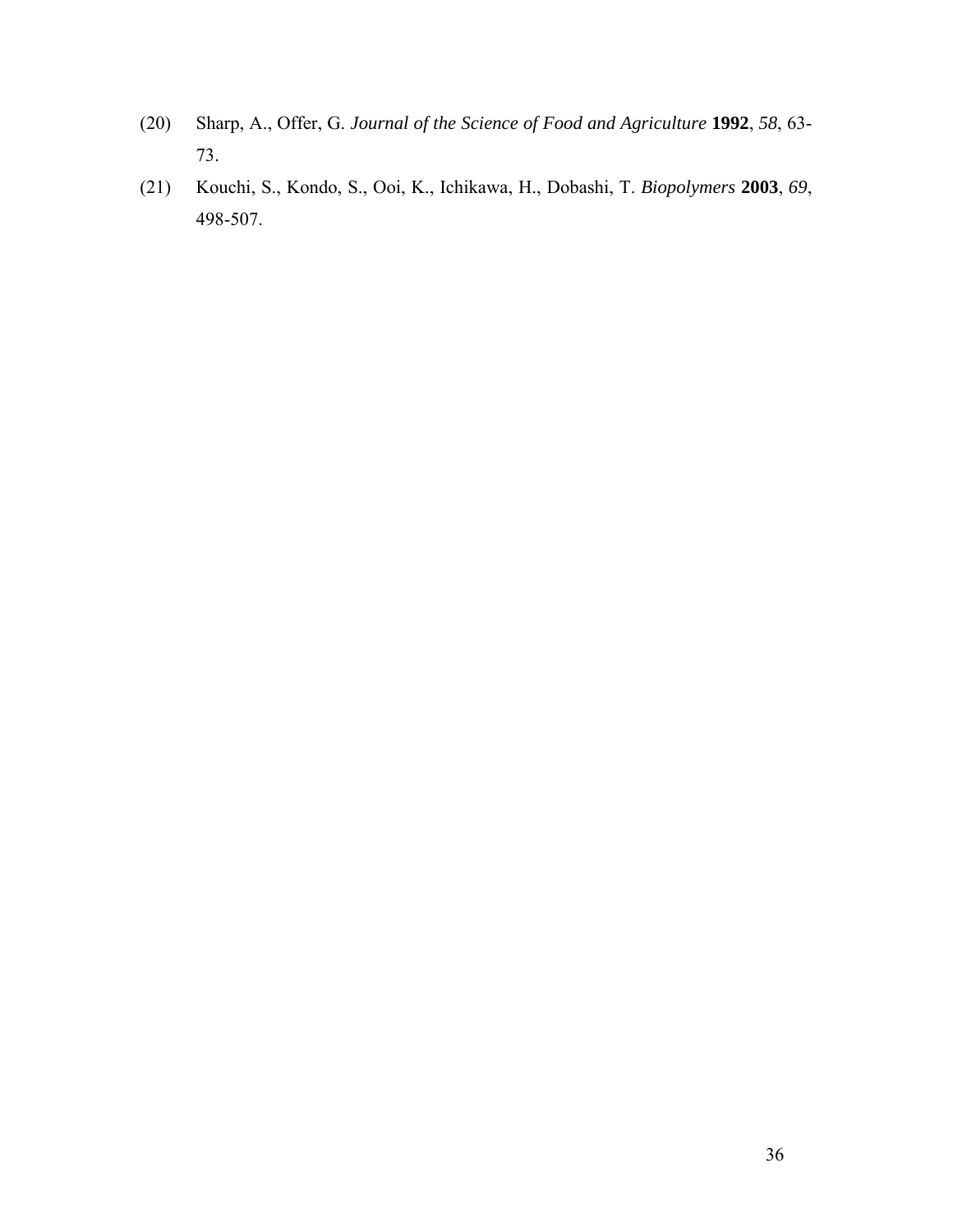(20) Sharp, A., Offer, G. *Journal of the Science of Food and Agriculture* **1992**, *58*, 63-73.

(21) Kouchi, S., Kondo, S., Ooi, K., Ichikawa, H., Dobashi, T. *Biopolymers* **2003**, *69*, 498-507.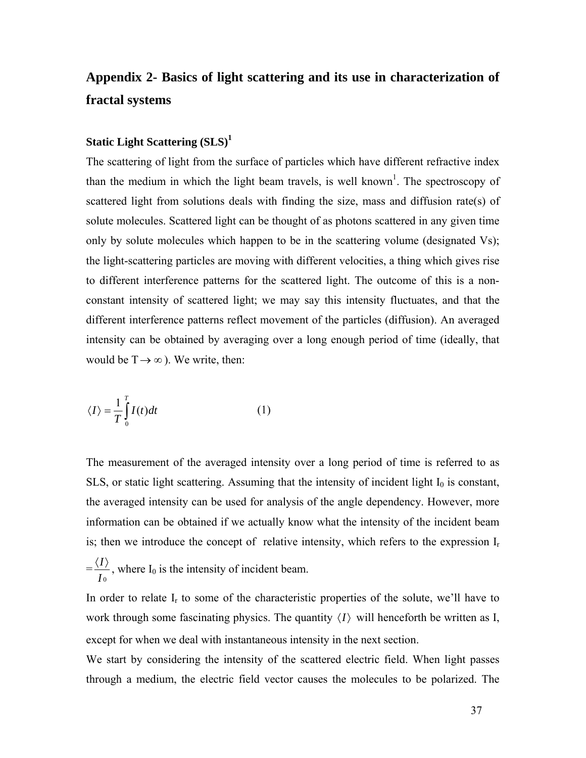# Appendix 2- Basics of light scattering and its use in characterization of fractal systems

### Static Light Scattering (SLS)[1]

The scattering of light from the surface of particles which have different refractive index than the medium in which the light beam travels, is well known[1]. The spectroscopy of scattered light from solutions deals with finding the size, mass and diffusion rate(s) of solute molecules. Scattered light can be thought of as photons scattered in any given time only by solute molecules which happen to be in the scattering volume (designated Vs); the light-scattering particles are moving with different velocities, a thing which gives rise to different interference patterns for the scattered light. The outcome of this is a non-constant intensity of scattered light; we may say this intensity fluctuates, and that the different interference patterns reflect movement of the particles (diffusion). An averaged intensity can be obtained by averaging over a long enough period of time (ideally, that would be $T \rightarrow \infty$). We write, then:

$$\langle I \rangle = \frac{1}{T}\int_0^T I(t)dt \qquad (1)$$

The measurement of the averaged intensity over a long period of time is referred to as SLS, or static light scattering. Assuming that the intensity of incident light $I_0$ is constant, the averaged intensity can be used for analysis of the angle dependency. However, more information can be obtained if we actually know what the intensity of the incident beam is; then we introduce the concept of relative intensity, which refers to the expression $I_r = \frac{\langle I \rangle}{I_0}$, where $I_0$ is the intensity of incident beam.

In order to relate $I_r$ to some of the characteristic properties of the solute, we'll have to work through some fascinating physics. The quantity $\langle I \rangle$ will henceforth be written as I, except for when we deal with instantaneous intensity in the next section.

We start by considering the intensity of the scattered electric field. When light passes through a medium, the electric field vector causes the molecules to be polarized. The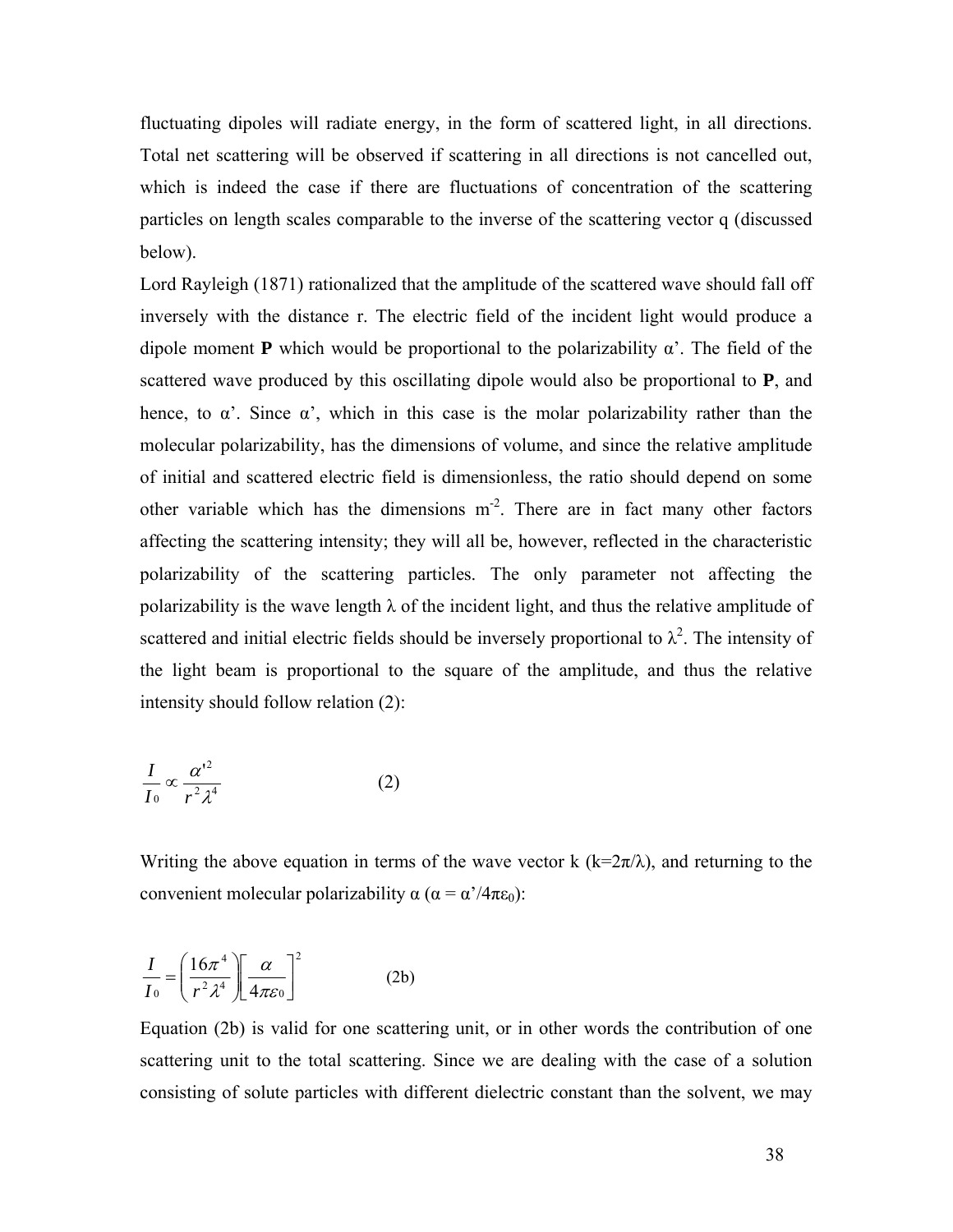fluctuating dipoles will radiate energy, in the form of scattered light, in all directions. Total net scattering will be observed if scattering in all directions is not cancelled out, which is indeed the case if there are fluctuations of concentration of the scattering particles on length scales comparable to the inverse of the scattering vector q (discussed below).

Lord Rayleigh (1871) rationalized that the amplitude of the scattered wave should fall off inversely with the distance r. The electric field of the incident light would produce a dipole moment **P** which would be proportional to the polarizability α'. The field of the scattered wave produced by this oscillating dipole would also be proportional to **P**, and hence, to α'. Since α', which in this case is the molar polarizability rather than the molecular polarizability, has the dimensions of volume, and since the relative amplitude of initial and scattered electric field is dimensionless, the ratio should depend on some other variable which has the dimensions $m^{-2}$. There are in fact many other factors affecting the scattering intensity; they will all be, however, reflected in the characteristic polarizability of the scattering particles. The only parameter not affecting the polarizability is the wave length λ of the incident light, and thus the relative amplitude of scattered and initial electric fields should be inversely proportional to $\lambda^2$. The intensity of the light beam is proportional to the square of the amplitude, and thus the relative intensity should follow relation (2):

$$\frac{I}{I_0} \propto \frac{\alpha'^2}{r^2 \lambda^4} \qquad (2)$$

Writing the above equation in terms of the wave vector k ($k=2\pi/\lambda$), and returning to the convenient molecular polarizability α ($\alpha = \alpha'/4\pi\varepsilon_0$):

$$\frac{I}{I_0} = \left(\frac{16\pi^4}{r^2 \lambda^4}\right)\left[\frac{\alpha}{4\pi\varepsilon_0}\right]^2 \qquad (2b)$$

Equation (2b) is valid for one scattering unit, or in other words the contribution of one scattering unit to the total scattering. Since we are dealing with the case of a solution consisting of solute particles with different dielectric constant than the solvent, we may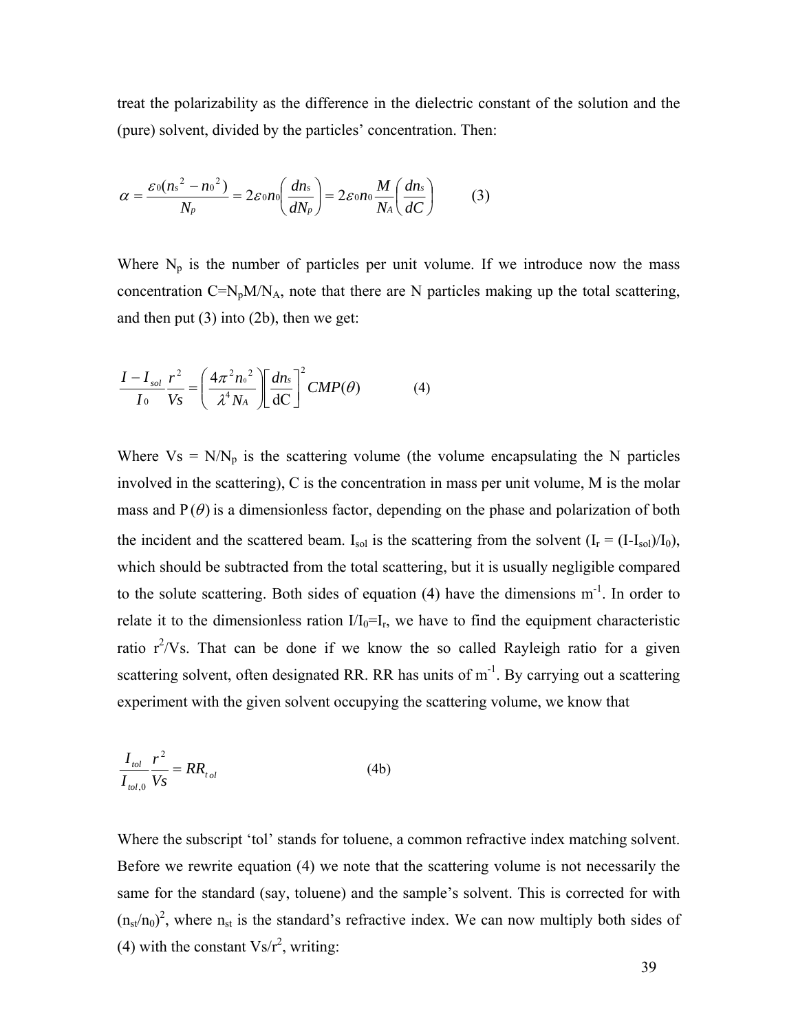treat the polarizability as the difference in the dielectric constant of the solution and the (pure) solvent, divided by the particles' concentration. Then:

$$\alpha = \frac{\varepsilon_0 (n_s{}^2 - n_0{}^2)}{N_p} = 2\varepsilon_0 n_0 \left( \frac{dn_s}{dN_p} \right) = 2\varepsilon_0 n_0 \frac{M}{N_A} \left( \frac{dn_s}{dC} \right) \qquad (3)$$

Where $N_p$ is the number of particles per unit volume. If we introduce now the mass concentration $C=N_pM/N_A$, note that there are N particles making up the total scattering, and then put (3) into (2b), then we get:

$$\frac{I - I_{sol}}{I_0} \frac{r^2}{Vs} = \left( \frac{4\pi^2 n_0{}^2}{\lambda^4 N_A} \right) \left[ \frac{dn_s}{\mathrm{dC}} \right]^2 CMP(\theta) \qquad (4)$$

Where $Vs = N/N_p$ is the scattering volume (the volume encapsulating the N particles involved in the scattering), C is the concentration in mass per unit volume, M is the molar mass and $P(\theta)$ is a dimensionless factor, depending on the phase and polarization of both the incident and the scattered beam. $I_{sol}$ is the scattering from the solvent ($I_r = (I-I_{sol})/I_0$), which should be subtracted from the total scattering, but it is usually negligible compared to the solute scattering. Both sides of equation (4) have the dimensions $m^{-1}$. In order to relate it to the dimensionless ration $I/I_0=I_r$, we have to find the equipment characteristic ratio $r^2/Vs$. That can be done if we know the so called Rayleigh ratio for a given scattering solvent, often designated RR. RR has units of $m^{-1}$. By carrying out a scattering experiment with the given solvent occupying the scattering volume, we know that

$$\frac{I_{tol}}{I_{tol,0}} \frac{r^2}{Vs} = RR_{tol} \qquad (4b)$$

Where the subscript 'tol' stands for toluene, a common refractive index matching solvent. Before we rewrite equation (4) we note that the scattering volume is not necessarily the same for the standard (say, toluene) and the sample's solvent. This is corrected for with $(n_{st}/n_0)^2$, where $n_{st}$ is the standard's refractive index. We can now multiply both sides of (4) with the constant $Vs/r^2$, writing: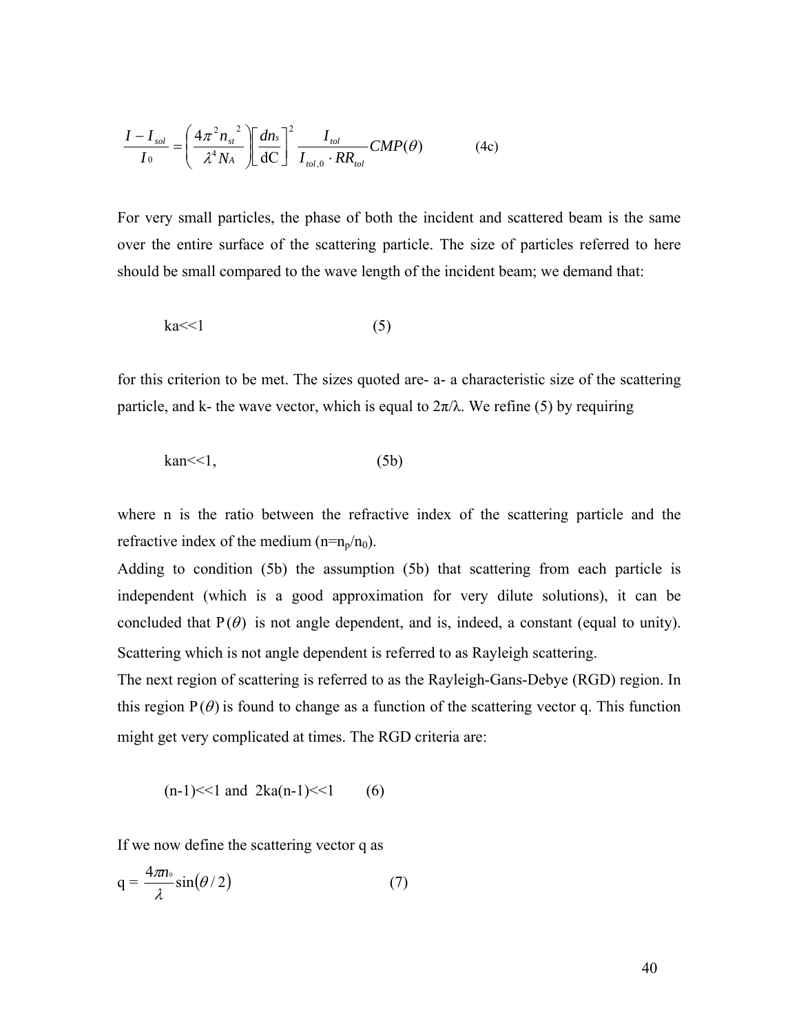$$\frac{I - I_{sol}}{I_0} = \left(\frac{4\pi^2 n_{st}^{\ 2}}{\lambda^4 N_A}\right)\left[\frac{dn_s}{\mathrm{dC}}\right]^2 \frac{I_{tol}}{I_{tol,0} \cdot RR_{tol}} CMP(\theta) \qquad \text{(4c)}$$

For very small particles, the phase of both the incident and scattered beam is the same over the entire surface of the scattering particle. The size of particles referred to here should be small compared to the wave length of the incident beam; we demand that:

$$ka<<1 \qquad \text{(5)}$$

for this criterion to be met. The sizes quoted are- a- a characteristic size of the scattering particle, and k- the wave vector, which is equal to $2\pi/\lambda$. We refine (5) by requiring

$$kan<<1, \qquad \text{(5b)}$$

where n is the ratio between the refractive index of the scattering particle and the refractive index of the medium ($n=n_p/n_0$).

Adding to condition (5b) the assumption (5b) that scattering from each particle is independent (which is a good approximation for very dilute solutions), it can be concluded that $\mathrm{P}(\theta)$ is not angle dependent, and is, indeed, a constant (equal to unity). Scattering which is not angle dependent is referred to as Rayleigh scattering.

The next region of scattering is referred to as the Rayleigh-Gans-Debye (RGD) region. In this region $\mathrm{P}(\theta)$ is found to change as a function of the scattering vector q. This function might get very complicated at times. The RGD criteria are:

$$(n-1)<<1 \text{ and } 2ka(n-1)<<1 \qquad \text{(6)}$$

If we now define the scattering vector q as

$$q = \frac{4\pi n_0}{\lambda}\sin(\theta/2) \qquad \text{(7)}$$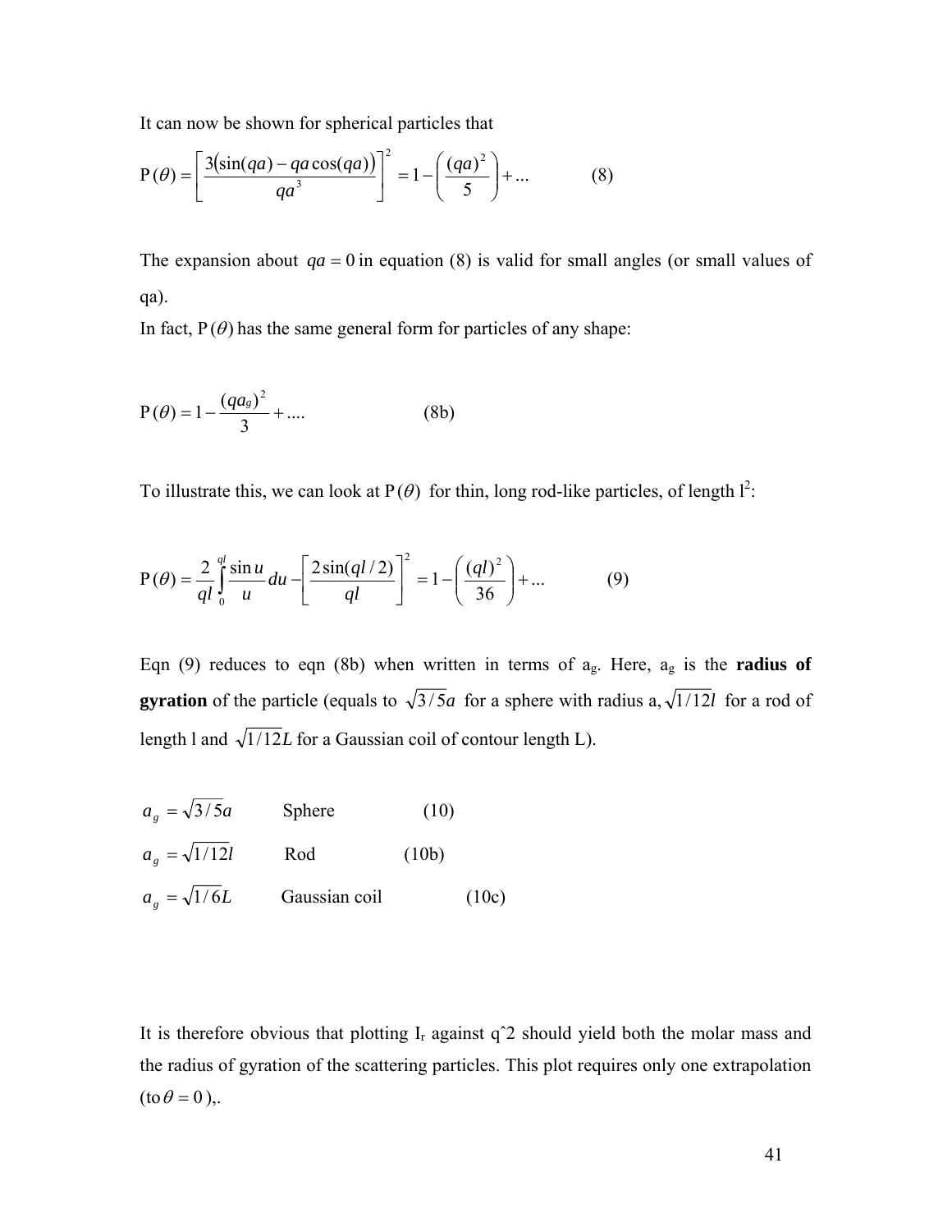It can now be shown for spherical particles that

$$\mathrm{P}(\theta) = \left[\frac{3(\sin(qa) - qa\cos(qa))}{qa^3}\right]^2 = 1 - \left(\frac{(qa)^2}{5}\right) + ... \qquad (8)$$

The expansion about $qa = 0$ in equation (8) is valid for small angles (or small values of qa).

In fact, $\mathrm{P}(\theta)$ has the same general form for particles of any shape:

$$\mathrm{P}(\theta) = 1 - \frac{(qa_g)^2}{3} + .... \qquad (8b)$$

To illustrate this, we can look at $\mathrm{P}(\theta)$ for thin, long rod-like particles, of length l[2]:

$$\mathrm{P}(\theta) = \frac{2}{ql}\int_0^{ql}\frac{\sin u}{u}du - \left[\frac{2\sin(ql/2)}{ql}\right]^2 = 1 - \left(\frac{(ql)^2}{36}\right) + ... \qquad (9)$$

Eqn (9) reduces to eqn (8b) when written in terms of $a_g$. Here, $a_g$ is the **radius of gyration** of the particle (equals to $\sqrt{3/5}a$ for a sphere with radius a, $\sqrt{1/12}l$ for a rod of length l and $\sqrt{1/12}L$ for a Gaussian coil of contour length L).

$a_g = \sqrt{3/5}a$ Sphere (10)

$a_g = \sqrt{1/12}l$ Rod (10b)

$a_g = \sqrt{1/6}L$ Gaussian coil (10c)

It is therefore obvious that plotting $I_r$ against q^2 should yield both the molar mass and the radius of gyration of the scattering particles. This plot requires only one extrapolation (to $\theta = 0$),.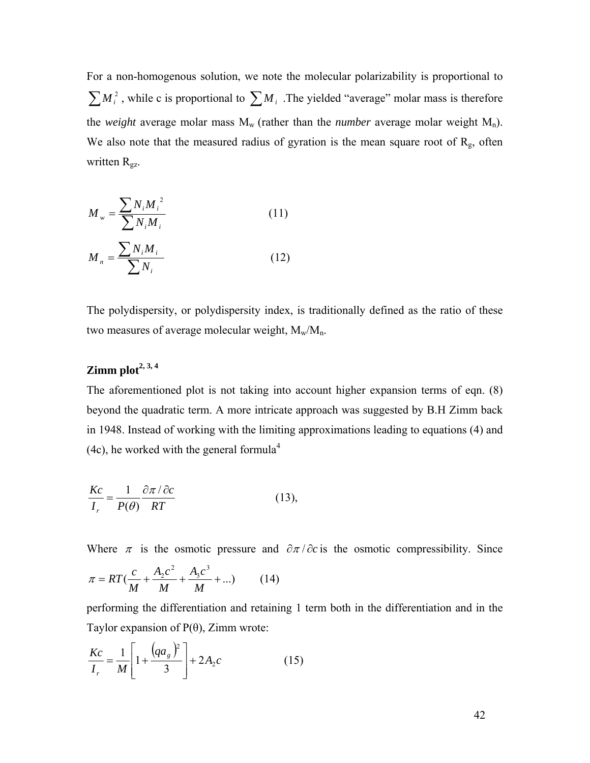For a non-homogenous solution, we note the molecular polarizability is proportional to $\sum M_i^2$, while c is proportional to $\sum M_i$. The yielded "average" molar mass is therefore the *weight* average molar mass $M_w$ (rather than the *number* average molar weight $M_n$). We also note that the measured radius of gyration is the mean square root of $R_g$, often written $R_{gz}$.

$$M_w = \frac{\sum N_i M_i^{\,2}}{\sum N_i M_i} \qquad (11)$$

$$M_n = \frac{\sum N_i M_i}{\sum N_i} \qquad (12)$$

The polydispersity, or polydispersity index, is traditionally defined as the ratio of these two measures of average molecular weight, $M_w/M_n$.

## Zimm plot[2, 3, 4]

The aforementioned plot is not taking into account higher expansion terms of eqn. (8) beyond the quadratic term. A more intricate approach was suggested by B.H Zimm back in 1948. Instead of working with the limiting approximations leading to equations (4) and (4c), he worked with the general formula[4]

$$\frac{Kc}{I_r} = \frac{1}{P(\theta)} \frac{\partial \pi / \partial c}{RT} \qquad (13),$$

Where $\pi$ is the osmotic pressure and $\partial \pi / \partial c$ is the osmotic compressibility. Since

$$\pi = RT\left(\frac{c}{M} + \frac{A_2 c^2}{M} + \frac{A_3 c^3}{M} + ...\right) \qquad (14)$$

performing the differentiation and retaining 1 term both in the differentiation and in the Taylor expansion of $P(\theta)$, Zimm wrote:

$$\frac{Kc}{I_r} = \frac{1}{M}\left[1 + \frac{(qa_g)^2}{3}\right] + 2A_2 c \qquad (15)$$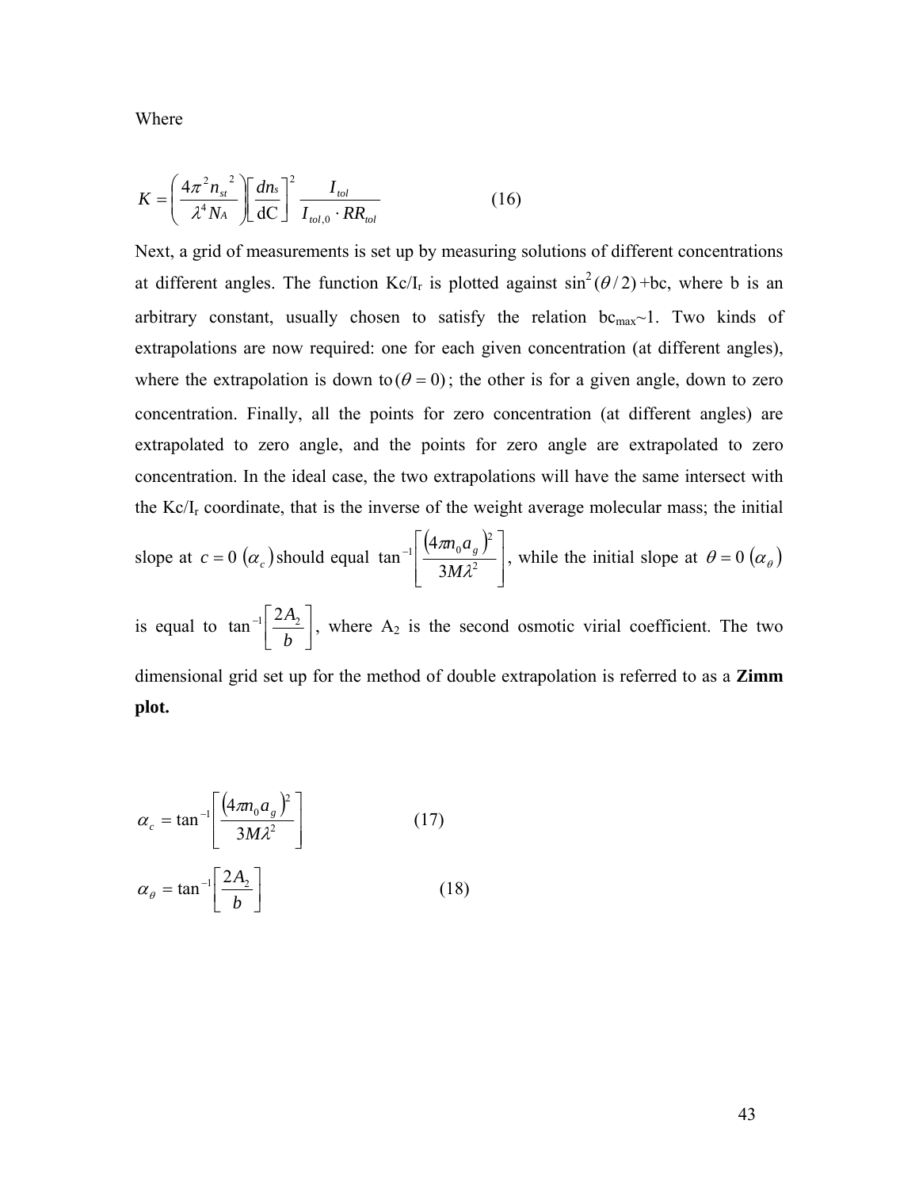Where

$$K = \left( \frac{4\pi^2 n_{st}^{\ 2}}{\lambda^4 N_A} \right) \left[ \frac{dn_s}{\mathrm{dC}} \right]^2 \frac{I_{tol}}{I_{tol,0} \cdot RR_{tol}} \qquad (16)$$

Next, a grid of measurements is set up by measuring solutions of different concentrations at different angles. The function $Kc/I_r$ is plotted against $\sin^2(\theta/2)$+bc, where b is an arbitrary constant, usually chosen to satisfy the relation $bc_{max}$~1. Two kinds of extrapolations are now required: one for each given concentration (at different angles), where the extrapolation is down to $(\theta = 0)$; the other is for a given angle, down to zero concentration. Finally, all the points for zero concentration (at different angles) are extrapolated to zero angle, and the points for zero angle are extrapolated to zero concentration. In the ideal case, the two extrapolations will have the same intersect with the $Kc/I_r$ coordinate, that is the inverse of the weight average molecular mass; the initial slope at $c = 0$ $(\alpha_c)$ should equal $\tan^{-1}\left[ \frac{(4\pi n_0 a_g)^2}{3M\lambda^2} \right]$, while the initial slope at $\theta = 0$ $(\alpha_\theta)$ is equal to $\tan^{-1}\left[ \frac{2A_2}{b} \right]$, where $A_2$ is the second osmotic virial coefficient. The two dimensional grid set up for the method of double extrapolation is referred to as a **Zimm plot.**

$$\alpha_c = \tan^{-1}\left[ \frac{(4\pi n_0 a_g)^2}{3M\lambda^2} \right] \qquad (17)$$

$$\alpha_\theta = \tan^{-1}\left[ \frac{2A_2}{b} \right] \qquad (18)$$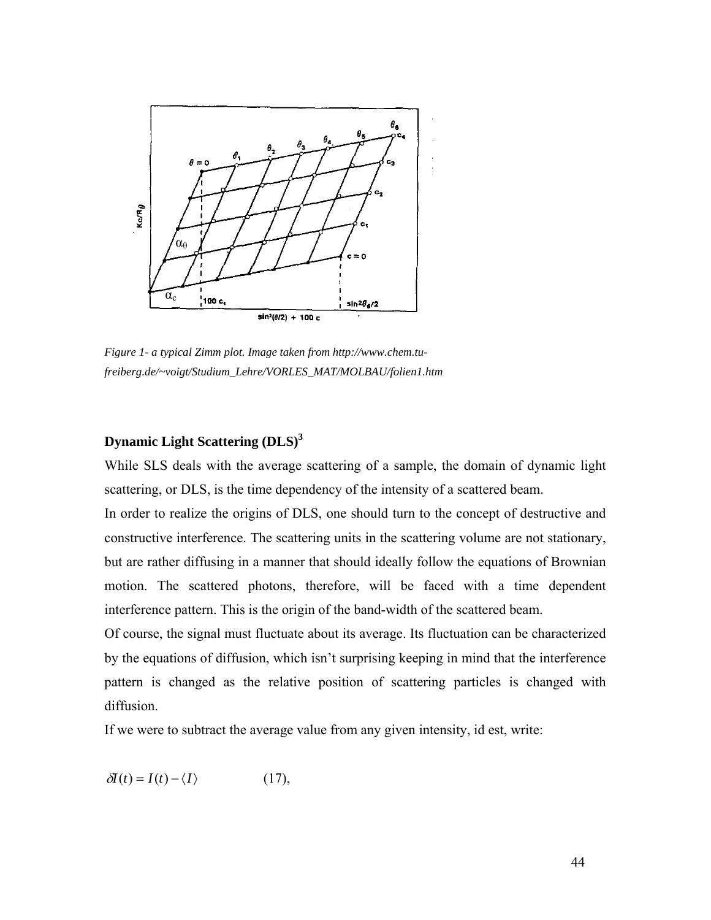*Figure 1- a typical Zimm plot. Image taken from http://www.chem.tu-freiberg.de/~voigt/Studium_Lehre/VORLES_MAT/MOLBAU/folien1.htm*

## Dynamic Light Scattering (DLS)[3]

While SLS deals with the average scattering of a sample, the domain of dynamic light scattering, or DLS, is the time dependency of the intensity of a scattered beam.

In order to realize the origins of DLS, one should turn to the concept of destructive and constructive interference. The scattering units in the scattering volume are not stationary, but are rather diffusing in a manner that should ideally follow the equations of Brownian motion. The scattered photons, therefore, will be faced with a time dependent interference pattern. This is the origin of the band-width of the scattered beam.

Of course, the signal must fluctuate about its average. Its fluctuation can be characterized by the equations of diffusion, which isn't surprising keeping in mind that the interference pattern is changed as the relative position of scattering particles is changed with diffusion.

If we were to subtract the average value from any given intensity, id est, write:

$$\delta I(t) = I(t) - \langle I \rangle \qquad (17),$$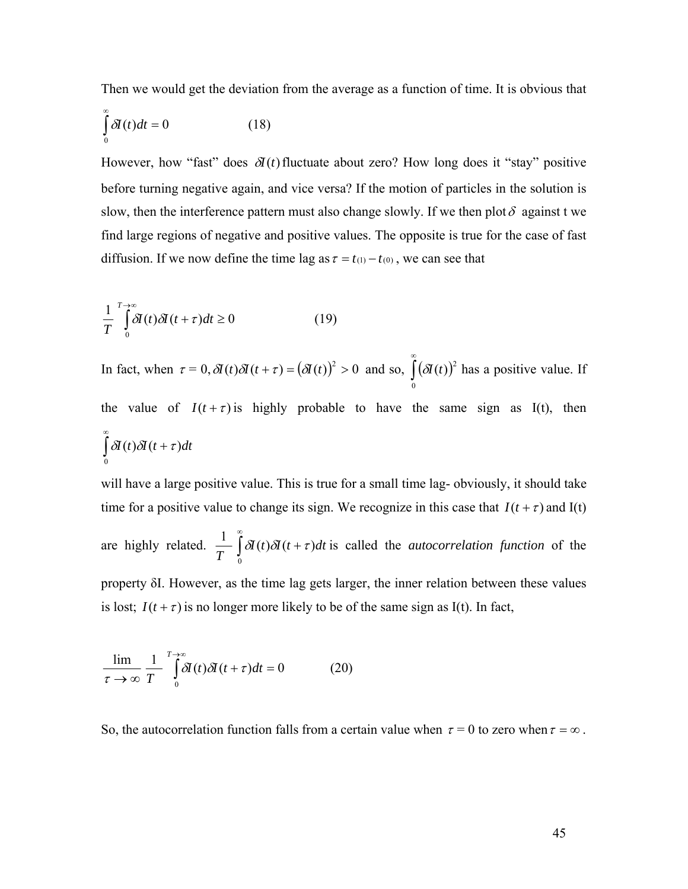Then we would get the deviation from the average as a function of time. It is obvious that

$$\int_{0}^{\infty} \delta I(t)dt = 0 \qquad (18)$$

However, how "fast" does $\delta I(t)$ fluctuate about zero? How long does it "stay" positive before turning negative again, and vice versa? If the motion of particles in the solution is slow, then the interference pattern must also change slowly. If we then plot $\delta$ against t we find large regions of negative and positive values. The opposite is true for the case of fast diffusion. If we now define the time lag as $\tau = t_{(1)} - t_{(0)}$, we can see that

$$\frac{1}{T}\int_{0}^{T\to\infty} \delta I(t)\delta I(t+\tau)dt \geq 0 \qquad (19)$$

In fact, when $\tau = 0, \delta I(t)\delta I(t+\tau) = (\delta I(t))^2 > 0$ and so, $\int_{0}^{\infty} (\delta I(t))^2$ has a positive value. If the value of $I(t+\tau)$ is highly probable to have the same sign as I(t), then

$$\int_{0}^{\infty} \delta I(t)\delta I(t+\tau)dt$$

will have a large positive value. This is true for a small time lag- obviously, it should take time for a positive value to change its sign. We recognize in this case that $I(t+\tau)$ and I(t) are highly related. $\frac{1}{T}\int_{0}^{\infty} \delta I(t)\delta I(t+\tau)dt$ is called the *autocorrelation function* of the property δI. However, as the time lag gets larger, the inner relation between these values is lost; $I(t+\tau)$ is no longer more likely to be of the same sign as I(t). In fact,

$$\lim_{\tau\to\infty} \frac{1}{T}\int_{0}^{T\to\infty} \delta I(t)\delta I(t+\tau)dt = 0 \qquad (20)$$

So, the autocorrelation function falls from a certain value when $\tau = 0$ to zero when $\tau = \infty$.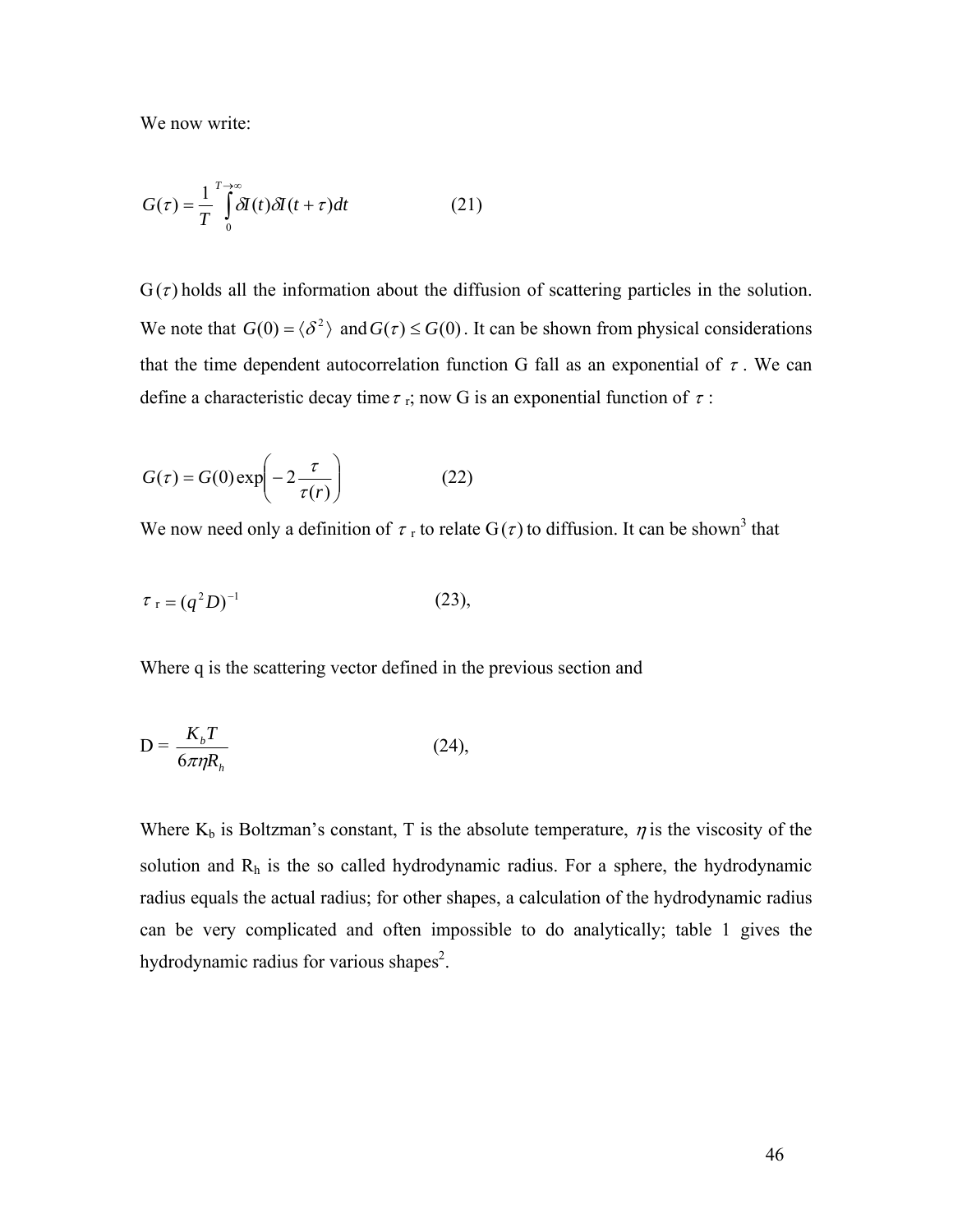We now write:

$$G(\tau) = \frac{1}{T} \int_{0}^{T \to \infty} \delta I(t) \delta I(t+\tau) dt \qquad (21)$$

$G(\tau)$ holds all the information about the diffusion of scattering particles in the solution. We note that $G(0) = \langle \delta^2 \rangle$ and $G(\tau) \leq G(0)$. It can be shown from physical considerations that the time dependent autocorrelation function G fall as an exponential of $\tau$. We can define a characteristic decay time $\tau_r$; now G is an exponential function of $\tau$ :

$$G(\tau) = G(0) \exp\left( -2 \frac{\tau}{\tau(r)} \right) \qquad (22)$$

We now need only a definition of $\tau_r$ to relate $G(\tau)$ to diffusion. It can be shown[3] that

$$\tau_r = (q^2 D)^{-1} \qquad (23),$$

Where q is the scattering vector defined in the previous section and

$$D = \frac{K_b T}{6 \pi \eta R_h} \qquad (24),$$

Where $K_b$ is Boltzman's constant, T is the absolute temperature, $\eta$ is the viscosity of the solution and $R_h$ is the so called hydrodynamic radius. For a sphere, the hydrodynamic radius equals the actual radius; for other shapes, a calculation of the hydrodynamic radius can be very complicated and often impossible to do analytically; table 1 gives the hydrodynamic radius for various shapes[2].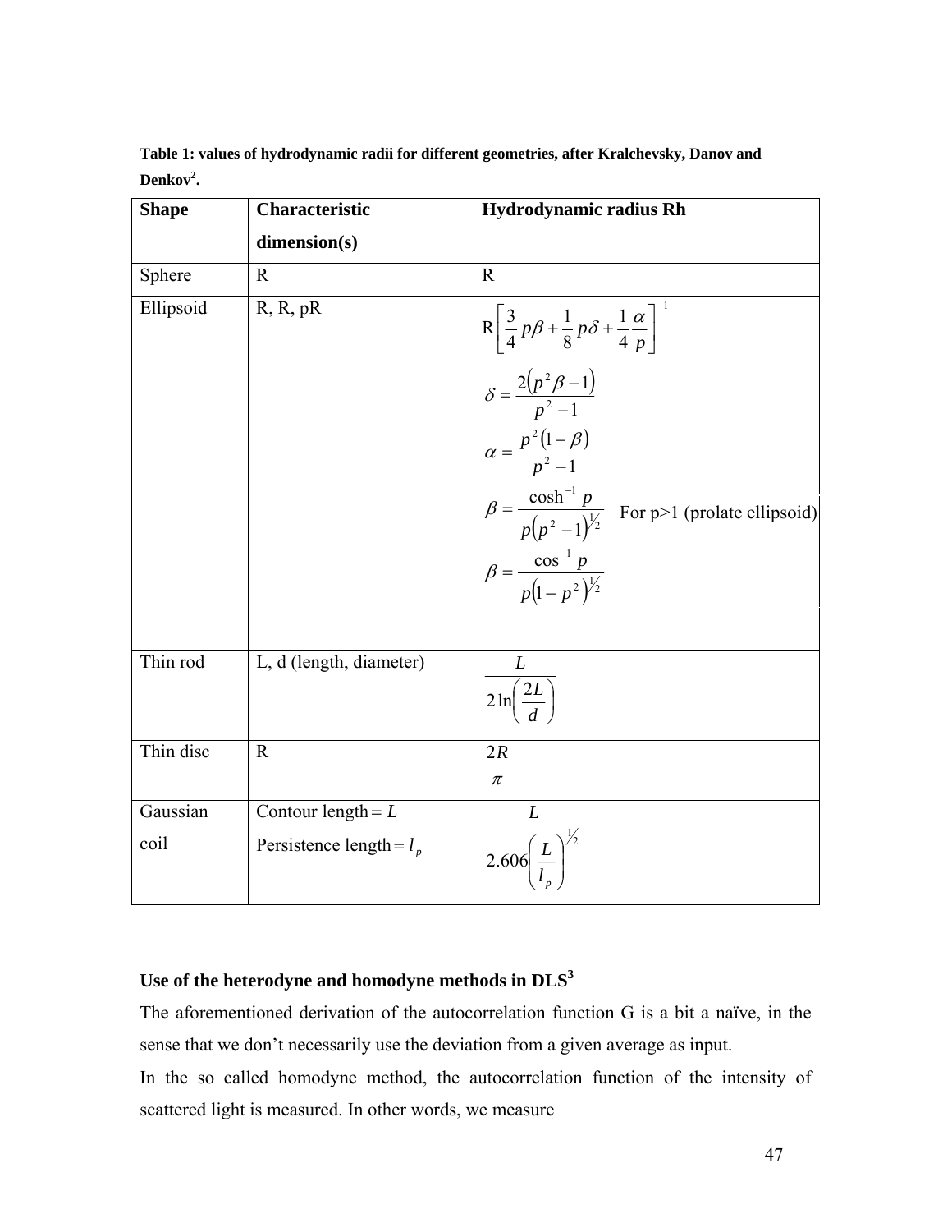**Table 1: values of hydrodynamic radii for different geometries, after Kralchevsky, Danov and Denkov[2].**

| Shape | Characteristic dimension(s) | Hydrodynamic radius Rh |
| --- | --- | --- |
| Sphere | R | R |
| Ellipsoid | R, R, pR | $R\left[\frac{3}{4}p\beta + \frac{1}{8}p\delta + \frac{1}{4}\frac{\alpha}{p}\right]^{-1}$ <br> $\delta = \frac{2\left(p^2\beta - 1\right)}{p^2 - 1}$ <br> $\alpha = \frac{p^2\left(1-\beta\right)}{p^2 - 1}$ <br> $\beta = \frac{\cosh^{-1} p}{p\left(p^2 - 1\right)^{1/2}}$ For p>1 (prolate ellipsoid) <br> $\beta = \frac{\cos^{-1} p}{p\left(1 - p^2\right)^{1/2}}$ |
| Thin rod | L, d (length, diameter) | $\frac{L}{2\ln\left(\frac{2L}{d}\right)}$ |
| Thin disc | R | $\frac{2R}{\pi}$ |
| Gaussian coil | Contour length $= L$ <br> Persistence length $= l_p$ | $\frac{L}{2.606\left(\frac{L}{l_p}\right)^{1/2}}$ |

**Use of the heterodyne and homodyne methods in DLS[3]**

The aforementioned derivation of the autocorrelation function G is a bit a naïve, in the sense that we don't necessarily use the deviation from a given average as input.

In the so called homodyne method, the autocorrelation function of the intensity of scattered light is measured. In other words, we measure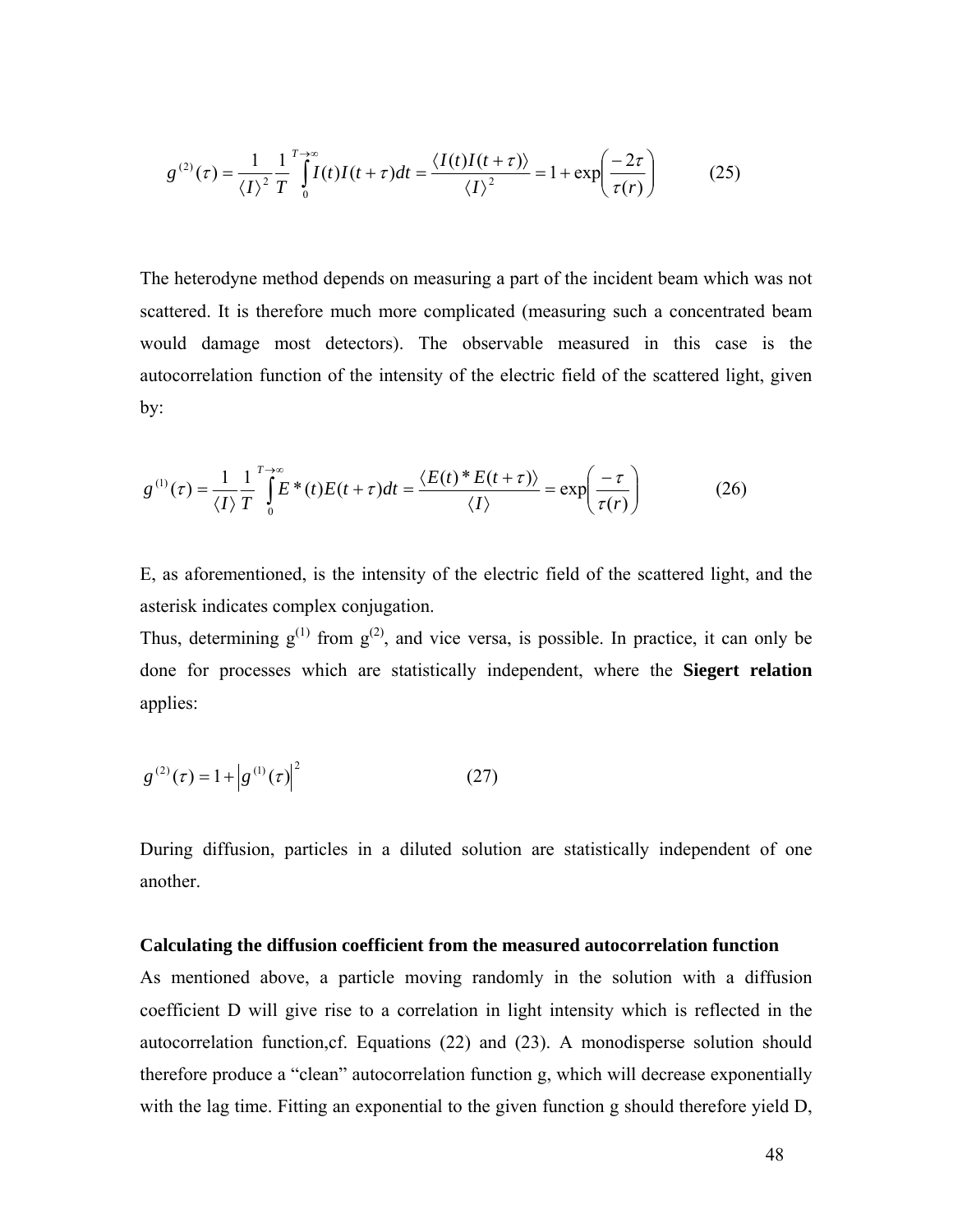$$g^{(2)}(\tau) = \frac{1}{\langle I \rangle^2} \frac{1}{T} \int_0^{T \to \infty} I(t) I(t+\tau) dt = \frac{\langle I(t) I(t+\tau) \rangle}{\langle I \rangle^2} = 1 + \exp\left( \frac{-2\tau}{\tau(r)} \right) \qquad (25)$$

The heterodyne method depends on measuring a part of the incident beam which was not scattered. It is therefore much more complicated (measuring such a concentrated beam would damage most detectors). The observable measured in this case is the autocorrelation function of the intensity of the electric field of the scattered light, given by:

$$g^{(1)}(\tau) = \frac{1}{\langle I \rangle} \frac{1}{T} \int_0^{T \to \infty} E^*(t) E(t+\tau) dt = \frac{\langle E(t)^* E(t+\tau) \rangle}{\langle I \rangle} = \exp\left( \frac{-\tau}{\tau(r)} \right) \qquad (26)$$

E, as aforementioned, is the intensity of the electric field of the scattered light, and the asterisk indicates complex conjugation.

Thus, determining $g^{(1)}$ from $g^{(2)}$, and vice versa, is possible. In practice, it can only be done for processes which are statistically independent, where the **Siegert relation** applies:

$$g^{(2)}(\tau) = 1 + \left| g^{(1)}(\tau) \right|^2 \qquad (27)$$

During diffusion, particles in a diluted solution are statistically independent of one another.

**Calculating the diffusion coefficient from the measured autocorrelation function**

As mentioned above, a particle moving randomly in the solution with a diffusion coefficient D will give rise to a correlation in light intensity which is reflected in the autocorrelation function,cf. Equations (22) and (23). A monodisperse solution should therefore produce a "clean" autocorrelation function g, which will decrease exponentially with the lag time. Fitting an exponential to the given function g should therefore yield D,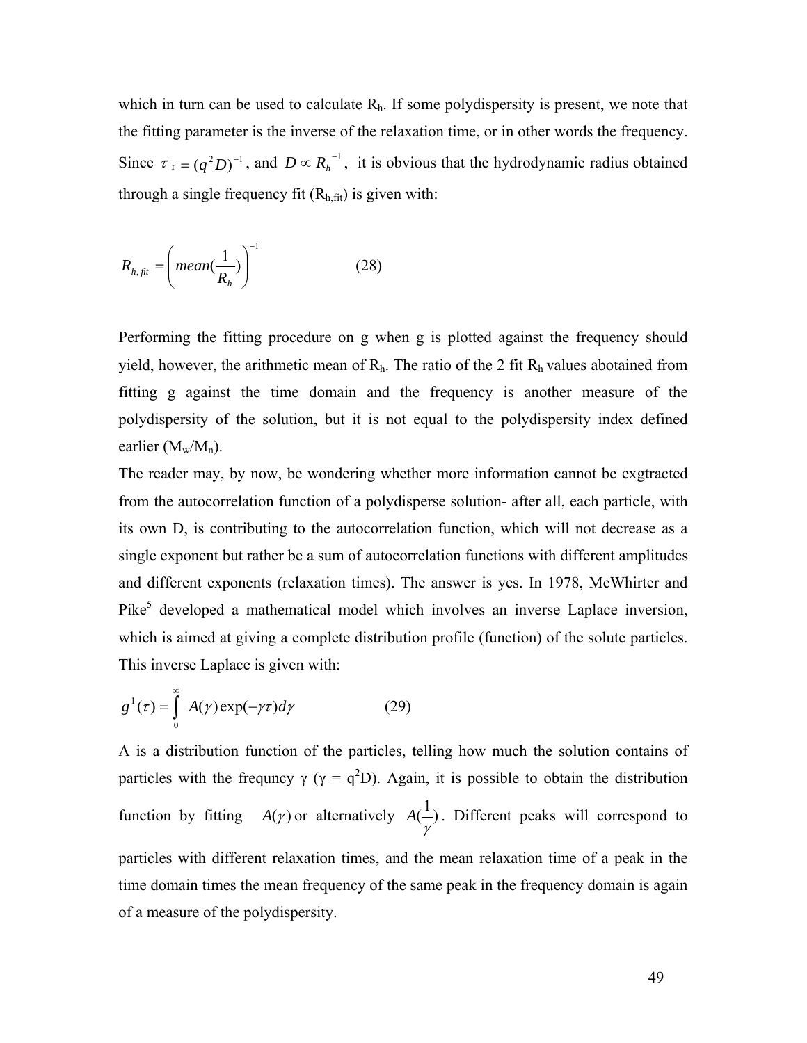which in turn can be used to calculate $R_h$. If some polydispersity is present, we note that the fitting parameter is the inverse of the relaxation time, or in other words the frequency. Since $\tau_r = (q^2 D)^{-1}$, and $D \propto R_h^{-1}$, it is obvious that the hydrodynamic radius obtained through a single frequency fit ($R_{h,fit}$) is given with:

$$R_{h,fit} = \left( mean(\frac{1}{R_h}) \right)^{-1} \qquad (28)$$

Performing the fitting procedure on g when g is plotted against the frequency should yield, however, the arithmetic mean of $R_h$. The ratio of the 2 fit $R_h$ values abotained from fitting g against the time domain and the frequency is another measure of the polydispersity of the solution, but it is not equal to the polydispersity index defined earlier ($M_w/M_n$).

The reader may, by now, be wondering whether more information cannot be exgtracted from the autocorrelation function of a polydisperse solution- after all, each particle, with its own D, is contributing to the autocorrelation function, which will not decrease as a single exponent but rather be a sum of autocorrelation functions with different amplitudes and different exponents (relaxation times). The answer is yes. In 1978, McWhirter and Pike[5] developed a mathematical model which involves an inverse Laplace inversion, which is aimed at giving a complete distribution profile (function) of the solute particles. This inverse Laplace is given with:

$$g^1(\tau) = \int_0^\infty A(\gamma) \exp(-\gamma\tau) d\gamma \qquad (29)$$

A is a distribution function of the particles, telling how much the solution contains of particles with the frequncy $\gamma$ ($\gamma = q^2 D$). Again, it is possible to obtain the distribution function by fitting $A(\gamma)$ or alternatively $A(\frac{1}{\gamma})$. Different peaks will correspond to particles with different relaxation times, and the mean relaxation time of a peak in the time domain times the mean frequency of the same peak in the frequency domain is again of a measure of the polydispersity.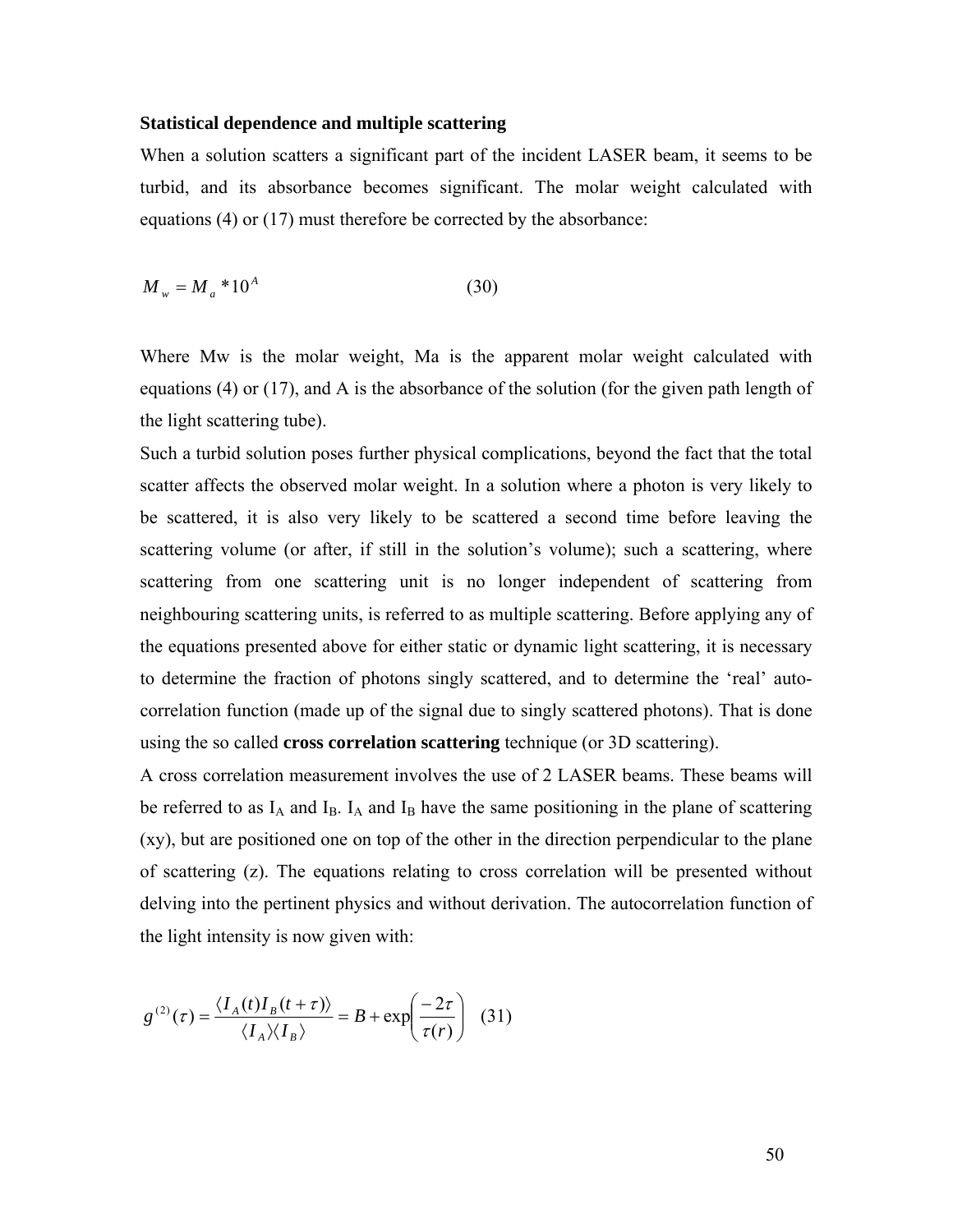**Statistical dependence and multiple scattering**

When a solution scatters a significant part of the incident LASER beam, it seems to be turbid, and its absorbance becomes significant. The molar weight calculated with equations (4) or (17) must therefore be corrected by the absorbance:

$$M_w = M_a * 10^A \qquad (30)$$

Where Mw is the molar weight, Ma is the apparent molar weight calculated with equations (4) or (17), and A is the absorbance of the solution (for the given path length of the light scattering tube).

Such a turbid solution poses further physical complications, beyond the fact that the total scatter affects the observed molar weight. In a solution where a photon is very likely to be scattered, it is also very likely to be scattered a second time before leaving the scattering volume (or after, if still in the solution's volume); such a scattering, where scattering from one scattering unit is no longer independent of scattering from neighbouring scattering units, is referred to as multiple scattering. Before applying any of the equations presented above for either static or dynamic light scattering, it is necessary to determine the fraction of photons singly scattered, and to determine the 'real' auto-correlation function (made up of the signal due to singly scattered photons). That is done using the so called **cross correlation scattering** technique (or 3D scattering).

A cross correlation measurement involves the use of 2 LASER beams. These beams will be referred to as $I_A$ and $I_B$. $I_A$ and $I_B$ have the same positioning in the plane of scattering (xy), but are positioned one on top of the other in the direction perpendicular to the plane of scattering (z). The equations relating to cross correlation will be presented without delving into the pertinent physics and without derivation. The autocorrelation function of the light intensity is now given with:

$$g^{(2)}(\tau) = \frac{\langle I_A(t) I_B(t+\tau) \rangle}{\langle I_A \rangle \langle I_B \rangle} = B + \exp\left( \frac{-2\tau}{\tau(r)} \right) \qquad (31)$$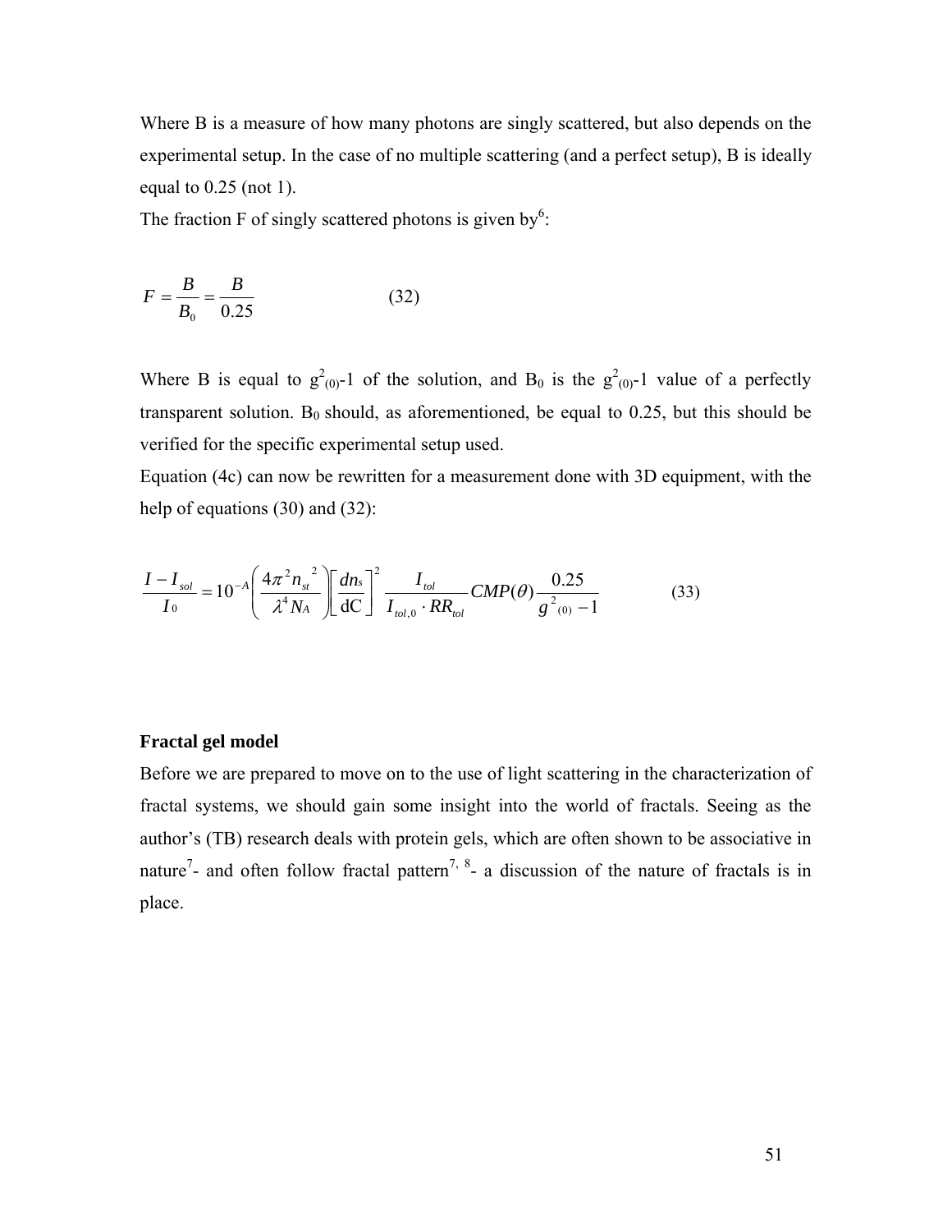Where B is a measure of how many photons are singly scattered, but also depends on the experimental setup. In the case of no multiple scattering (and a perfect setup), B is ideally equal to 0.25 (not 1).

The fraction F of singly scattered photons is given by[6]:

$$F = \frac{B}{B_0} = \frac{B}{0.25} \qquad (32)$$

Where B is equal to $g^2_{(0)}$-1 of the solution, and $B_0$ is the $g^2_{(0)}$-1 value of a perfectly transparent solution. $B_0$ should, as aforementioned, be equal to 0.25, but this should be verified for the specific experimental setup used.

Equation (4c) can now be rewritten for a measurement done with 3D equipment, with the help of equations (30) and (32):

$$\frac{I - I_{sol}}{I_0} = 10^{-A} \left( \frac{4\pi^2 n_{st}^{\ 2}}{\lambda^4 N_A} \right) \left[ \frac{dn_s}{\mathrm{dC}} \right]^2 \frac{I_{tol}}{I_{tol,0} \cdot RR_{tol}} CMP(\theta) \frac{0.25}{g^2_{(0)} - 1} \qquad (33)$$

**Fractal gel model**

Before we are prepared to move on to the use of light scattering in the characterization of fractal systems, we should gain some insight into the world of fractals. Seeing as the author's (TB) research deals with protein gels, which are often shown to be associative in nature[7]- and often follow fractal pattern[7, 8]- a discussion of the nature of fractals is in place.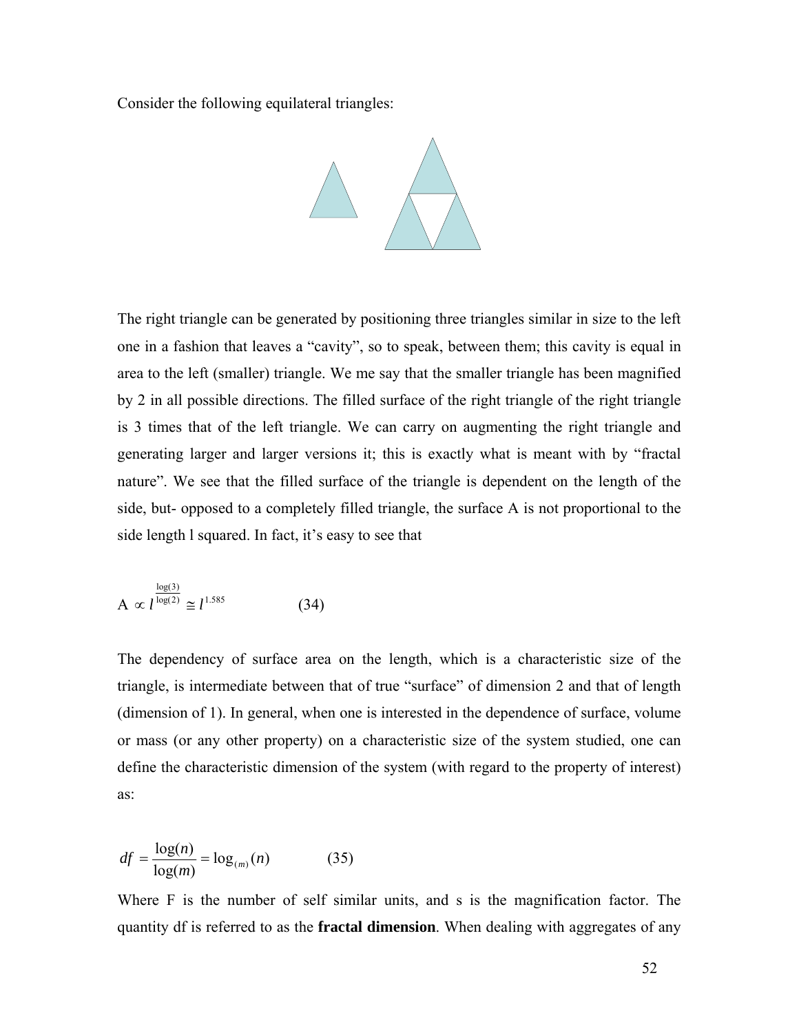Consider the following equilateral triangles:

The right triangle can be generated by positioning three triangles similar in size to the left one in a fashion that leaves a "cavity", so to speak, between them; this cavity is equal in area to the left (smaller) triangle. We me say that the smaller triangle has been magnified by 2 in all possible directions. The filled surface of the right triangle of the right triangle is 3 times that of the left triangle. We can carry on augmenting the right triangle and generating larger and larger versions it; this is exactly what is meant with by "fractal nature". We see that the filled surface of the triangle is dependent on the length of the side, but- opposed to a completely filled triangle, the surface A is not proportional to the side length l squared. In fact, it's easy to see that

$$A \propto l^{\frac{\log(3)}{\log(2)}} \cong l^{1.585} \qquad (34)$$

The dependency of surface area on the length, which is a characteristic size of the triangle, is intermediate between that of true "surface" of dimension 2 and that of length (dimension of 1). In general, when one is interested in the dependence of surface, volume or mass (or any other property) on a characteristic size of the system studied, one can define the characteristic dimension of the system (with regard to the property of interest) as:

$$df = \frac{\log(n)}{\log(m)} = \log_{(m)}(n) \qquad (35)$$

Where F is the number of self similar units, and s is the magnification factor. The quantity df is referred to as the **fractal dimension**. When dealing with aggregates of any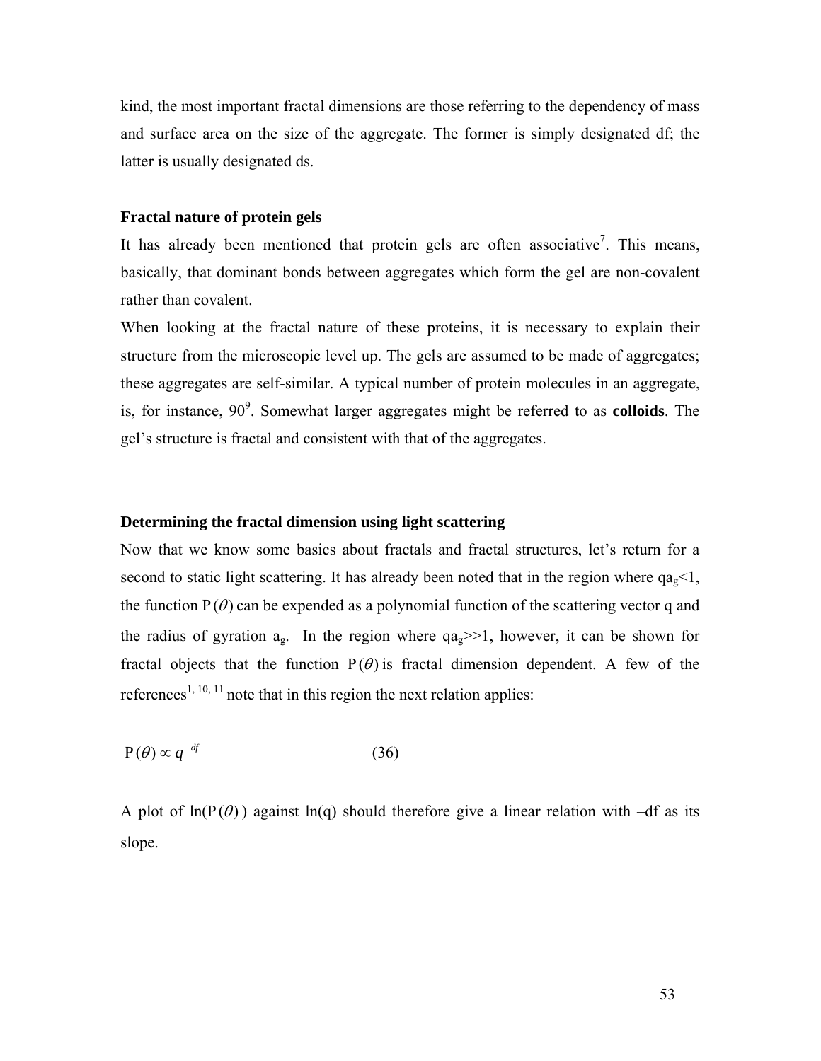kind, the most important fractal dimensions are those referring to the dependency of mass and surface area on the size of the aggregate. The former is simply designated df; the latter is usually designated ds.

### Fractal nature of protein gels

It has already been mentioned that protein gels are often associative[7]. This means, basically, that dominant bonds between aggregates which form the gel are non-covalent rather than covalent.

When looking at the fractal nature of these proteins, it is necessary to explain their structure from the microscopic level up. The gels are assumed to be made of aggregates; these aggregates are self-similar. A typical number of protein molecules in an aggregate, is, for instance, 90[9]. Somewhat larger aggregates might be referred to as **colloids**. The gel's structure is fractal and consistent with that of the aggregates.

### Determining the fractal dimension using light scattering

Now that we know some basics about fractals and fractal structures, let's return for a second to static light scattering. It has already been noted that in the region where $qa_g<1$, the function $P(\theta)$ can be expended as a polynomial function of the scattering vector q and the radius of gyration $a_g$. In the region where $qa_g>>1$, however, it can be shown for fractal objects that the function $P(\theta)$ is fractal dimension dependent. A few of the references[1, 10, 11] note that in this region the next relation applies:

$$P(\theta) \propto q^{-df} \qquad (36)$$

A plot of $\ln(P(\theta))$ against ln(q) should therefore give a linear relation with –df as its slope.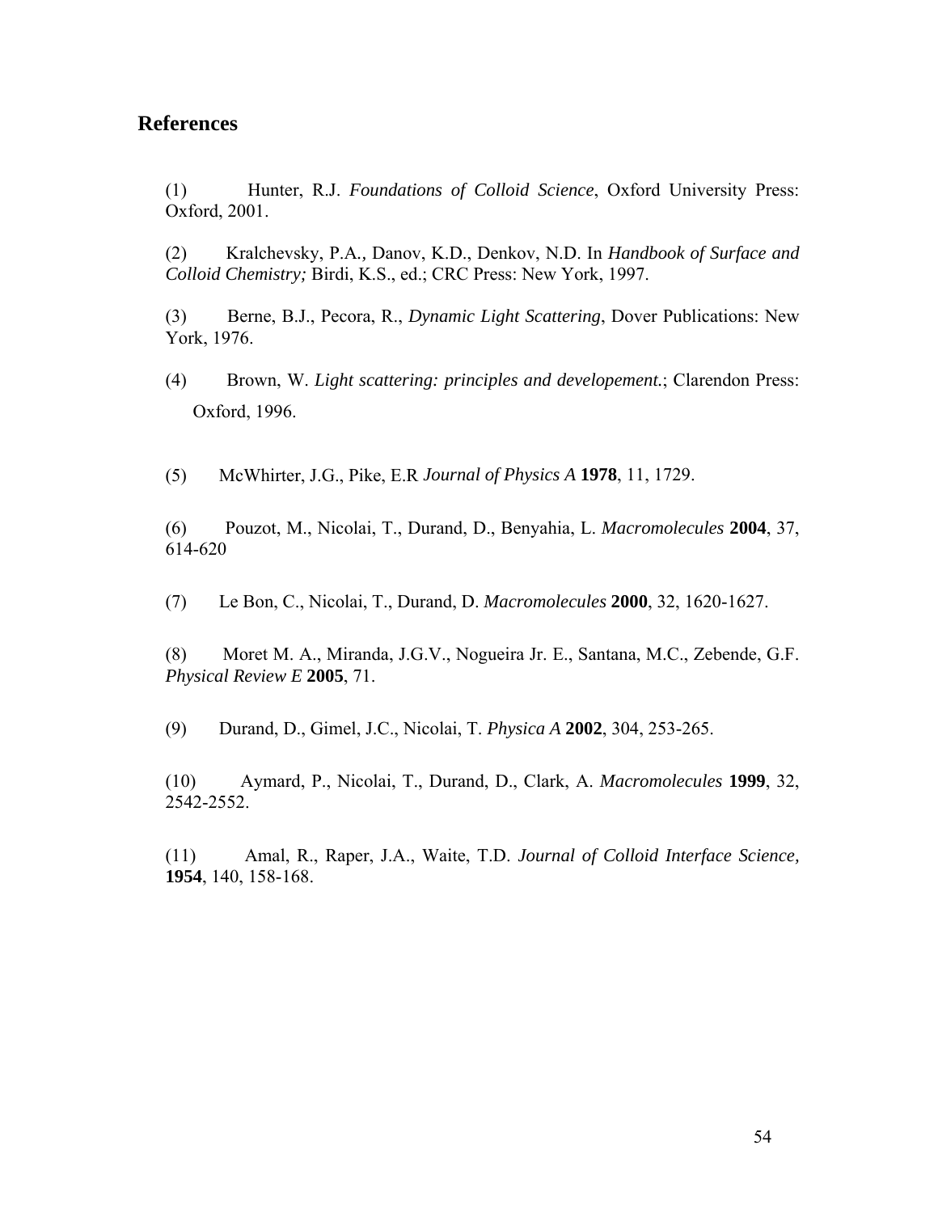## References

(1) Hunter, R.J. *Foundations of Colloid Science*, Oxford University Press: Oxford, 2001.

(2) Kralchevsky, P.A., Danov, K.D., Denkov, N.D. In *Handbook of Surface and Colloid Chemistry;* Birdi, K.S., ed.; CRC Press: New York, 1997.

(3) Berne, B.J., Pecora, R., *Dynamic Light Scattering*, Dover Publications: New York, 1976.

(4) Brown, W. *Light scattering: principles and developement.*; Clarendon Press: Oxford, 1996.

(5) McWhirter, J.G., Pike, E.R *Journal of Physics A* **1978**, 11, 1729.

(6) Pouzot, M., Nicolai, T., Durand, D., Benyahia, L. *Macromolecules* **2004**, 37, 614-620

(7) Le Bon, C., Nicolai, T., Durand, D. *Macromolecules* **2000**, 32, 1620-1627.

(8) Moret M. A., Miranda, J.G.V., Nogueira Jr. E., Santana, M.C., Zebende, G.F. *Physical Review E* **2005**, 71.

(9) Durand, D., Gimel, J.C., Nicolai, T. *Physica A* **2002**, 304, 253-265.

(10) Aymard, P., Nicolai, T., Durand, D., Clark, A. *Macromolecules* **1999**, 32, 2542-2552.

(11) Amal, R., Raper, J.A., Waite, T.D. *Journal of Colloid Interface Science,* **1954**, 140, 158-168.